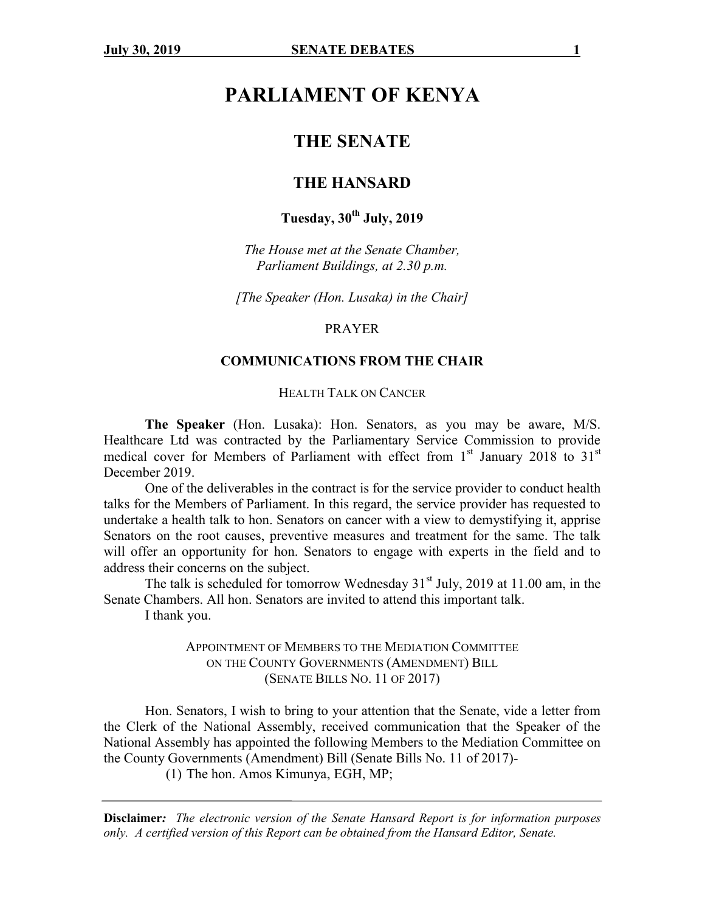# PARLIAMENT OF KENYA

## THE SENATE

## THE HANSARD

### Tuesday, 30th July, 2019

*The House met at the Senate Chamber, Parliament Buildings, at 2.30 p.m.*

*[The Speaker (Hon. Lusaka) in the Chair]*

PRAYER

### COMMUNICATIONS FROM THE CHAIR

HEALTH TALK ON CANCER

**The Speaker** (Hon. Lusaka): Hon. Senators, as you may be aware, M/S. Healthcare Ltd was contracted by the Parliamentary Service Commission to provide medical cover for Members of Parliament with effect from 1st January 2018 to 31st December 2019.

One of the deliverables in the contract is for the service provider to conduct health talks for the Members of Parliament. In this regard, the service provider has requested to undertake a health talk to hon. Senators on cancer with a view to demystifying it, apprise Senators on the root causes, preventive measures and treatment for the same. The talk will offer an opportunity for hon. Senators to engage with experts in the field and to address their concerns on the subject.

The talk is scheduled for tomorrow Wednesday 31st July, 2019 at 11.00 am, in the Senate Chambers. All hon. Senators are invited to attend this important talk.

I thank you.

APPOINTMENT OF MEMBERS TO THE MEDIATION COMMITTEE ON THE COUNTY GOVERNMENTS (AMENDMENT) BILL (SENATE BILLS NO. 11 OF 2017)

Hon. Senators, I wish to bring to your attention that the Senate, vide a letter from the Clerk of the National Assembly, received communication that the Speaker of the National Assembly has appointed the following Members to the Mediation Committee on the County Governments (Amendment) Bill (Senate Bills No. 11 of 2017)-

(1) The hon. Amos Kimunya, EGH, MP;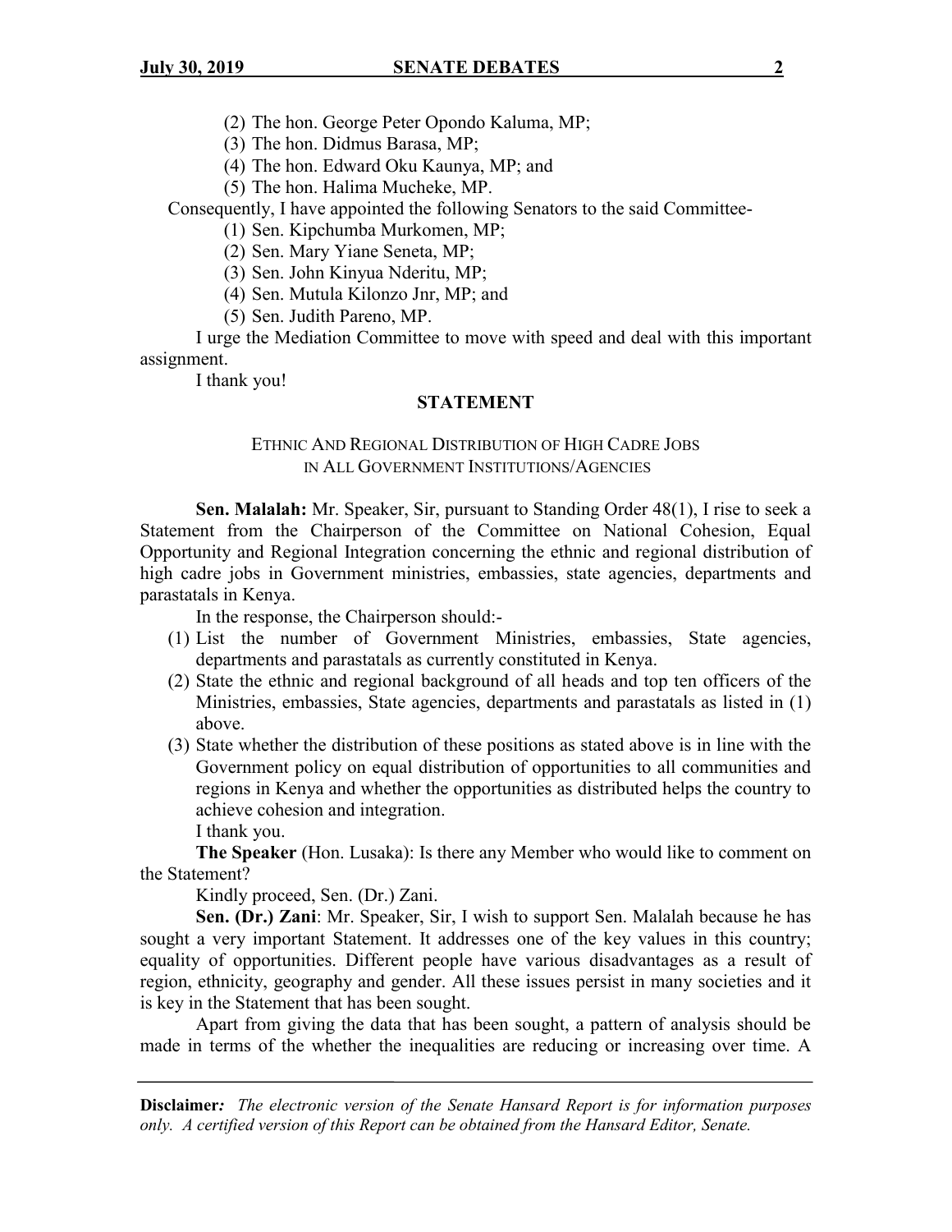(2) The hon. George Peter Opondo Kaluma, MP;
(3) The hon. Didmus Barasa, MP;
(4) The hon. Edward Oku Kaunya, MP; and
(5) The hon. Halima Mucheke, MP.

Consequently, I have appointed the following Senators to the said Committee-

(1) Sen. Kipchumba Murkomen, MP;
(2) Sen. Mary Yiane Seneta, MP;
(3) Sen. John Kinyua Nderitu, MP;
(4) Sen. Mutula Kilonzo Jnr, MP; and
(5) Sen. Judith Pareno, MP.

I urge the Mediation Committee to move with speed and deal with this important assignment.

I thank you!

## STATEMENT

### ETHNIC AND REGIONAL DISTRIBUTION OF HIGH CADRE JOBS IN ALL GOVERNMENT INSTITUTIONS/AGENCIES

**Sen. Malalah:** Mr. Speaker, Sir, pursuant to Standing Order 48(1), I rise to seek a Statement from the Chairperson of the Committee on National Cohesion, Equal Opportunity and Regional Integration concerning the ethnic and regional distribution of high cadre jobs in Government ministries, embassies, state agencies, departments and parastatals in Kenya.

In the response, the Chairperson should:-

(1) List the number of Government Ministries, embassies, State agencies, departments and parastatals as currently constituted in Kenya.
(2) State the ethnic and regional background of all heads and top ten officers of the Ministries, embassies, State agencies, departments and parastatals as listed in (1) above.
(3) State whether the distribution of these positions as stated above is in line with the Government policy on equal distribution of opportunities to all communities and regions in Kenya and whether the opportunities as distributed helps the country to achieve cohesion and integration.

I thank you.

**The Speaker** (Hon. Lusaka): Is there any Member who would like to comment on the Statement?

Kindly proceed, Sen. (Dr.) Zani.

**Sen. (Dr.) Zani**: Mr. Speaker, Sir, I wish to support Sen. Malalah because he has sought a very important Statement. It addresses one of the key values in this country; equality of opportunities. Different people have various disadvantages as a result of region, ethnicity, geography and gender. All these issues persist in many societies and it is key in the Statement that has been sought.

Apart from giving the data that has been sought, a pattern of analysis should be made in terms of the whether the inequalities are reducing or increasing over time. A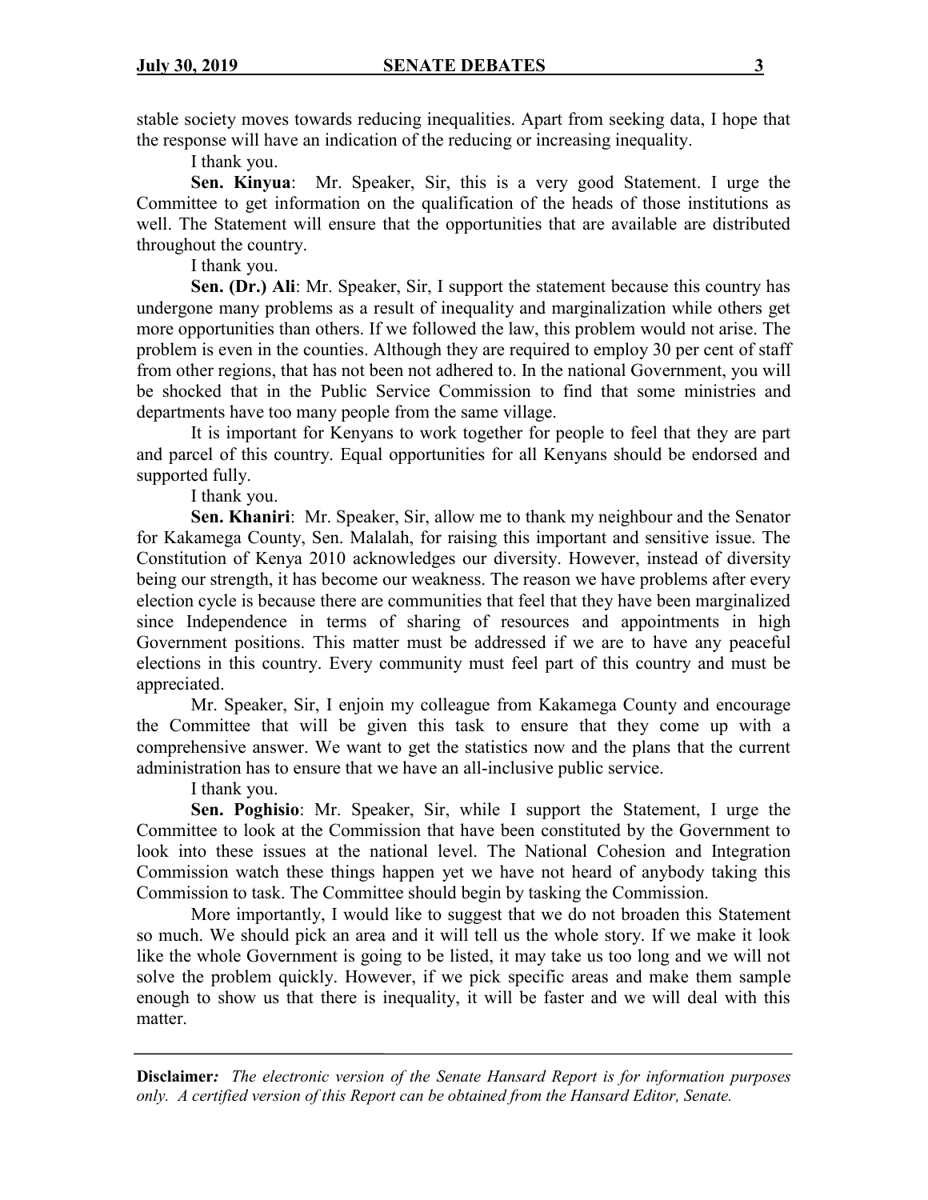stable society moves towards reducing inequalities. Apart from seeking data, I hope that the response will have an indication of the reducing or increasing inequality.

I thank you.

**Sen. Kinyua**: Mr. Speaker, Sir, this is a very good Statement. I urge the Committee to get information on the qualification of the heads of those institutions as well. The Statement will ensure that the opportunities that are available are distributed throughout the country.

I thank you.

**Sen. (Dr.) Ali**: Mr. Speaker, Sir, I support the statement because this country has undergone many problems as a result of inequality and marginalization while others get more opportunities than others. If we followed the law, this problem would not arise. The problem is even in the counties. Although they are required to employ 30 per cent of staff from other regions, that has not been not adhered to. In the national Government, you will be shocked that in the Public Service Commission to find that some ministries and departments have too many people from the same village.

It is important for Kenyans to work together for people to feel that they are part and parcel of this country. Equal opportunities for all Kenyans should be endorsed and supported fully.

I thank you.

**Sen. Khaniri**: Mr. Speaker, Sir, allow me to thank my neighbour and the Senator for Kakamega County, Sen. Malalah, for raising this important and sensitive issue. The Constitution of Kenya 2010 acknowledges our diversity. However, instead of diversity being our strength, it has become our weakness. The reason we have problems after every election cycle is because there are communities that feel that they have been marginalized since Independence in terms of sharing of resources and appointments in high Government positions. This matter must be addressed if we are to have any peaceful elections in this country. Every community must feel part of this country and must be appreciated.

Mr. Speaker, Sir, I enjoin my colleague from Kakamega County and encourage the Committee that will be given this task to ensure that they come up with a comprehensive answer. We want to get the statistics now and the plans that the current administration has to ensure that we have an all-inclusive public service.

I thank you.

**Sen. Poghisio**: Mr. Speaker, Sir, while I support the Statement, I urge the Committee to look at the Commission that have been constituted by the Government to look into these issues at the national level. The National Cohesion and Integration Commission watch these things happen yet we have not heard of anybody taking this Commission to task. The Committee should begin by tasking the Commission.

More importantly, I would like to suggest that we do not broaden this Statement so much. We should pick an area and it will tell us the whole story. If we make it look like the whole Government is going to be listed, it may take us too long and we will not solve the problem quickly. However, if we pick specific areas and make them sample enough to show us that there is inequality, it will be faster and we will deal with this matter.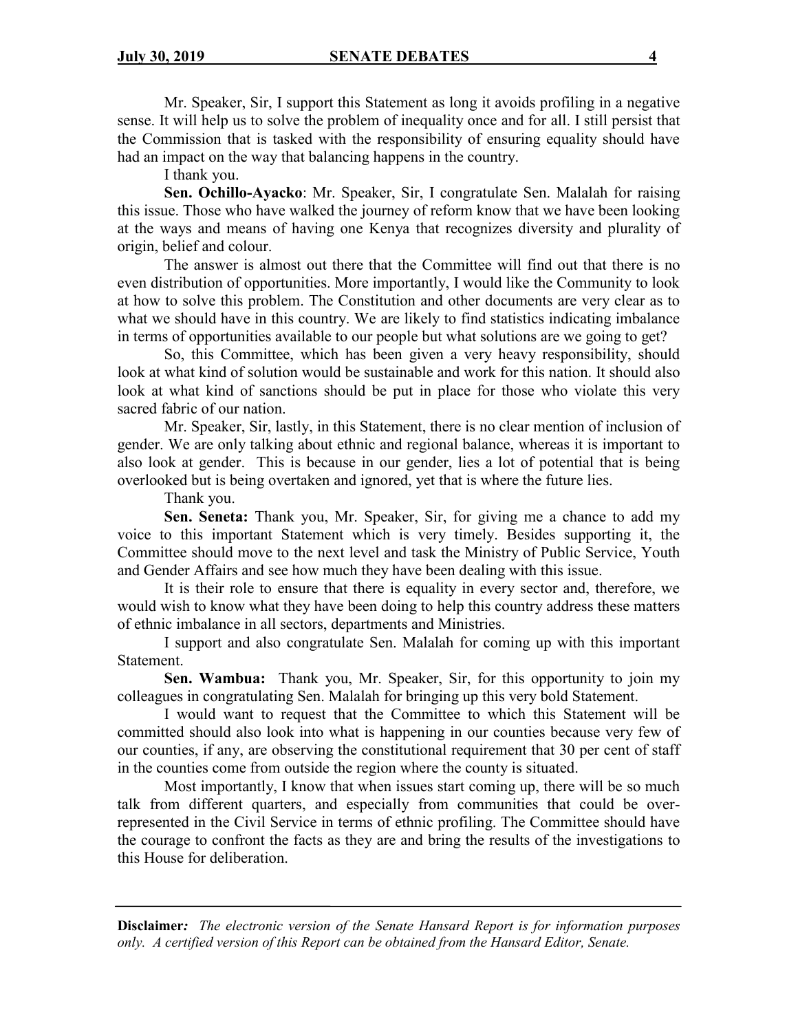Mr. Speaker, Sir, I support this Statement as long it avoids profiling in a negative sense. It will help us to solve the problem of inequality once and for all. I still persist that the Commission that is tasked with the responsibility of ensuring equality should have had an impact on the way that balancing happens in the country.

I thank you.

**Sen. Ochillo-Ayacko**: Mr. Speaker, Sir, I congratulate Sen. Malalah for raising this issue. Those who have walked the journey of reform know that we have been looking at the ways and means of having one Kenya that recognizes diversity and plurality of origin, belief and colour.

The answer is almost out there that the Committee will find out that there is no even distribution of opportunities. More importantly, I would like the Community to look at how to solve this problem. The Constitution and other documents are very clear as to what we should have in this country. We are likely to find statistics indicating imbalance in terms of opportunities available to our people but what solutions are we going to get?

So, this Committee, which has been given a very heavy responsibility, should look at what kind of solution would be sustainable and work for this nation. It should also look at what kind of sanctions should be put in place for those who violate this very sacred fabric of our nation.

Mr. Speaker, Sir, lastly, in this Statement, there is no clear mention of inclusion of gender. We are only talking about ethnic and regional balance, whereas it is important to also look at gender. This is because in our gender, lies a lot of potential that is being overlooked but is being overtaken and ignored, yet that is where the future lies.

Thank you.

**Sen. Seneta:** Thank you, Mr. Speaker, Sir, for giving me a chance to add my voice to this important Statement which is very timely. Besides supporting it, the Committee should move to the next level and task the Ministry of Public Service, Youth and Gender Affairs and see how much they have been dealing with this issue.

It is their role to ensure that there is equality in every sector and, therefore, we would wish to know what they have been doing to help this country address these matters of ethnic imbalance in all sectors, departments and Ministries.

I support and also congratulate Sen. Malalah for coming up with this important Statement.

**Sen. Wambua:** Thank you, Mr. Speaker, Sir, for this opportunity to join my colleagues in congratulating Sen. Malalah for bringing up this very bold Statement.

I would want to request that the Committee to which this Statement will be committed should also look into what is happening in our counties because very few of our counties, if any, are observing the constitutional requirement that 30 per cent of staff in the counties come from outside the region where the county is situated.

Most importantly, I know that when issues start coming up, there will be so much talk from different quarters, and especially from communities that could be over-represented in the Civil Service in terms of ethnic profiling. The Committee should have the courage to confront the facts as they are and bring the results of the investigations to this House for deliberation.

**Disclaimer***: The electronic version of the Senate Hansard Report is for information purposes only. A certified version of this Report can be obtained from the Hansard Editor, Senate.*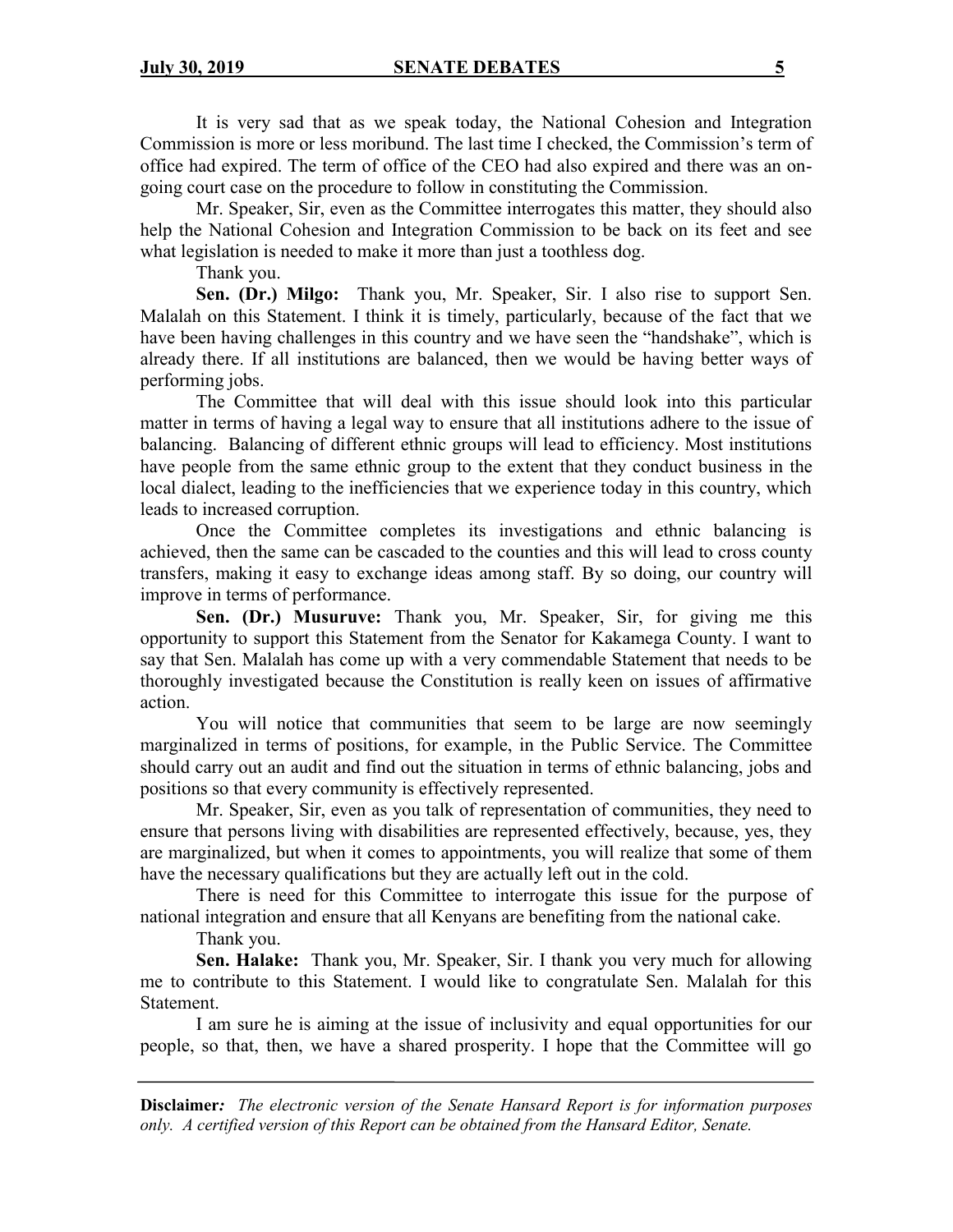It is very sad that as we speak today, the National Cohesion and Integration Commission is more or less moribund. The last time I checked, the Commission's term of office had expired. The term of office of the CEO had also expired and there was an on-going court case on the procedure to follow in constituting the Commission.

Mr. Speaker, Sir, even as the Committee interrogates this matter, they should also help the National Cohesion and Integration Commission to be back on its feet and see what legislation is needed to make it more than just a toothless dog.

Thank you.

**Sen. (Dr.) Milgo:** Thank you, Mr. Speaker, Sir. I also rise to support Sen. Malalah on this Statement. I think it is timely, particularly, because of the fact that we have been having challenges in this country and we have seen the "handshake", which is already there. If all institutions are balanced, then we would be having better ways of performing jobs.

The Committee that will deal with this issue should look into this particular matter in terms of having a legal way to ensure that all institutions adhere to the issue of balancing. Balancing of different ethnic groups will lead to efficiency. Most institutions have people from the same ethnic group to the extent that they conduct business in the local dialect, leading to the inefficiencies that we experience today in this country, which leads to increased corruption.

Once the Committee completes its investigations and ethnic balancing is achieved, then the same can be cascaded to the counties and this will lead to cross county transfers, making it easy to exchange ideas among staff. By so doing, our country will improve in terms of performance.

**Sen. (Dr.) Musuruve:** Thank you, Mr. Speaker, Sir, for giving me this opportunity to support this Statement from the Senator for Kakamega County. I want to say that Sen. Malalah has come up with a very commendable Statement that needs to be thoroughly investigated because the Constitution is really keen on issues of affirmative action.

You will notice that communities that seem to be large are now seemingly marginalized in terms of positions, for example, in the Public Service. The Committee should carry out an audit and find out the situation in terms of ethnic balancing, jobs and positions so that every community is effectively represented.

Mr. Speaker, Sir, even as you talk of representation of communities, they need to ensure that persons living with disabilities are represented effectively, because, yes, they are marginalized, but when it comes to appointments, you will realize that some of them have the necessary qualifications but they are actually left out in the cold.

There is need for this Committee to interrogate this issue for the purpose of national integration and ensure that all Kenyans are benefiting from the national cake.

Thank you.

**Sen. Halake:** Thank you, Mr. Speaker, Sir. I thank you very much for allowing me to contribute to this Statement. I would like to congratulate Sen. Malalah for this Statement.

I am sure he is aiming at the issue of inclusivity and equal opportunities for our people, so that, then, we have a shared prosperity. I hope that the Committee will go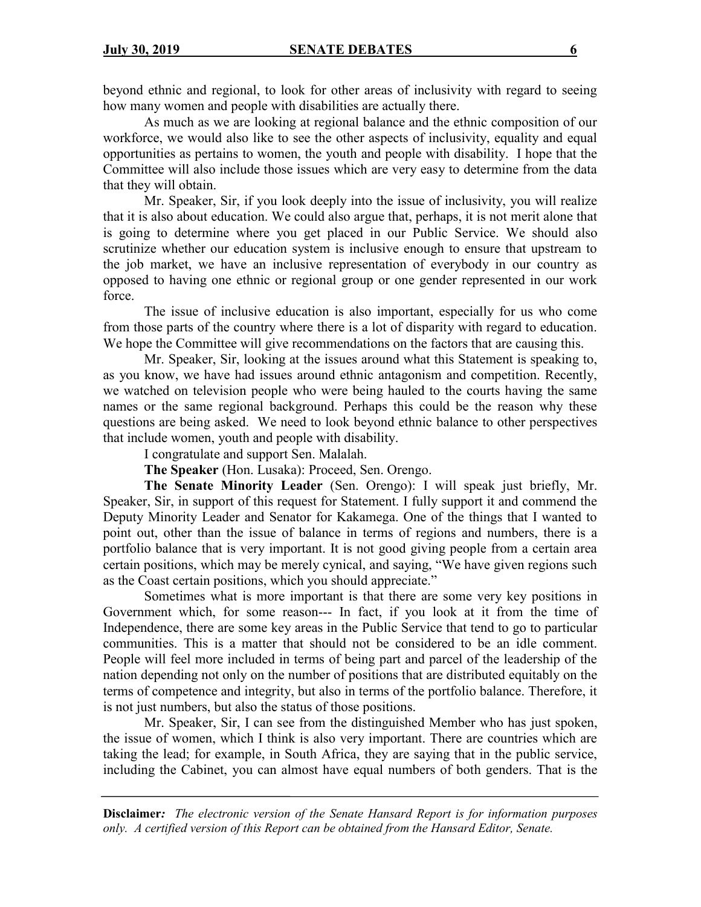beyond ethnic and regional, to look for other areas of inclusivity with regard to seeing how many women and people with disabilities are actually there.

As much as we are looking at regional balance and the ethnic composition of our workforce, we would also like to see the other aspects of inclusivity, equality and equal opportunities as pertains to women, the youth and people with disability. I hope that the Committee will also include those issues which are very easy to determine from the data that they will obtain.

Mr. Speaker, Sir, if you look deeply into the issue of inclusivity, you will realize that it is also about education. We could also argue that, perhaps, it is not merit alone that is going to determine where you get placed in our Public Service. We should also scrutinize whether our education system is inclusive enough to ensure that upstream to the job market, we have an inclusive representation of everybody in our country as opposed to having one ethnic or regional group or one gender represented in our work force.

The issue of inclusive education is also important, especially for us who come from those parts of the country where there is a lot of disparity with regard to education. We hope the Committee will give recommendations on the factors that are causing this.

Mr. Speaker, Sir, looking at the issues around what this Statement is speaking to, as you know, we have had issues around ethnic antagonism and competition. Recently, we watched on television people who were being hauled to the courts having the same names or the same regional background. Perhaps this could be the reason why these questions are being asked. We need to look beyond ethnic balance to other perspectives that include women, youth and people with disability.

I congratulate and support Sen. Malalah.

**The Speaker** (Hon. Lusaka): Proceed, Sen. Orengo.

**The Senate Minority Leader** (Sen. Orengo): I will speak just briefly, Mr. Speaker, Sir, in support of this request for Statement. I fully support it and commend the Deputy Minority Leader and Senator for Kakamega. One of the things that I wanted to point out, other than the issue of balance in terms of regions and numbers, there is a portfolio balance that is very important. It is not good giving people from a certain area certain positions, which may be merely cynical, and saying, "We have given regions such as the Coast certain positions, which you should appreciate."

Sometimes what is more important is that there are some very key positions in Government which, for some reason--- In fact, if you look at it from the time of Independence, there are some key areas in the Public Service that tend to go to particular communities. This is a matter that should not be considered to be an idle comment. People will feel more included in terms of being part and parcel of the leadership of the nation depending not only on the number of positions that are distributed equitably on the terms of competence and integrity, but also in terms of the portfolio balance. Therefore, it is not just numbers, but also the status of those positions.

Mr. Speaker, Sir, I can see from the distinguished Member who has just spoken, the issue of women, which I think is also very important. There are countries which are taking the lead; for example, in South Africa, they are saying that in the public service, including the Cabinet, you can almost have equal numbers of both genders. That is the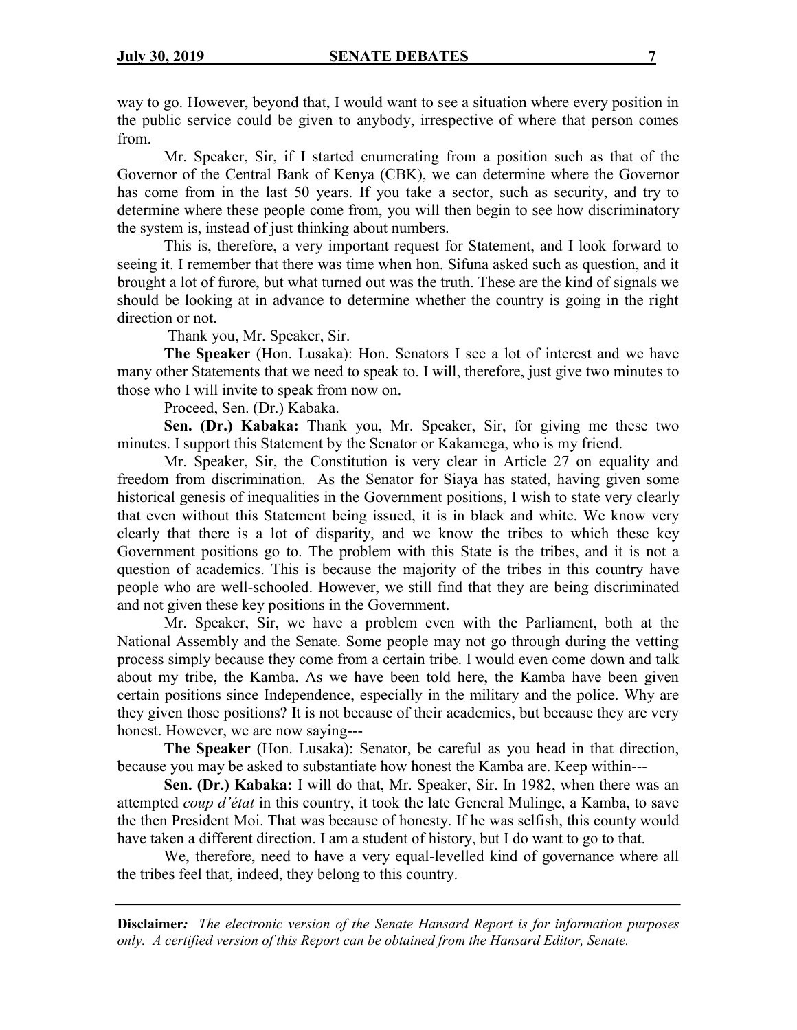way to go. However, beyond that, I would want to see a situation where every position in the public service could be given to anybody, irrespective of where that person comes from.

Mr. Speaker, Sir, if I started enumerating from a position such as that of the Governor of the Central Bank of Kenya (CBK), we can determine where the Governor has come from in the last 50 years. If you take a sector, such as security, and try to determine where these people come from, you will then begin to see how discriminatory the system is, instead of just thinking about numbers.

This is, therefore, a very important request for Statement, and I look forward to seeing it. I remember that there was time when hon. Sifuna asked such as question, and it brought a lot of furore, but what turned out was the truth. These are the kind of signals we should be looking at in advance to determine whether the country is going in the right direction or not.

Thank you, Mr. Speaker, Sir.

**The Speaker** (Hon. Lusaka): Hon. Senators I see a lot of interest and we have many other Statements that we need to speak to. I will, therefore, just give two minutes to those who I will invite to speak from now on.

Proceed, Sen. (Dr.) Kabaka.

**Sen. (Dr.) Kabaka:** Thank you, Mr. Speaker, Sir, for giving me these two minutes. I support this Statement by the Senator or Kakamega, who is my friend.

Mr. Speaker, Sir, the Constitution is very clear in Article 27 on equality and freedom from discrimination. As the Senator for Siaya has stated, having given some historical genesis of inequalities in the Government positions, I wish to state very clearly that even without this Statement being issued, it is in black and white. We know very clearly that there is a lot of disparity, and we know the tribes to which these key Government positions go to. The problem with this State is the tribes, and it is not a question of academics. This is because the majority of the tribes in this country have people who are well-schooled. However, we still find that they are being discriminated and not given these key positions in the Government.

Mr. Speaker, Sir, we have a problem even with the Parliament, both at the National Assembly and the Senate. Some people may not go through during the vetting process simply because they come from a certain tribe. I would even come down and talk about my tribe, the Kamba. As we have been told here, the Kamba have been given certain positions since Independence, especially in the military and the police. Why are they given those positions? It is not because of their academics, but because they are very honest. However, we are now saying---

**The Speaker** (Hon. Lusaka): Senator, be careful as you head in that direction, because you may be asked to substantiate how honest the Kamba are. Keep within---

**Sen. (Dr.) Kabaka:** I will do that, Mr. Speaker, Sir. In 1982, when there was an attempted *coup d'état* in this country, it took the late General Mulinge, a Kamba, to save the then President Moi. That was because of honesty. If he was selfish, this county would have taken a different direction. I am a student of history, but I do want to go to that.

We, therefore, need to have a very equal-levelled kind of governance where all the tribes feel that, indeed, they belong to this country.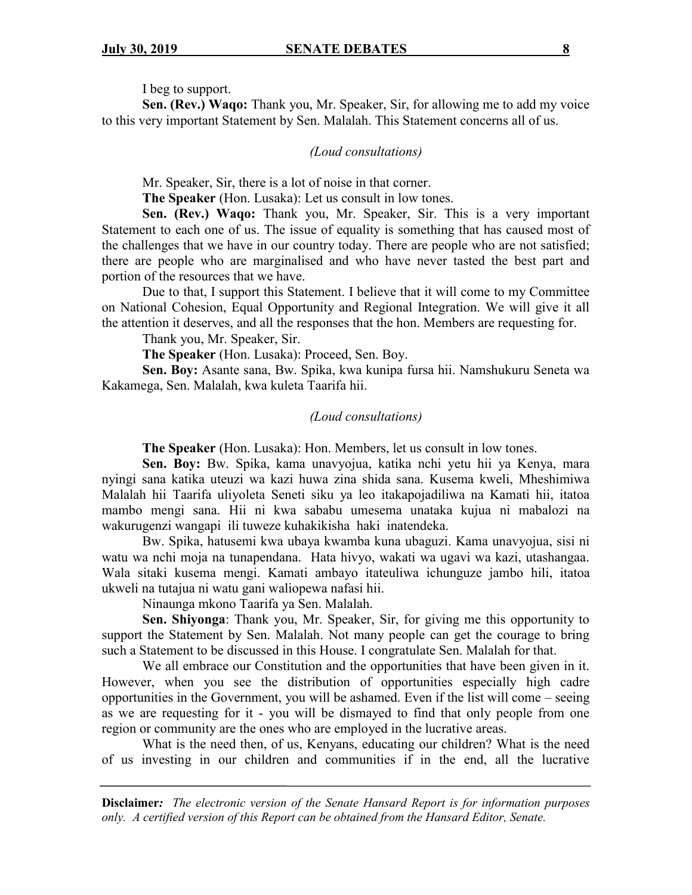I beg to support.

**Sen. (Rev.) Waqo:** Thank you, Mr. Speaker, Sir, for allowing me to add my voice to this very important Statement by Sen. Malalah. This Statement concerns all of us.

*(Loud consultations)*

Mr. Speaker, Sir, there is a lot of noise in that corner.

**The Speaker** (Hon. Lusaka): Let us consult in low tones.

**Sen. (Rev.) Waqo:** Thank you, Mr. Speaker, Sir. This is a very important Statement to each one of us. The issue of equality is something that has caused most of the challenges that we have in our country today. There are people who are not satisfied; there are people who are marginalised and who have never tasted the best part and portion of the resources that we have.

Due to that, I support this Statement. I believe that it will come to my Committee on National Cohesion, Equal Opportunity and Regional Integration. We will give it all the attention it deserves, and all the responses that the hon. Members are requesting for.

Thank you, Mr. Speaker, Sir.

**The Speaker** (Hon. Lusaka): Proceed, Sen. Boy.

**Sen. Boy:** Asante sana, Bw. Spika, kwa kunipa fursa hii. Namshukuru Seneta wa Kakamega, Sen. Malalah, kwa kuleta Taarifa hii.

*(Loud consultations)*

**The Speaker** (Hon. Lusaka): Hon. Members, let us consult in low tones.

**Sen. Boy:** Bw. Spika, kama unavyojua, katika nchi yetu hii ya Kenya, mara nyingi sana katika uteuzi wa kazi huwa zina shida sana. Kusema kweli, Mheshimiwa Malalah hii Taarifa uliyoleta Seneti siku ya leo itakapojadiliwa na Kamati hii, itatoa mambo mengi sana. Hii ni kwa sababu umesema unataka kujua ni mabalozi na wakurugenzi wangapi ili tuweze kuhakikisha haki inatendeka.

Bw. Spika, hatusemi kwa ubaya kwamba kuna ubaguzi. Kama unavyojua, sisi ni watu wa nchi moja na tunapendana. Hata hivyo, wakati wa ugavi wa kazi, utashangaa. Wala sitaki kusema mengi. Kamati ambayo itateuliwa ichunguze jambo hili, itatoa ukweli na tutajua ni watu gani waliopewa nafasi hii.

Ninaunga mkono Taarifa ya Sen. Malalah.

**Sen. Shiyonga**: Thank you, Mr. Speaker, Sir, for giving me this opportunity to support the Statement by Sen. Malalah. Not many people can get the courage to bring such a Statement to be discussed in this House. I congratulate Sen. Malalah for that.

We all embrace our Constitution and the opportunities that have been given in it. However, when you see the distribution of opportunities especially high cadre opportunities in the Government, you will be ashamed. Even if the list will come – seeing as we are requesting for it - you will be dismayed to find that only people from one region or community are the ones who are employed in the lucrative areas.

What is the need then, of us, Kenyans, educating our children? What is the need of us investing in our children and communities if in the end, all the lucrative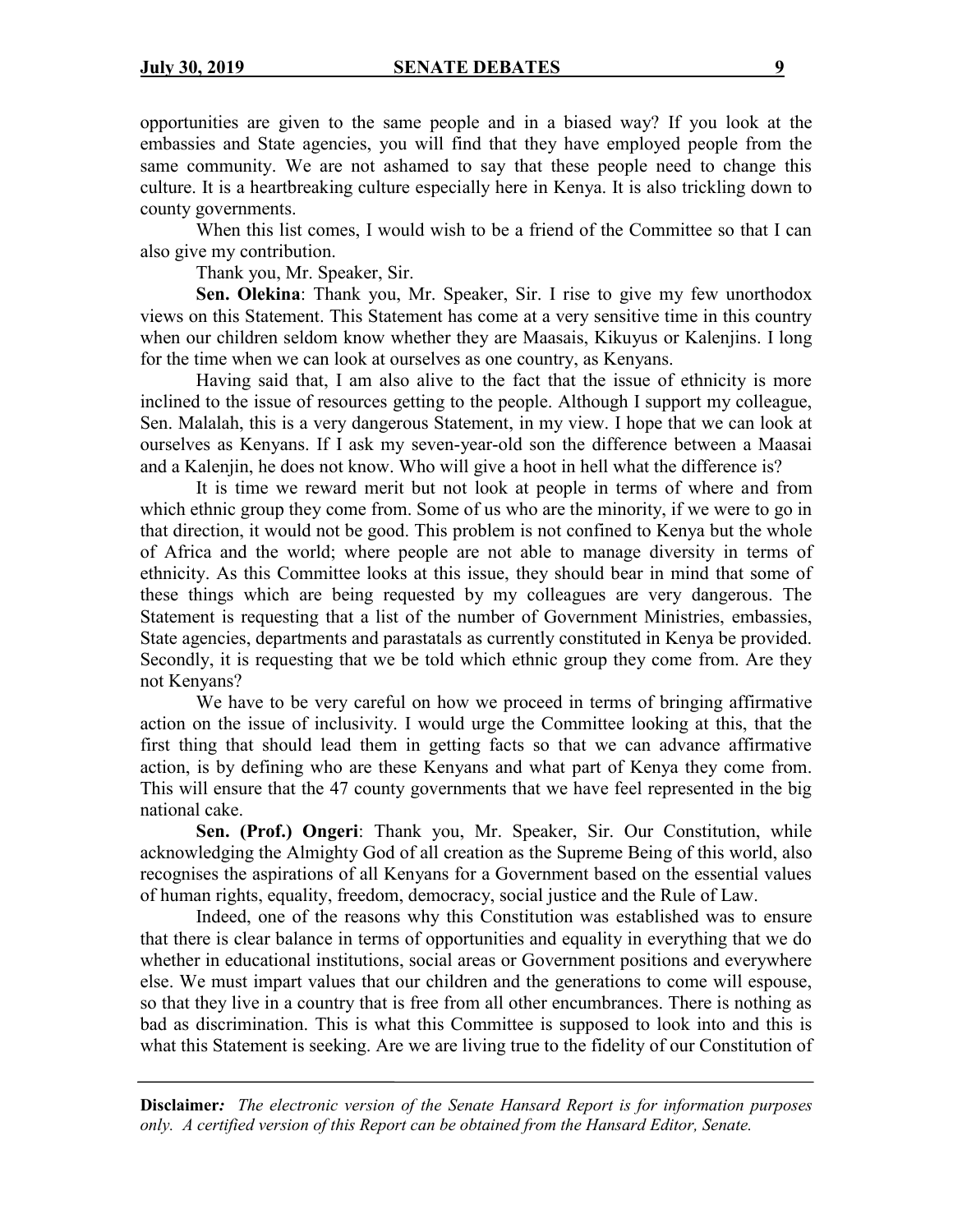opportunities are given to the same people and in a biased way? If you look at the embassies and State agencies, you will find that they have employed people from the same community. We are not ashamed to say that these people need to change this culture. It is a heartbreaking culture especially here in Kenya. It is also trickling down to county governments.

When this list comes, I would wish to be a friend of the Committee so that I can also give my contribution.

Thank you, Mr. Speaker, Sir.

**Sen. Olekina**: Thank you, Mr. Speaker, Sir. I rise to give my few unorthodox views on this Statement. This Statement has come at a very sensitive time in this country when our children seldom know whether they are Maasais, Kikuyus or Kalenjins. I long for the time when we can look at ourselves as one country, as Kenyans.

Having said that, I am also alive to the fact that the issue of ethnicity is more inclined to the issue of resources getting to the people. Although I support my colleague, Sen. Malalah, this is a very dangerous Statement, in my view. I hope that we can look at ourselves as Kenyans. If I ask my seven-year-old son the difference between a Maasai and a Kalenjin, he does not know. Who will give a hoot in hell what the difference is?

It is time we reward merit but not look at people in terms of where and from which ethnic group they come from. Some of us who are the minority, if we were to go in that direction, it would not be good. This problem is not confined to Kenya but the whole of Africa and the world; where people are not able to manage diversity in terms of ethnicity. As this Committee looks at this issue, they should bear in mind that some of these things which are being requested by my colleagues are very dangerous. The Statement is requesting that a list of the number of Government Ministries, embassies, State agencies, departments and parastatals as currently constituted in Kenya be provided. Secondly, it is requesting that we be told which ethnic group they come from. Are they not Kenyans?

We have to be very careful on how we proceed in terms of bringing affirmative action on the issue of inclusivity. I would urge the Committee looking at this, that the first thing that should lead them in getting facts so that we can advance affirmative action, is by defining who are these Kenyans and what part of Kenya they come from. This will ensure that the 47 county governments that we have feel represented in the big national cake.

**Sen. (Prof.) Ongeri**: Thank you, Mr. Speaker, Sir. Our Constitution, while acknowledging the Almighty God of all creation as the Supreme Being of this world, also recognises the aspirations of all Kenyans for a Government based on the essential values of human rights, equality, freedom, democracy, social justice and the Rule of Law.

Indeed, one of the reasons why this Constitution was established was to ensure that there is clear balance in terms of opportunities and equality in everything that we do whether in educational institutions, social areas or Government positions and everywhere else. We must impart values that our children and the generations to come will espouse, so that they live in a country that is free from all other encumbrances. There is nothing as bad as discrimination. This is what this Committee is supposed to look into and this is what this Statement is seeking. Are we are living true to the fidelity of our Constitution of

**Disclaimer***:* *The electronic version of the Senate Hansard Report is for information purposes only. A certified version of this Report can be obtained from the Hansard Editor, Senate.*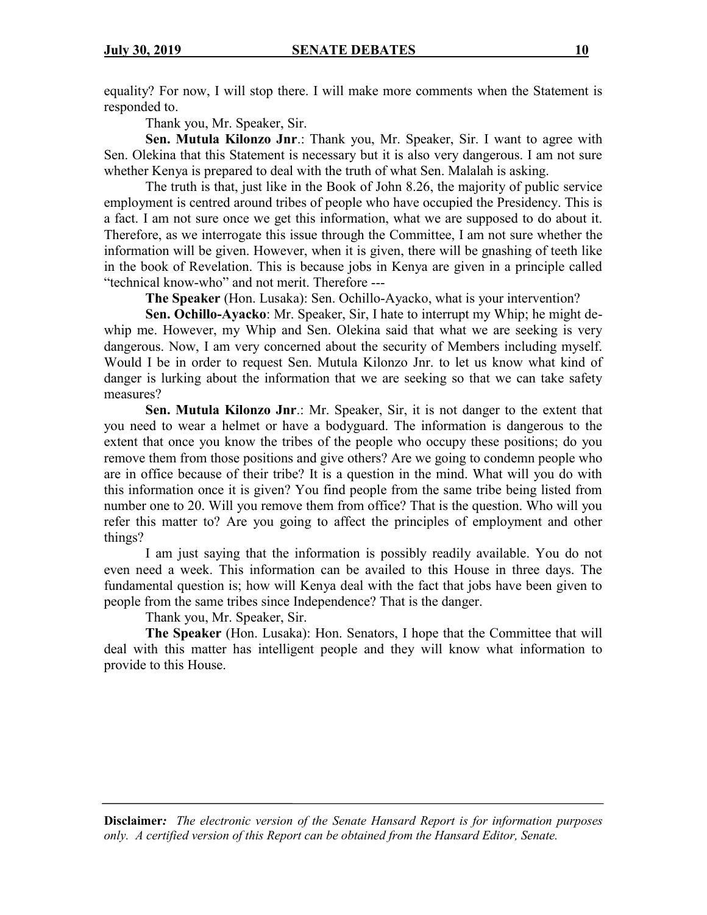equality? For now, I will stop there. I will make more comments when the Statement is responded to.

Thank you, Mr. Speaker, Sir.

**Sen. Mutula Kilonzo Jnr**.: Thank you, Mr. Speaker, Sir. I want to agree with Sen. Olekina that this Statement is necessary but it is also very dangerous. I am not sure whether Kenya is prepared to deal with the truth of what Sen. Malalah is asking.

The truth is that, just like in the Book of John 8.26, the majority of public service employment is centred around tribes of people who have occupied the Presidency. This is a fact. I am not sure once we get this information, what we are supposed to do about it. Therefore, as we interrogate this issue through the Committee, I am not sure whether the information will be given. However, when it is given, there will be gnashing of teeth like in the book of Revelation. This is because jobs in Kenya are given in a principle called "technical know-who" and not merit. Therefore ---

**The Speaker** (Hon. Lusaka): Sen. Ochillo-Ayacko, what is your intervention?

**Sen. Ochillo-Ayacko**: Mr. Speaker, Sir, I hate to interrupt my Whip; he might de-whip me. However, my Whip and Sen. Olekina said that what we are seeking is very dangerous. Now, I am very concerned about the security of Members including myself. Would I be in order to request Sen. Mutula Kilonzo Jnr. to let us know what kind of danger is lurking about the information that we are seeking so that we can take safety measures?

**Sen. Mutula Kilonzo Jnr**.: Mr. Speaker, Sir, it is not danger to the extent that you need to wear a helmet or have a bodyguard. The information is dangerous to the extent that once you know the tribes of the people who occupy these positions; do you remove them from those positions and give others? Are we going to condemn people who are in office because of their tribe? It is a question in the mind. What will you do with this information once it is given? You find people from the same tribe being listed from number one to 20. Will you remove them from office? That is the question. Who will you refer this matter to? Are you going to affect the principles of employment and other things?

I am just saying that the information is possibly readily available. You do not even need a week. This information can be availed to this House in three days. The fundamental question is; how will Kenya deal with the fact that jobs have been given to people from the same tribes since Independence? That is the danger.

Thank you, Mr. Speaker, Sir.

**The Speaker** (Hon. Lusaka): Hon. Senators, I hope that the Committee that will deal with this matter has intelligent people and they will know what information to provide to this House.

**Disclaimer***: The electronic version of the Senate Hansard Report is for information purposes only. A certified version of this Report can be obtained from the Hansard Editor, Senate.*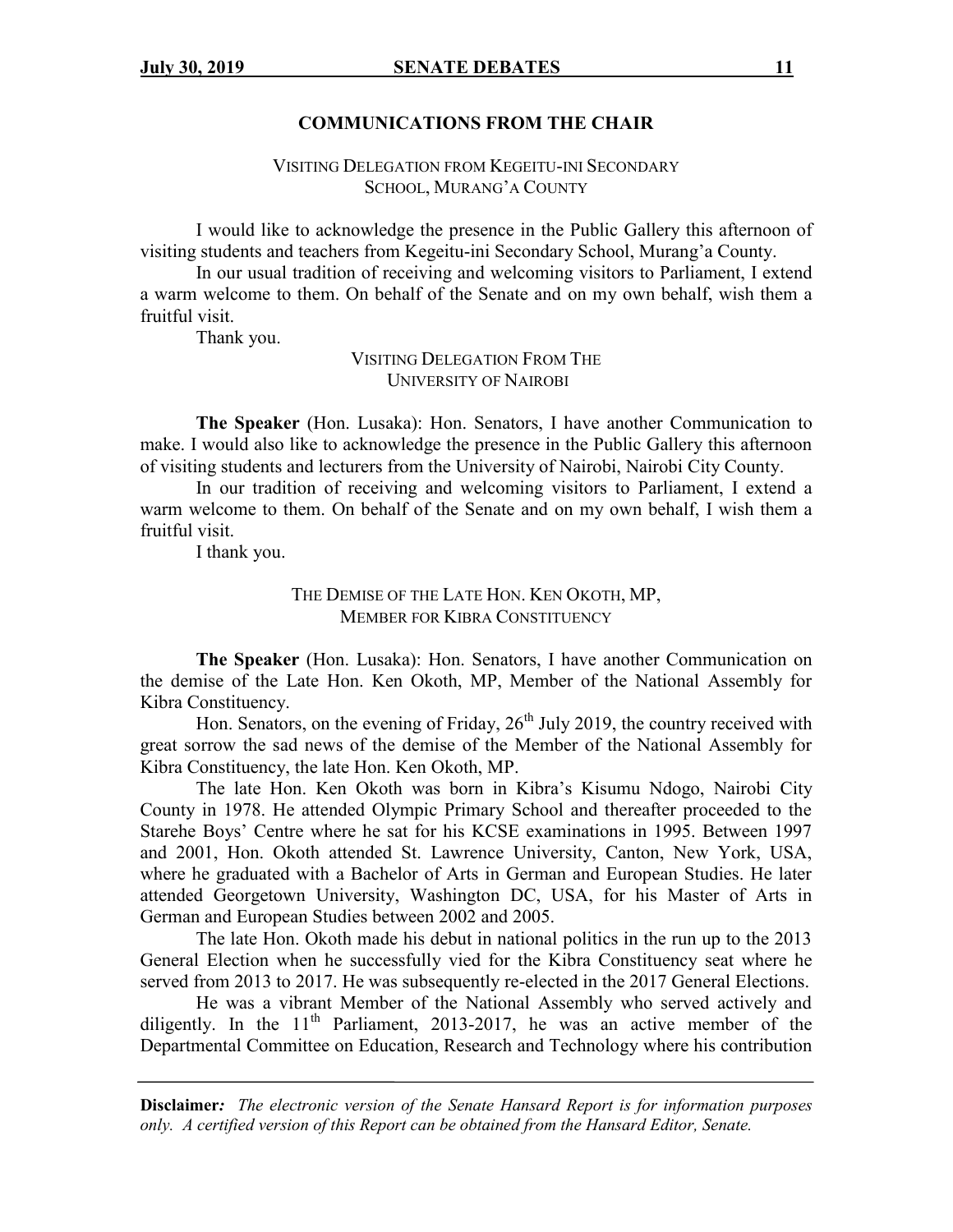## COMMUNICATIONS FROM THE CHAIR

### VISITING DELEGATION FROM KEGEITU-INI SECONDARY SCHOOL, MURANG'A COUNTY

I would like to acknowledge the presence in the Public Gallery this afternoon of visiting students and teachers from Kegeitu-ini Secondary School, Murang'a County.

In our usual tradition of receiving and welcoming visitors to Parliament, I extend a warm welcome to them. On behalf of the Senate and on my own behalf, wish them a fruitful visit.

Thank you.

### VISITING DELEGATION FROM THE UNIVERSITY OF NAIROBI

**The Speaker** (Hon. Lusaka): Hon. Senators, I have another Communication to make. I would also like to acknowledge the presence in the Public Gallery this afternoon of visiting students and lecturers from the University of Nairobi, Nairobi City County.

In our tradition of receiving and welcoming visitors to Parliament, I extend a warm welcome to them. On behalf of the Senate and on my own behalf, I wish them a fruitful visit.

I thank you.

### THE DEMISE OF THE LATE HON. KEN OKOTH, MP, MEMBER FOR KIBRA CONSTITUENCY

**The Speaker** (Hon. Lusaka): Hon. Senators, I have another Communication on the demise of the Late Hon. Ken Okoth, MP, Member of the National Assembly for Kibra Constituency.

Hon. Senators, on the evening of Friday, 26th July 2019, the country received with great sorrow the sad news of the demise of the Member of the National Assembly for Kibra Constituency, the late Hon. Ken Okoth, MP.

The late Hon. Ken Okoth was born in Kibra's Kisumu Ndogo, Nairobi City County in 1978. He attended Olympic Primary School and thereafter proceeded to the Starehe Boys' Centre where he sat for his KCSE examinations in 1995. Between 1997 and 2001, Hon. Okoth attended St. Lawrence University, Canton, New York, USA, where he graduated with a Bachelor of Arts in German and European Studies. He later attended Georgetown University, Washington DC, USA, for his Master of Arts in German and European Studies between 2002 and 2005.

The late Hon. Okoth made his debut in national politics in the run up to the 2013 General Election when he successfully vied for the Kibra Constituency seat where he served from 2013 to 2017. He was subsequently re-elected in the 2017 General Elections.

He was a vibrant Member of the National Assembly who served actively and diligently. In the 11th Parliament, 2013-2017, he was an active member of the Departmental Committee on Education, Research and Technology where his contribution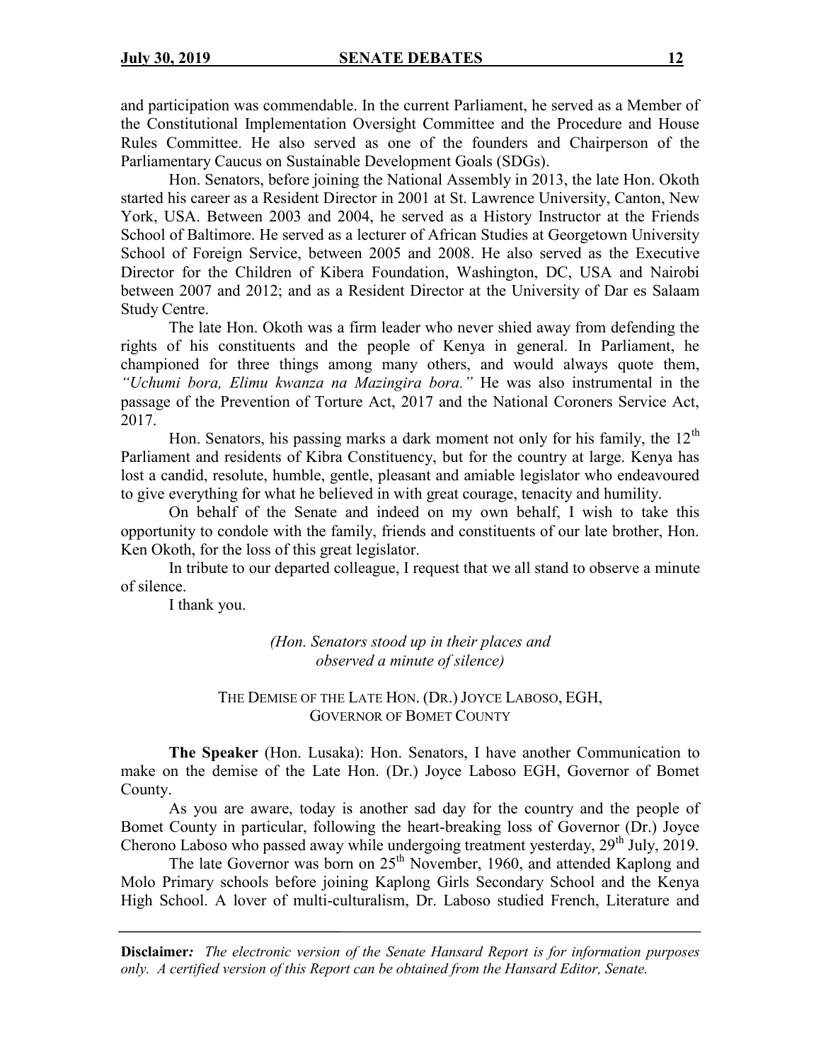and participation was commendable. In the current Parliament, he served as a Member of the Constitutional Implementation Oversight Committee and the Procedure and House Rules Committee. He also served as one of the founders and Chairperson of the Parliamentary Caucus on Sustainable Development Goals (SDGs).

Hon. Senators, before joining the National Assembly in 2013, the late Hon. Okoth started his career as a Resident Director in 2001 at St. Lawrence University, Canton, New York, USA. Between 2003 and 2004, he served as a History Instructor at the Friends School of Baltimore. He served as a lecturer of African Studies at Georgetown University School of Foreign Service, between 2005 and 2008. He also served as the Executive Director for the Children of Kibera Foundation, Washington, DC, USA and Nairobi between 2007 and 2012; and as a Resident Director at the University of Dar es Salaam Study Centre.

The late Hon. Okoth was a firm leader who never shied away from defending the rights of his constituents and the people of Kenya in general. In Parliament, he championed for three things among many others, and would always quote them, *"Uchumi bora, Elimu kwanza na Mazingira bora."* He was also instrumental in the passage of the Prevention of Torture Act, 2017 and the National Coroners Service Act, 2017.

Hon. Senators, his passing marks a dark moment not only for his family, the 12th Parliament and residents of Kibra Constituency, but for the country at large. Kenya has lost a candid, resolute, humble, gentle, pleasant and amiable legislator who endeavoured to give everything for what he believed in with great courage, tenacity and humility.

On behalf of the Senate and indeed on my own behalf, I wish to take this opportunity to condole with the family, friends and constituents of our late brother, Hon. Ken Okoth, for the loss of this great legislator.

In tribute to our departed colleague, I request that we all stand to observe a minute of silence.

I thank you.

*(Hon. Senators stood up in their places and observed a minute of silence)*

THE DEMISE OF THE LATE HON. (DR.) JOYCE LABOSO, EGH, GOVERNOR OF BOMET COUNTY

**The Speaker** (Hon. Lusaka): Hon. Senators, I have another Communication to make on the demise of the Late Hon. (Dr.) Joyce Laboso EGH, Governor of Bomet County.

As you are aware, today is another sad day for the country and the people of Bomet County in particular, following the heart-breaking loss of Governor (Dr.) Joyce Cherono Laboso who passed away while undergoing treatment yesterday, 29th July, 2019.

The late Governor was born on 25th November, 1960, and attended Kaplong and Molo Primary schools before joining Kaplong Girls Secondary School and the Kenya High School. A lover of multi-culturalism, Dr. Laboso studied French, Literature and

**Disclaimer***:* *The electronic version of the Senate Hansard Report is for information purposes only. A certified version of this Report can be obtained from the Hansard Editor, Senate.*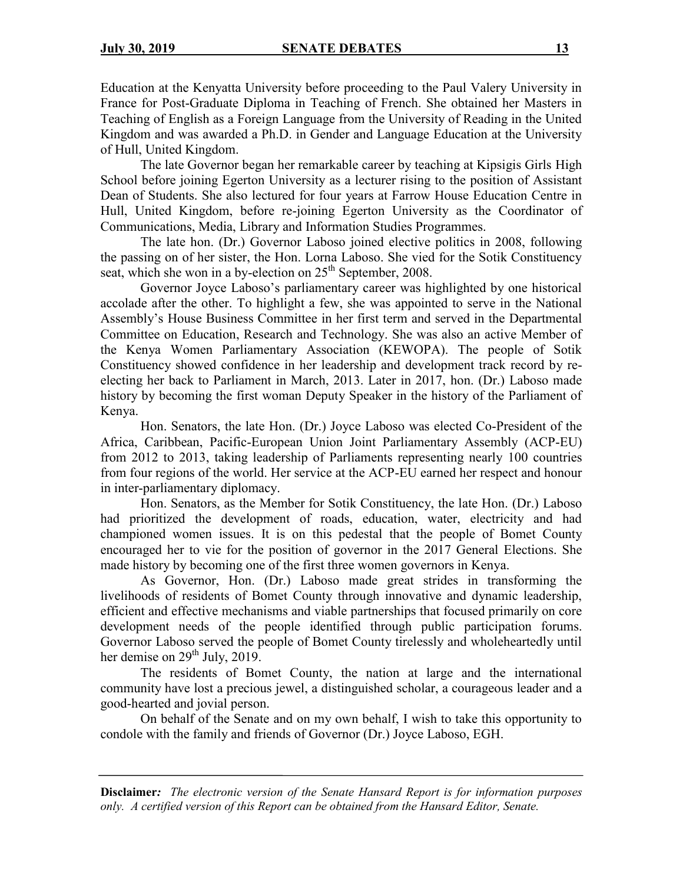Education at the Kenyatta University before proceeding to the Paul Valery University in France for Post-Graduate Diploma in Teaching of French. She obtained her Masters in Teaching of English as a Foreign Language from the University of Reading in the United Kingdom and was awarded a Ph.D. in Gender and Language Education at the University of Hull, United Kingdom.

The late Governor began her remarkable career by teaching at Kipsigis Girls High School before joining Egerton University as a lecturer rising to the position of Assistant Dean of Students. She also lectured for four years at Farrow House Education Centre in Hull, United Kingdom, before re-joining Egerton University as the Coordinator of Communications, Media, Library and Information Studies Programmes.

The late hon. (Dr.) Governor Laboso joined elective politics in 2008, following the passing on of her sister, the Hon. Lorna Laboso. She vied for the Sotik Constituency seat, which she won in a by-election on 25th September, 2008.

Governor Joyce Laboso's parliamentary career was highlighted by one historical accolade after the other. To highlight a few, she was appointed to serve in the National Assembly's House Business Committee in her first term and served in the Departmental Committee on Education, Research and Technology. She was also an active Member of the Kenya Women Parliamentary Association (KEWOPA). The people of Sotik Constituency showed confidence in her leadership and development track record by re-electing her back to Parliament in March, 2013. Later in 2017, hon. (Dr.) Laboso made history by becoming the first woman Deputy Speaker in the history of the Parliament of Kenya.

Hon. Senators, the late Hon. (Dr.) Joyce Laboso was elected Co-President of the Africa, Caribbean, Pacific-European Union Joint Parliamentary Assembly (ACP-EU) from 2012 to 2013, taking leadership of Parliaments representing nearly 100 countries from four regions of the world. Her service at the ACP-EU earned her respect and honour in inter-parliamentary diplomacy.

Hon. Senators, as the Member for Sotik Constituency, the late Hon. (Dr.) Laboso had prioritized the development of roads, education, water, electricity and had championed women issues. It is on this pedestal that the people of Bomet County encouraged her to vie for the position of governor in the 2017 General Elections. She made history by becoming one of the first three women governors in Kenya.

As Governor, Hon. (Dr.) Laboso made great strides in transforming the livelihoods of residents of Bomet County through innovative and dynamic leadership, efficient and effective mechanisms and viable partnerships that focused primarily on core development needs of the people identified through public participation forums. Governor Laboso served the people of Bomet County tirelessly and wholeheartedly until her demise on 29th July, 2019.

The residents of Bomet County, the nation at large and the international community have lost a precious jewel, a distinguished scholar, a courageous leader and a good-hearted and jovial person.

On behalf of the Senate and on my own behalf, I wish to take this opportunity to condole with the family and friends of Governor (Dr.) Joyce Laboso, EGH.

**Disclaimer:** *The electronic version of the Senate Hansard Report is for information purposes only. A certified version of this Report can be obtained from the Hansard Editor, Senate.*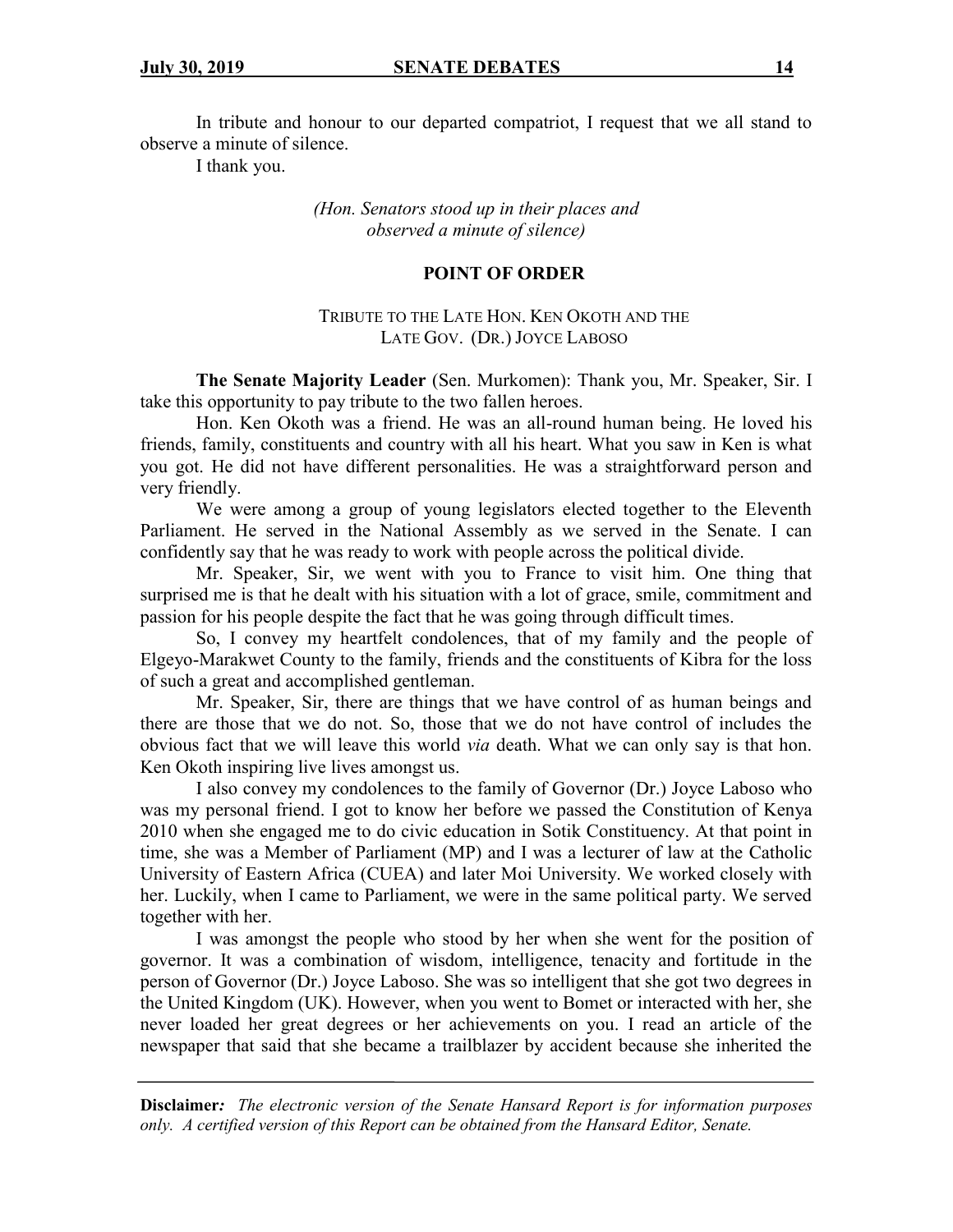In tribute and honour to our departed compatriot, I request that we all stand to observe a minute of silence.

I thank you.

*(Hon. Senators stood up in their places and observed a minute of silence)*

## POINT OF ORDER

### TRIBUTE TO THE LATE HON. KEN OKOTH AND THE LATE GOV. (DR.) JOYCE LABOSO

**The Senate Majority Leader** (Sen. Murkomen): Thank you, Mr. Speaker, Sir. I take this opportunity to pay tribute to the two fallen heroes.

Hon. Ken Okoth was a friend. He was an all-round human being. He loved his friends, family, constituents and country with all his heart. What you saw in Ken is what you got. He did not have different personalities. He was a straightforward person and very friendly.

We were among a group of young legislators elected together to the Eleventh Parliament. He served in the National Assembly as we served in the Senate. I can confidently say that he was ready to work with people across the political divide.

Mr. Speaker, Sir, we went with you to France to visit him. One thing that surprised me is that he dealt with his situation with a lot of grace, smile, commitment and passion for his people despite the fact that he was going through difficult times.

So, I convey my heartfelt condolences, that of my family and the people of Elgeyo-Marakwet County to the family, friends and the constituents of Kibra for the loss of such a great and accomplished gentleman.

Mr. Speaker, Sir, there are things that we have control of as human beings and there are those that we do not. So, those that we do not have control of includes the obvious fact that we will leave this world *via* death. What we can only say is that hon. Ken Okoth inspiring live lives amongst us.

I also convey my condolences to the family of Governor (Dr.) Joyce Laboso who was my personal friend. I got to know her before we passed the Constitution of Kenya 2010 when she engaged me to do civic education in Sotik Constituency. At that point in time, she was a Member of Parliament (MP) and I was a lecturer of law at the Catholic University of Eastern Africa (CUEA) and later Moi University. We worked closely with her. Luckily, when I came to Parliament, we were in the same political party. We served together with her.

I was amongst the people who stood by her when she went for the position of governor. It was a combination of wisdom, intelligence, tenacity and fortitude in the person of Governor (Dr.) Joyce Laboso. She was so intelligent that she got two degrees in the United Kingdom (UK). However, when you went to Bomet or interacted with her, she never loaded her great degrees or her achievements on you. I read an article of the newspaper that said that she became a trailblazer by accident because she inherited the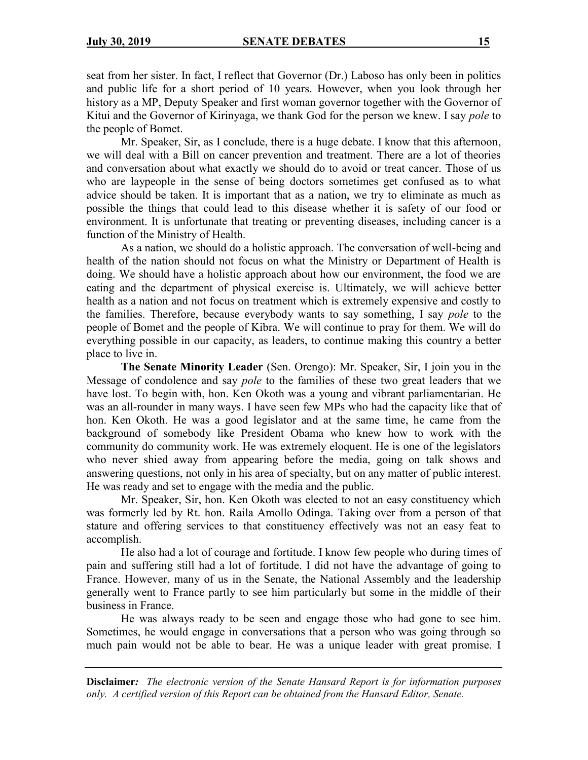seat from her sister. In fact, I reflect that Governor (Dr.) Laboso has only been in politics and public life for a short period of 10 years. However, when you look through her history as a MP, Deputy Speaker and first woman governor together with the Governor of Kitui and the Governor of Kirinyaga, we thank God for the person we knew. I say *pole* to the people of Bomet.

Mr. Speaker, Sir, as I conclude, there is a huge debate. I know that this afternoon, we will deal with a Bill on cancer prevention and treatment. There are a lot of theories and conversation about what exactly we should do to avoid or treat cancer. Those of us who are laypeople in the sense of being doctors sometimes get confused as to what advice should be taken. It is important that as a nation, we try to eliminate as much as possible the things that could lead to this disease whether it is safety of our food or environment. It is unfortunate that treating or preventing diseases, including cancer is a function of the Ministry of Health.

As a nation, we should do a holistic approach. The conversation of well-being and health of the nation should not focus on what the Ministry or Department of Health is doing. We should have a holistic approach about how our environment, the food we are eating and the department of physical exercise is. Ultimately, we will achieve better health as a nation and not focus on treatment which is extremely expensive and costly to the families. Therefore, because everybody wants to say something, I say *pole* to the people of Bomet and the people of Kibra. We will continue to pray for them. We will do everything possible in our capacity, as leaders, to continue making this country a better place to live in.

**The Senate Minority Leader** (Sen. Orengo): Mr. Speaker, Sir, I join you in the Message of condolence and say *pole* to the families of these two great leaders that we have lost. To begin with, hon. Ken Okoth was a young and vibrant parliamentarian. He was an all-rounder in many ways. I have seen few MPs who had the capacity like that of hon. Ken Okoth. He was a good legislator and at the same time, he came from the background of somebody like President Obama who knew how to work with the community do community work. He was extremely eloquent. He is one of the legislators who never shied away from appearing before the media, going on talk shows and answering questions, not only in his area of specialty, but on any matter of public interest. He was ready and set to engage with the media and the public.

Mr. Speaker, Sir, hon. Ken Okoth was elected to not an easy constituency which was formerly led by Rt. hon. Raila Amollo Odinga. Taking over from a person of that stature and offering services to that constituency effectively was not an easy feat to accomplish.

He also had a lot of courage and fortitude. I know few people who during times of pain and suffering still had a lot of fortitude. I did not have the advantage of going to France. However, many of us in the Senate, the National Assembly and the leadership generally went to France partly to see him particularly but some in the middle of their business in France.

He was always ready to be seen and engage those who had gone to see him. Sometimes, he would engage in conversations that a person who was going through so much pain would not be able to bear. He was a unique leader with great promise. I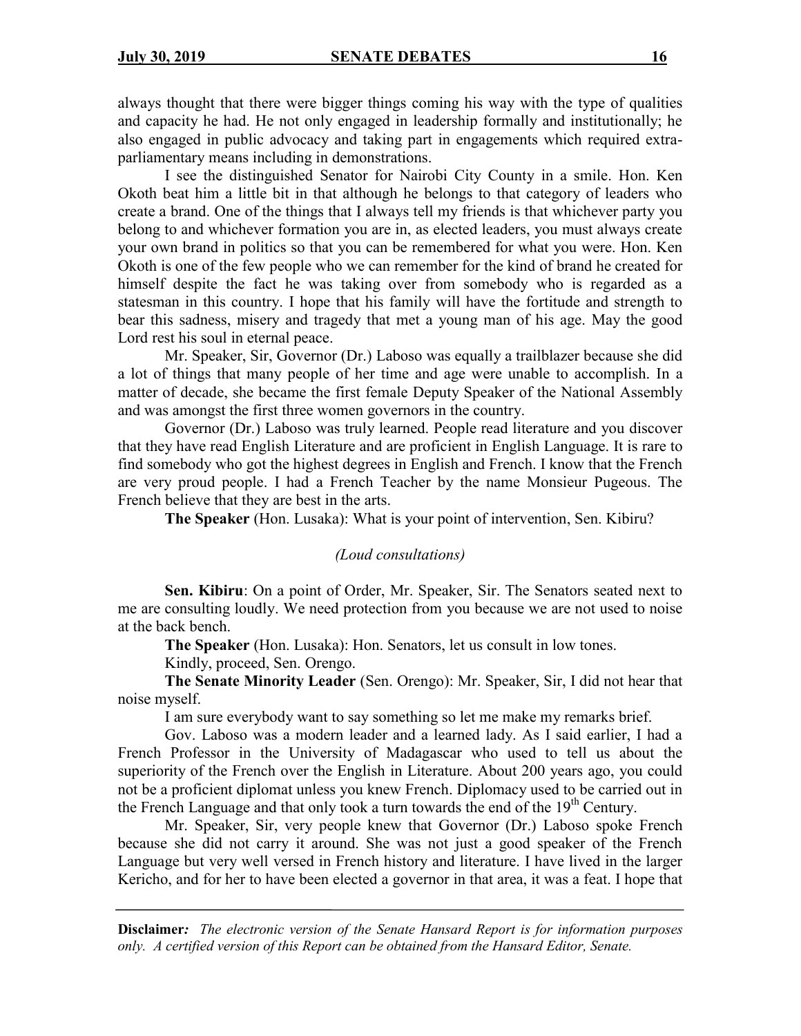always thought that there were bigger things coming his way with the type of qualities and capacity he had. He not only engaged in leadership formally and institutionally; he also engaged in public advocacy and taking part in engagements which required extra-parliamentary means including in demonstrations.

I see the distinguished Senator for Nairobi City County in a smile. Hon. Ken Okoth beat him a little bit in that although he belongs to that category of leaders who create a brand. One of the things that I always tell my friends is that whichever party you belong to and whichever formation you are in, as elected leaders, you must always create your own brand in politics so that you can be remembered for what you were. Hon. Ken Okoth is one of the few people who we can remember for the kind of brand he created for himself despite the fact he was taking over from somebody who is regarded as a statesman in this country. I hope that his family will have the fortitude and strength to bear this sadness, misery and tragedy that met a young man of his age. May the good Lord rest his soul in eternal peace.

Mr. Speaker, Sir, Governor (Dr.) Laboso was equally a trailblazer because she did a lot of things that many people of her time and age were unable to accomplish. In a matter of decade, she became the first female Deputy Speaker of the National Assembly and was amongst the first three women governors in the country.

Governor (Dr.) Laboso was truly learned. People read literature and you discover that they have read English Literature and are proficient in English Language. It is rare to find somebody who got the highest degrees in English and French. I know that the French are very proud people. I had a French Teacher by the name Monsieur Pugeous. The French believe that they are best in the arts.

**The Speaker** (Hon. Lusaka): What is your point of intervention, Sen. Kibiru?

*(Loud consultations)*

**Sen. Kibiru**: On a point of Order, Mr. Speaker, Sir. The Senators seated next to me are consulting loudly. We need protection from you because we are not used to noise at the back bench.

**The Speaker** (Hon. Lusaka): Hon. Senators, let us consult in low tones.

Kindly, proceed, Sen. Orengo.

**The Senate Minority Leader** (Sen. Orengo): Mr. Speaker, Sir, I did not hear that noise myself.

I am sure everybody want to say something so let me make my remarks brief.

Gov. Laboso was a modern leader and a learned lady. As I said earlier, I had a French Professor in the University of Madagascar who used to tell us about the superiority of the French over the English in Literature. About 200 years ago, you could not be a proficient diplomat unless you knew French. Diplomacy used to be carried out in the French Language and that only took a turn towards the end of the 19th Century.

Mr. Speaker, Sir, very people knew that Governor (Dr.) Laboso spoke French because she did not carry it around. She was not just a good speaker of the French Language but very well versed in French history and literature. I have lived in the larger Kericho, and for her to have been elected a governor in that area, it was a feat. I hope that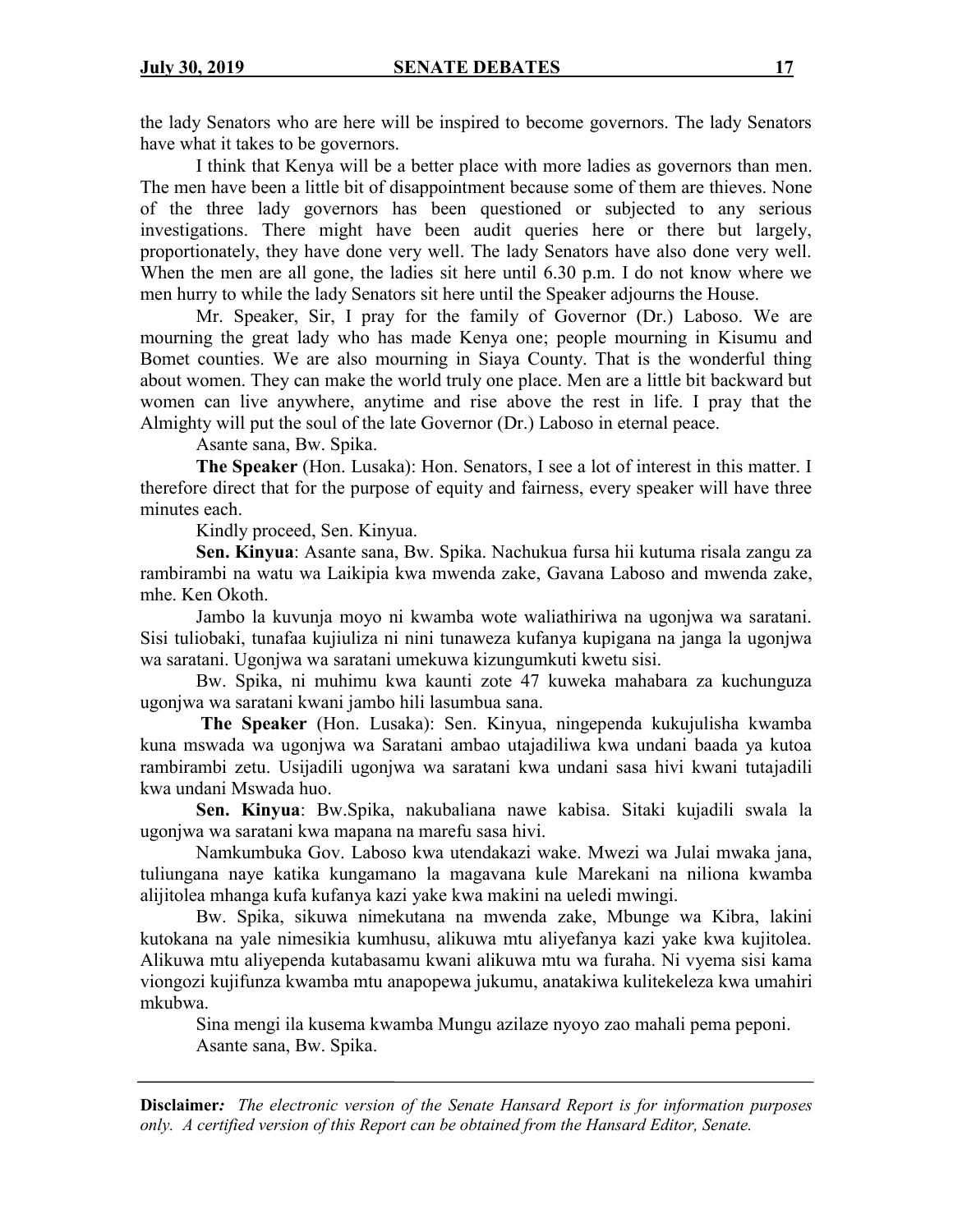the lady Senators who are here will be inspired to become governors. The lady Senators have what it takes to be governors.

I think that Kenya will be a better place with more ladies as governors than men. The men have been a little bit of disappointment because some of them are thieves. None of the three lady governors has been questioned or subjected to any serious investigations. There might have been audit queries here or there but largely, proportionately, they have done very well. The lady Senators have also done very well. When the men are all gone, the ladies sit here until 6.30 p.m. I do not know where we men hurry to while the lady Senators sit here until the Speaker adjourns the House.

Mr. Speaker, Sir, I pray for the family of Governor (Dr.) Laboso. We are mourning the great lady who has made Kenya one; people mourning in Kisumu and Bomet counties. We are also mourning in Siaya County. That is the wonderful thing about women. They can make the world truly one place. Men are a little bit backward but women can live anywhere, anytime and rise above the rest in life. I pray that the Almighty will put the soul of the late Governor (Dr.) Laboso in eternal peace.

Asante sana, Bw. Spika.

**The Speaker** (Hon. Lusaka): Hon. Senators, I see a lot of interest in this matter. I therefore direct that for the purpose of equity and fairness, every speaker will have three minutes each.

Kindly proceed, Sen. Kinyua.

**Sen. Kinyua**: Asante sana, Bw. Spika. Nachukua fursa hii kutuma risala zangu za rambirambi na watu wa Laikipia kwa mwenda zake, Gavana Laboso and mwenda zake, mhe. Ken Okoth.

Jambo la kuvunja moyo ni kwamba wote waliathiriwa na ugonjwa wa saratani. Sisi tuliobaki, tunafaa kujiuliza ni nini tunaweza kufanya kupigana na janga la ugonjwa wa saratani. Ugonjwa wa saratani umekuwa kizungumkuti kwetu sisi.

Bw. Spika, ni muhimu kwa kaunti zote 47 kuweka mahabara za kuchunguza ugonjwa wa saratani kwani jambo hili lasumbua sana.

**The Speaker** (Hon. Lusaka): Sen. Kinyua, ningependa kukujulisha kwamba kuna mswada wa ugonjwa wa Saratani ambao utajadiliwa kwa undani baada ya kutoa rambirambi zetu. Usijadili ugonjwa wa saratani kwa undani sasa hivi kwani tutajadili kwa undani Mswada huo.

**Sen. Kinyua**: Bw.Spika, nakubaliana nawe kabisa. Sitaki kujadili swala la ugonjwa wa saratani kwa mapana na marefu sasa hivi.

Namkumbuka Gov. Laboso kwa utendakazi wake. Mwezi wa Julai mwaka jana, tuliungana naye katika kungamano la magavana kule Marekani na niliona kwamba alijitolea mhanga kufa kufanya kazi yake kwa makini na ueledi mwingi.

Bw. Spika, sikuwa nimekutana na mwenda zake, Mbunge wa Kibra, lakini kutokana na yale nimesikia kumhusu, alikuwa mtu aliyefanya kazi yake kwa kujitolea. Alikuwa mtu aliyependa kutabasamu kwani alikuwa mtu wa furaha. Ni vyema sisi kama viongozi kujifunza kwamba mtu anapopewa jukumu, anatakiwa kulitekeleza kwa umahiri mkubwa.

Sina mengi ila kusema kwamba Mungu azilaze nyoyo zao mahali pema peponi.

Asante sana, Bw. Spika.

**Disclaimer***: The electronic version of the Senate Hansard Report is for information purposes only. A certified version of this Report can be obtained from the Hansard Editor, Senate.*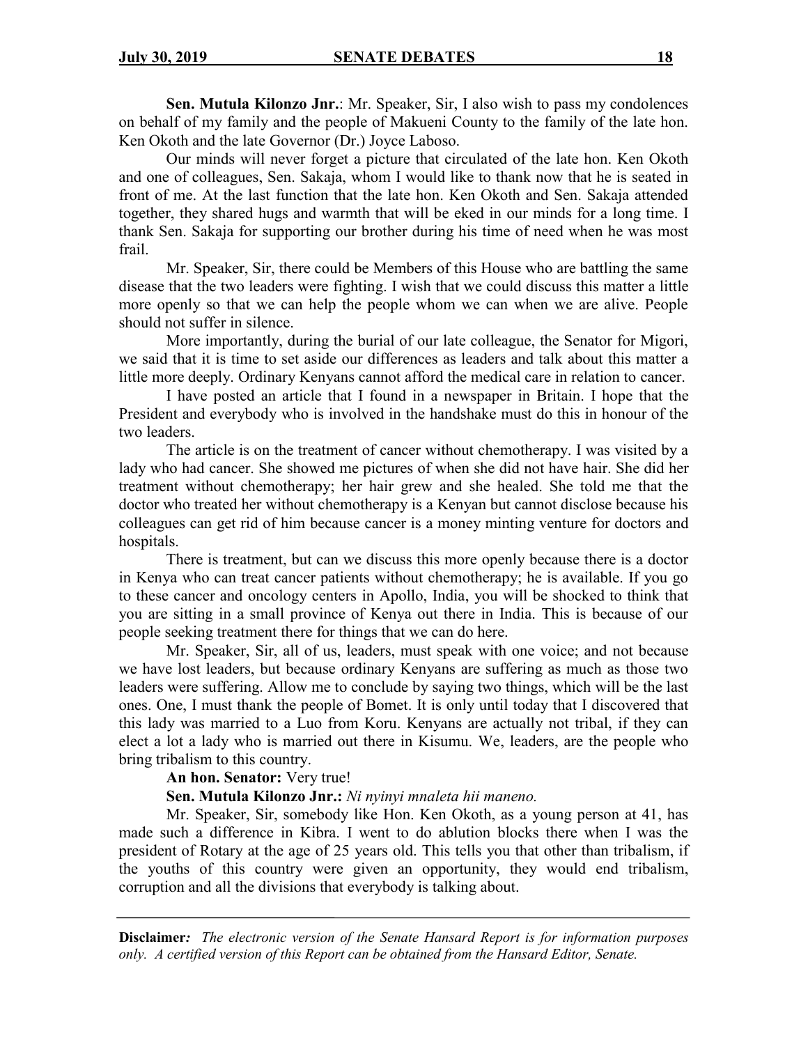**Sen. Mutula Kilonzo Jnr.**: Mr. Speaker, Sir, I also wish to pass my condolences on behalf of my family and the people of Makueni County to the family of the late hon. Ken Okoth and the late Governor (Dr.) Joyce Laboso.

Our minds will never forget a picture that circulated of the late hon. Ken Okoth and one of colleagues, Sen. Sakaja, whom I would like to thank now that he is seated in front of me. At the last function that the late hon. Ken Okoth and Sen. Sakaja attended together, they shared hugs and warmth that will be eked in our minds for a long time. I thank Sen. Sakaja for supporting our brother during his time of need when he was most frail.

Mr. Speaker, Sir, there could be Members of this House who are battling the same disease that the two leaders were fighting. I wish that we could discuss this matter a little more openly so that we can help the people whom we can when we are alive. People should not suffer in silence.

More importantly, during the burial of our late colleague, the Senator for Migori, we said that it is time to set aside our differences as leaders and talk about this matter a little more deeply. Ordinary Kenyans cannot afford the medical care in relation to cancer.

I have posted an article that I found in a newspaper in Britain. I hope that the President and everybody who is involved in the handshake must do this in honour of the two leaders.

The article is on the treatment of cancer without chemotherapy. I was visited by a lady who had cancer. She showed me pictures of when she did not have hair. She did her treatment without chemotherapy; her hair grew and she healed. She told me that the doctor who treated her without chemotherapy is a Kenyan but cannot disclose because his colleagues can get rid of him because cancer is a money minting venture for doctors and hospitals.

There is treatment, but can we discuss this more openly because there is a doctor in Kenya who can treat cancer patients without chemotherapy; he is available. If you go to these cancer and oncology centers in Apollo, India, you will be shocked to think that you are sitting in a small province of Kenya out there in India. This is because of our people seeking treatment there for things that we can do here.

Mr. Speaker, Sir, all of us, leaders, must speak with one voice; and not because we have lost leaders, but because ordinary Kenyans are suffering as much as those two leaders were suffering. Allow me to conclude by saying two things, which will be the last ones. One, I must thank the people of Bomet. It is only until today that I discovered that this lady was married to a Luo from Koru. Kenyans are actually not tribal, if they can elect a lot a lady who is married out there in Kisumu. We, leaders, are the people who bring tribalism to this country.

**An hon. Senator:** Very true!

**Sen. Mutula Kilonzo Jnr.:** *Ni nyinyi mnaleta hii maneno.*

Mr. Speaker, Sir, somebody like Hon. Ken Okoth, as a young person at 41, has made such a difference in Kibra. I went to do ablution blocks there when I was the president of Rotary at the age of 25 years old. This tells you that other than tribalism, if the youths of this country were given an opportunity, they would end tribalism, corruption and all the divisions that everybody is talking about.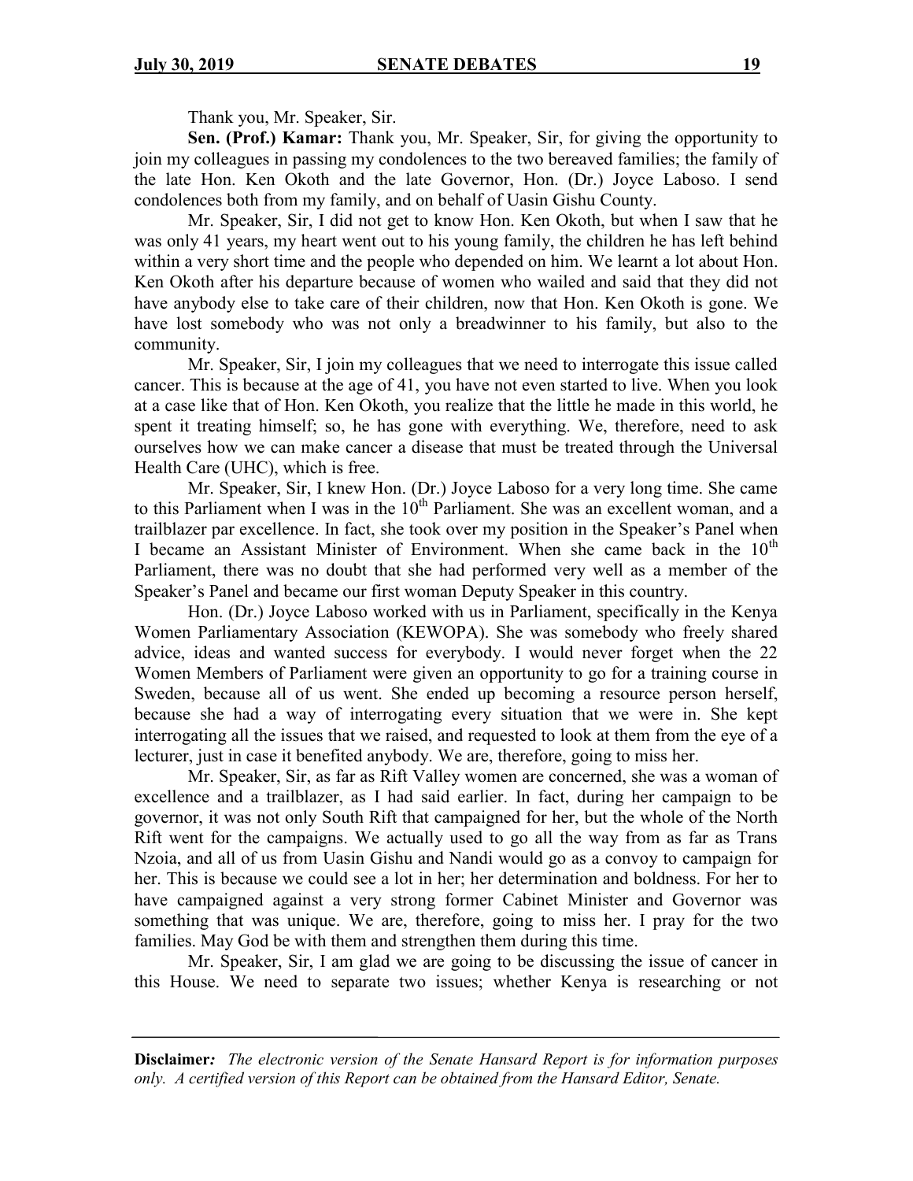Thank you, Mr. Speaker, Sir.

**Sen. (Prof.) Kamar:** Thank you, Mr. Speaker, Sir, for giving the opportunity to join my colleagues in passing my condolences to the two bereaved families; the family of the late Hon. Ken Okoth and the late Governor, Hon. (Dr.) Joyce Laboso. I send condolences both from my family, and on behalf of Uasin Gishu County.

Mr. Speaker, Sir, I did not get to know Hon. Ken Okoth, but when I saw that he was only 41 years, my heart went out to his young family, the children he has left behind within a very short time and the people who depended on him. We learnt a lot about Hon. Ken Okoth after his departure because of women who wailed and said that they did not have anybody else to take care of their children, now that Hon. Ken Okoth is gone. We have lost somebody who was not only a breadwinner to his family, but also to the community.

Mr. Speaker, Sir, I join my colleagues that we need to interrogate this issue called cancer. This is because at the age of 41, you have not even started to live. When you look at a case like that of Hon. Ken Okoth, you realize that the little he made in this world, he spent it treating himself; so, he has gone with everything. We, therefore, need to ask ourselves how we can make cancer a disease that must be treated through the Universal Health Care (UHC), which is free.

Mr. Speaker, Sir, I knew Hon. (Dr.) Joyce Laboso for a very long time. She came to this Parliament when I was in the 10th Parliament. She was an excellent woman, and a trailblazer par excellence. In fact, she took over my position in the Speaker's Panel when I became an Assistant Minister of Environment. When she came back in the 10th Parliament, there was no doubt that she had performed very well as a member of the Speaker's Panel and became our first woman Deputy Speaker in this country.

Hon. (Dr.) Joyce Laboso worked with us in Parliament, specifically in the Kenya Women Parliamentary Association (KEWOPA). She was somebody who freely shared advice, ideas and wanted success for everybody. I would never forget when the 22 Women Members of Parliament were given an opportunity to go for a training course in Sweden, because all of us went. She ended up becoming a resource person herself, because she had a way of interrogating every situation that we were in. She kept interrogating all the issues that we raised, and requested to look at them from the eye of a lecturer, just in case it benefited anybody. We are, therefore, going to miss her.

Mr. Speaker, Sir, as far as Rift Valley women are concerned, she was a woman of excellence and a trailblazer, as I had said earlier. In fact, during her campaign to be governor, it was not only South Rift that campaigned for her, but the whole of the North Rift went for the campaigns. We actually used to go all the way from as far as Trans Nzoia, and all of us from Uasin Gishu and Nandi would go as a convoy to campaign for her. This is because we could see a lot in her; her determination and boldness. For her to have campaigned against a very strong former Cabinet Minister and Governor was something that was unique. We are, therefore, going to miss her. I pray for the two families. May God be with them and strengthen them during this time.

Mr. Speaker, Sir, I am glad we are going to be discussing the issue of cancer in this House. We need to separate two issues; whether Kenya is researching or not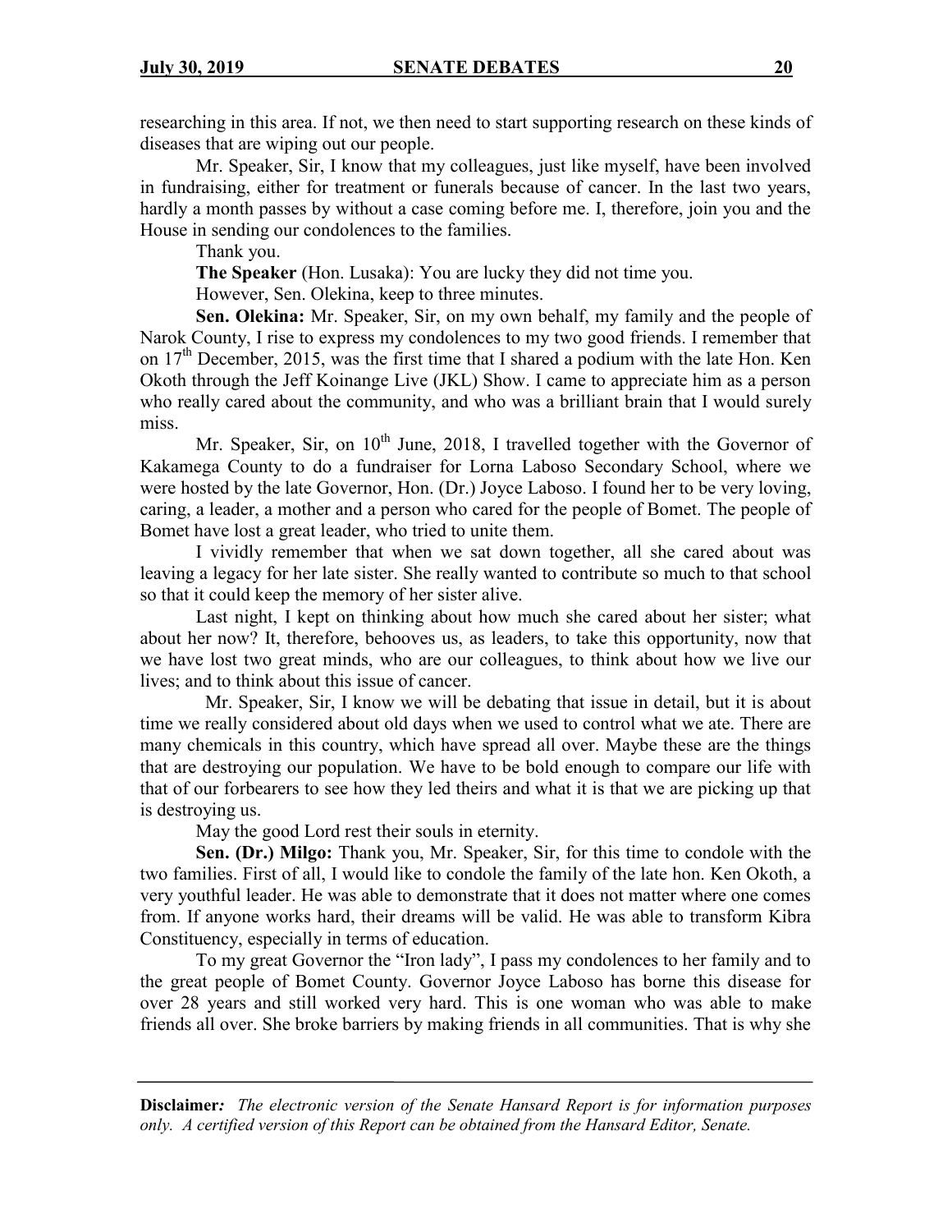researching in this area. If not, we then need to start supporting research on these kinds of diseases that are wiping out our people.

Mr. Speaker, Sir, I know that my colleagues, just like myself, have been involved in fundraising, either for treatment or funerals because of cancer. In the last two years, hardly a month passes by without a case coming before me. I, therefore, join you and the House in sending our condolences to the families.

Thank you.

**The Speaker** (Hon. Lusaka): You are lucky they did not time you.

However, Sen. Olekina, keep to three minutes.

**Sen. Olekina:** Mr. Speaker, Sir, on my own behalf, my family and the people of Narok County, I rise to express my condolences to my two good friends. I remember that on 17th December, 2015, was the first time that I shared a podium with the late Hon. Ken Okoth through the Jeff Koinange Live (JKL) Show. I came to appreciate him as a person who really cared about the community, and who was a brilliant brain that I would surely miss.

Mr. Speaker, Sir, on 10th June, 2018, I travelled together with the Governor of Kakamega County to do a fundraiser for Lorna Laboso Secondary School, where we were hosted by the late Governor, Hon. (Dr.) Joyce Laboso. I found her to be very loving, caring, a leader, a mother and a person who cared for the people of Bomet. The people of Bomet have lost a great leader, who tried to unite them.

I vividly remember that when we sat down together, all she cared about was leaving a legacy for her late sister. She really wanted to contribute so much to that school so that it could keep the memory of her sister alive.

Last night, I kept on thinking about how much she cared about her sister; what about her now? It, therefore, behooves us, as leaders, to take this opportunity, now that we have lost two great minds, who are our colleagues, to think about how we live our lives; and to think about this issue of cancer.

Mr. Speaker, Sir, I know we will be debating that issue in detail, but it is about time we really considered about old days when we used to control what we ate. There are many chemicals in this country, which have spread all over. Maybe these are the things that are destroying our population. We have to be bold enough to compare our life with that of our forbearers to see how they led theirs and what it is that we are picking up that is destroying us.

May the good Lord rest their souls in eternity.

**Sen. (Dr.) Milgo:** Thank you, Mr. Speaker, Sir, for this time to condole with the two families. First of all, I would like to condole the family of the late hon. Ken Okoth, a very youthful leader. He was able to demonstrate that it does not matter where one comes from. If anyone works hard, their dreams will be valid. He was able to transform Kibra Constituency, especially in terms of education.

To my great Governor the "Iron lady", I pass my condolences to her family and to the great people of Bomet County. Governor Joyce Laboso has borne this disease for over 28 years and still worked very hard. This is one woman who was able to make friends all over. She broke barriers by making friends in all communities. That is why she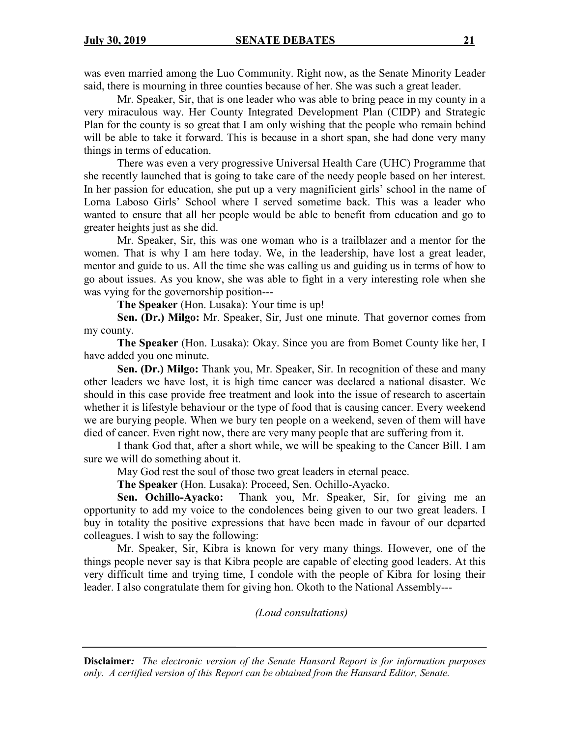was even married among the Luo Community. Right now, as the Senate Minority Leader said, there is mourning in three counties because of her. She was such a great leader.

Mr. Speaker, Sir, that is one leader who was able to bring peace in my county in a very miraculous way. Her County Integrated Development Plan (CIDP) and Strategic Plan for the county is so great that I am only wishing that the people who remain behind will be able to take it forward. This is because in a short span, she had done very many things in terms of education.

There was even a very progressive Universal Health Care (UHC) Programme that she recently launched that is going to take care of the needy people based on her interest. In her passion for education, she put up a very magnificient girls' school in the name of Lorna Laboso Girls' School where I served sometime back. This was a leader who wanted to ensure that all her people would be able to benefit from education and go to greater heights just as she did.

Mr. Speaker, Sir, this was one woman who is a trailblazer and a mentor for the women. That is why I am here today. We, in the leadership, have lost a great leader, mentor and guide to us. All the time she was calling us and guiding us in terms of how to go about issues. As you know, she was able to fight in a very interesting role when she was vying for the governorship position---

**The Speaker** (Hon. Lusaka): Your time is up!

**Sen. (Dr.) Milgo:** Mr. Speaker, Sir, Just one minute. That governor comes from my county.

**The Speaker** (Hon. Lusaka): Okay. Since you are from Bomet County like her, I have added you one minute.

**Sen. (Dr.) Milgo:** Thank you, Mr. Speaker, Sir. In recognition of these and many other leaders we have lost, it is high time cancer was declared a national disaster. We should in this case provide free treatment and look into the issue of research to ascertain whether it is lifestyle behaviour or the type of food that is causing cancer. Every weekend we are burying people. When we bury ten people on a weekend, seven of them will have died of cancer. Even right now, there are very many people that are suffering from it.

I thank God that, after a short while, we will be speaking to the Cancer Bill. I am sure we will do something about it.

May God rest the soul of those two great leaders in eternal peace.

**The Speaker** (Hon. Lusaka): Proceed, Sen. Ochillo-Ayacko.

**Sen. Ochillo-Ayacko:** Thank you, Mr. Speaker, Sir, for giving me an opportunity to add my voice to the condolences being given to our two great leaders. I buy in totality the positive expressions that have been made in favour of our departed colleagues. I wish to say the following:

Mr. Speaker, Sir, Kibra is known for very many things. However, one of the things people never say is that Kibra people are capable of electing good leaders. At this very difficult time and trying time, I condole with the people of Kibra for losing their leader. I also congratulate them for giving hon. Okoth to the National Assembly---

*(Loud consultations)*

**Disclaimer***:* *The electronic version of the Senate Hansard Report is for information purposes only. A certified version of this Report can be obtained from the Hansard Editor, Senate.*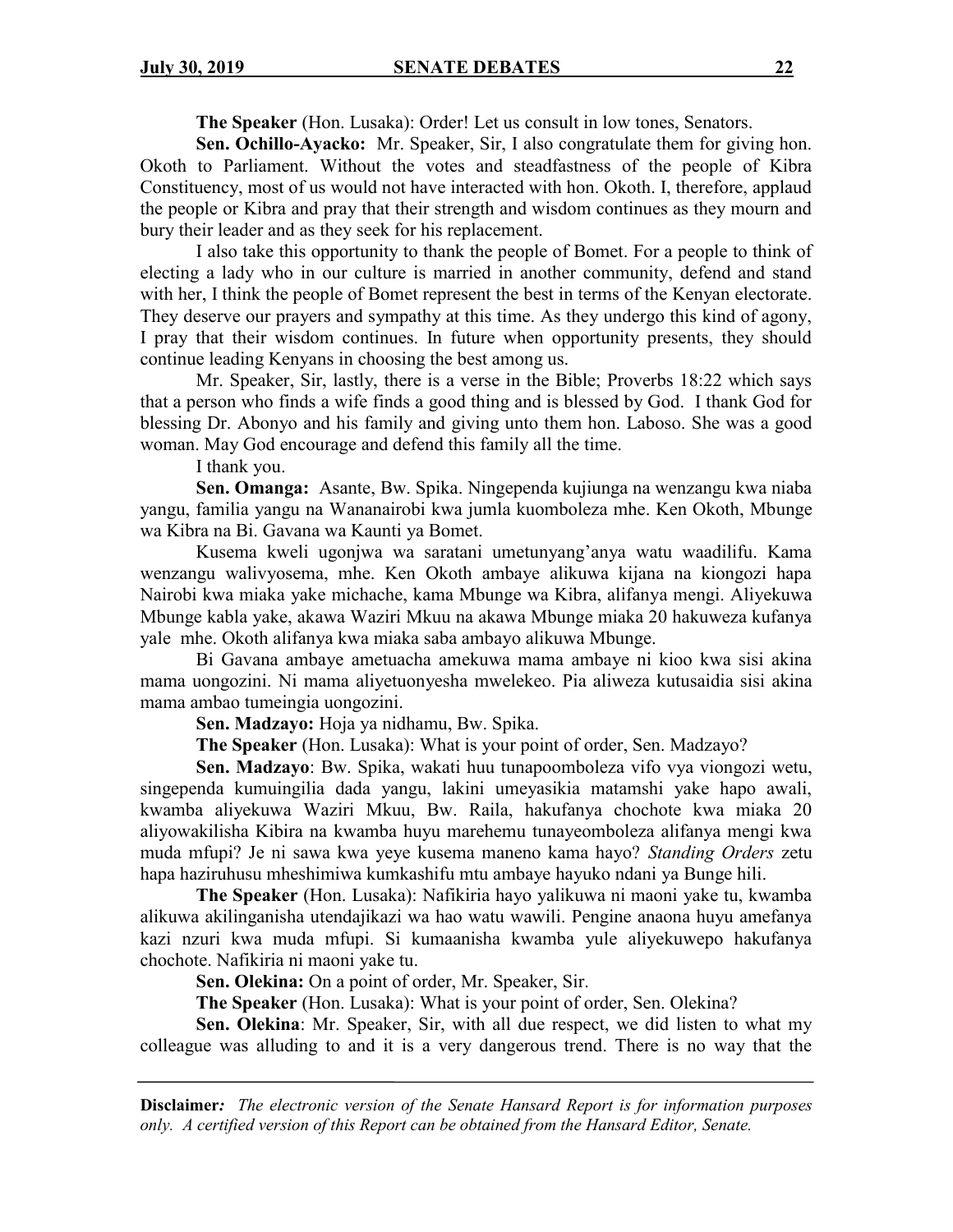**The Speaker** (Hon. Lusaka): Order! Let us consult in low tones, Senators.

**Sen. Ochillo-Ayacko:** Mr. Speaker, Sir, I also congratulate them for giving hon. Okoth to Parliament. Without the votes and steadfastness of the people of Kibra Constituency, most of us would not have interacted with hon. Okoth. I, therefore, applaud the people or Kibra and pray that their strength and wisdom continues as they mourn and bury their leader and as they seek for his replacement.

I also take this opportunity to thank the people of Bomet. For a people to think of electing a lady who in our culture is married in another community, defend and stand with her, I think the people of Bomet represent the best in terms of the Kenyan electorate. They deserve our prayers and sympathy at this time. As they undergo this kind of agony, I pray that their wisdom continues. In future when opportunity presents, they should continue leading Kenyans in choosing the best among us.

Mr. Speaker, Sir, lastly, there is a verse in the Bible; Proverbs 18:22 which says that a person who finds a wife finds a good thing and is blessed by God. I thank God for blessing Dr. Abonyo and his family and giving unto them hon. Laboso. She was a good woman. May God encourage and defend this family all the time.

I thank you.

**Sen. Omanga:** Asante, Bw. Spika. Ningependa kujiunga na wenzangu kwa niaba yangu, familia yangu na Wananairobi kwa jumla kuomboleza mhe. Ken Okoth, Mbunge wa Kibra na Bi. Gavana wa Kaunti ya Bomet.

Kusema kweli ugonjwa wa saratani umetunyang'anya watu waadilifu. Kama wenzangu walivyosema, mhe. Ken Okoth ambaye alikuwa kijana na kiongozi hapa Nairobi kwa miaka yake michache, kama Mbunge wa Kibra, alifanya mengi. Aliyekuwa Mbunge kabla yake, akawa Waziri Mkuu na akawa Mbunge miaka 20 hakuweza kufanya yale mhe. Okoth alifanya kwa miaka saba ambayo alikuwa Mbunge.

Bi Gavana ambaye ametuacha amekuwa mama ambaye ni kioo kwa sisi akina mama uongozini. Ni mama aliyetuonyesha mwelekeo. Pia aliweza kutusaidia sisi akina mama ambao tumeingia uongozini.

**Sen. Madzayo:** Hoja ya nidhamu, Bw. Spika.

**The Speaker** (Hon. Lusaka): What is your point of order, Sen. Madzayo?

**Sen. Madzayo**: Bw. Spika, wakati huu tunapoomboleza vifo vya viongozi wetu, singependa kumuingilia dada yangu, lakini umeyasikia matamshi yake hapo awali, kwamba aliyekuwa Waziri Mkuu, Bw. Raila, hakufanya chochote kwa miaka 20 aliyowakilisha Kibira na kwamba huyu marehemu tunayeomboleza alifanya mengi kwa muda mfupi? Je ni sawa kwa yeye kusema maneno kama hayo? *Standing Orders* zetu hapa haziruhusu mheshimiwa kumkashifu mtu ambaye hayuko ndani ya Bunge hili.

**The Speaker** (Hon. Lusaka): Nafikiria hayo yalikuwa ni maoni yake tu, kwamba alikuwa akilinganisha utendajikazi wa hao watu wawili. Pengine anaona huyu amefanya kazi nzuri kwa muda mfupi. Si kumaanisha kwamba yule aliyekuwepo hakufanya chochote. Nafikiria ni maoni yake tu.

**Sen. Olekina:** On a point of order, Mr. Speaker, Sir.

**The Speaker** (Hon. Lusaka): What is your point of order, Sen. Olekina?

**Sen. Olekina**: Mr. Speaker, Sir, with all due respect, we did listen to what my colleague was alluding to and it is a very dangerous trend. There is no way that the

**Disclaimer***: The electronic version of the Senate Hansard Report is for information purposes only. A certified version of this Report can be obtained from the Hansard Editor, Senate.*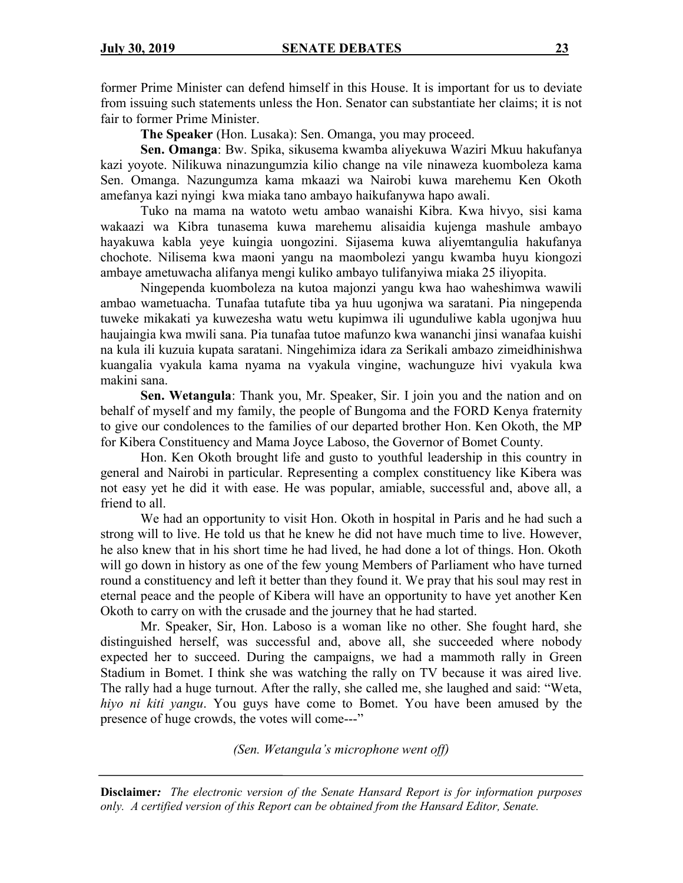former Prime Minister can defend himself in this House. It is important for us to deviate from issuing such statements unless the Hon. Senator can substantiate her claims; it is not fair to former Prime Minister.

**The Speaker** (Hon. Lusaka): Sen. Omanga, you may proceed.

**Sen. Omanga**: Bw. Spika, sikusema kwamba aliyekuwa Waziri Mkuu hakufanya kazi yoyote. Nilikuwa ninazungumzia kilio change na vile ninaweza kuomboleza kama Sen. Omanga. Nazungumza kama mkaazi wa Nairobi kuwa marehemu Ken Okoth amefanya kazi nyingi kwa miaka tano ambayo haikufanywa hapo awali.

Tuko na mama na watoto wetu ambao wanaishi Kibra. Kwa hivyo, sisi kama wakaazi wa Kibra tunasema kuwa marehemu alisaidia kujenga mashule ambayo hayakuwa kabla yeye kuingia uongozini. Sijasema kuwa aliyemtangulia hakufanya chochote. Nilisema kwa maoni yangu na maombolezi yangu kwamba huyu kiongozi ambaye ametuwacha alifanya mengi kuliko ambayo tulifanyiwa miaka 25 iliyopita.

Ningependa kuomboleza na kutoa majonzi yangu kwa hao waheshimwa wawili ambao wametuacha. Tunafaa tutafute tiba ya huu ugonjwa wa saratani. Pia ningependa tuweke mikakati ya kuwezesha watu wetu kupimwa ili ugunduliwe kabla ugonjwa huu haujaingia kwa mwili sana. Pia tunafaa tutoe mafunzo kwa wananchi jinsi wanafaa kuishi na kula ili kuzuia kupata saratani. Ningehimiza idara za Serikali ambazo zimeidhinishwa kuangalia vyakula kama nyama na vyakula vingine, wachunguze hivi vyakula kwa makini sana.

**Sen. Wetangula**: Thank you, Mr. Speaker, Sir. I join you and the nation and on behalf of myself and my family, the people of Bungoma and the FORD Kenya fraternity to give our condolences to the families of our departed brother Hon. Ken Okoth, the MP for Kibera Constituency and Mama Joyce Laboso, the Governor of Bomet County.

Hon. Ken Okoth brought life and gusto to youthful leadership in this country in general and Nairobi in particular. Representing a complex constituency like Kibera was not easy yet he did it with ease. He was popular, amiable, successful and, above all, a friend to all.

We had an opportunity to visit Hon. Okoth in hospital in Paris and he had such a strong will to live. He told us that he knew he did not have much time to live. However, he also knew that in his short time he had lived, he had done a lot of things. Hon. Okoth will go down in history as one of the few young Members of Parliament who have turned round a constituency and left it better than they found it. We pray that his soul may rest in eternal peace and the people of Kibera will have an opportunity to have yet another Ken Okoth to carry on with the crusade and the journey that he had started.

Mr. Speaker, Sir, Hon. Laboso is a woman like no other. She fought hard, she distinguished herself, was successful and, above all, she succeeded where nobody expected her to succeed. During the campaigns, we had a mammoth rally in Green Stadium in Bomet. I think she was watching the rally on TV because it was aired live. The rally had a huge turnout. After the rally, she called me, she laughed and said: "Weta, *hiyo ni kiti yangu*. You guys have come to Bomet. You have been amused by the presence of huge crowds, the votes will come---"

*(Sen. Wetangula's microphone went off)*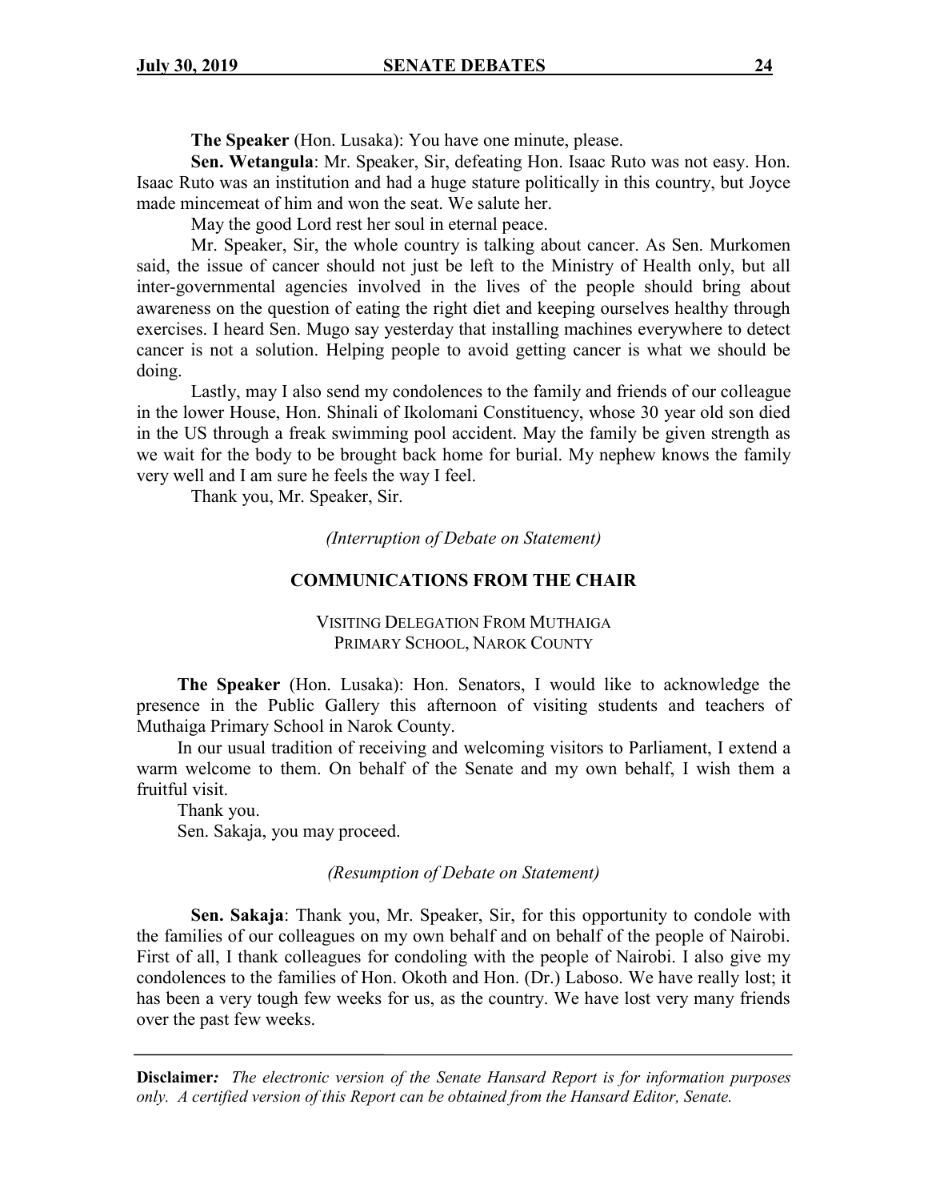**The Speaker** (Hon. Lusaka): You have one minute, please.

**Sen. Wetangula**: Mr. Speaker, Sir, defeating Hon. Isaac Ruto was not easy. Hon. Isaac Ruto was an institution and had a huge stature politically in this country, but Joyce made mincemeat of him and won the seat. We salute her.

May the good Lord rest her soul in eternal peace.

Mr. Speaker, Sir, the whole country is talking about cancer. As Sen. Murkomen said, the issue of cancer should not just be left to the Ministry of Health only, but all inter-governmental agencies involved in the lives of the people should bring about awareness on the question of eating the right diet and keeping ourselves healthy through exercises. I heard Sen. Mugo say yesterday that installing machines everywhere to detect cancer is not a solution. Helping people to avoid getting cancer is what we should be doing.

Lastly, may I also send my condolences to the family and friends of our colleague in the lower House, Hon. Shinali of Ikolomani Constituency, whose 30 year old son died in the US through a freak swimming pool accident. May the family be given strength as we wait for the body to be brought back home for burial. My nephew knows the family very well and I am sure he feels the way I feel.

Thank you, Mr. Speaker, Sir.

*(Interruption of Debate on Statement)*

## COMMUNICATIONS FROM THE CHAIR

### VISITING DELEGATION FROM MUTHAIGA PRIMARY SCHOOL, NAROK COUNTY

**The Speaker** (Hon. Lusaka): Hon. Senators, I would like to acknowledge the presence in the Public Gallery this afternoon of visiting students and teachers of Muthaiga Primary School in Narok County.

In our usual tradition of receiving and welcoming visitors to Parliament, I extend a warm welcome to them. On behalf of the Senate and my own behalf, I wish them a fruitful visit.

Thank you.

Sen. Sakaja, you may proceed.

*(Resumption of Debate on Statement)*

**Sen. Sakaja**: Thank you, Mr. Speaker, Sir, for this opportunity to condole with the families of our colleagues on my own behalf and on behalf of the people of Nairobi. First of all, I thank colleagues for condoling with the people of Nairobi. I also give my condolences to the families of Hon. Okoth and Hon. (Dr.) Laboso. We have really lost; it has been a very tough few weeks for us, as the country. We have lost very many friends over the past few weeks.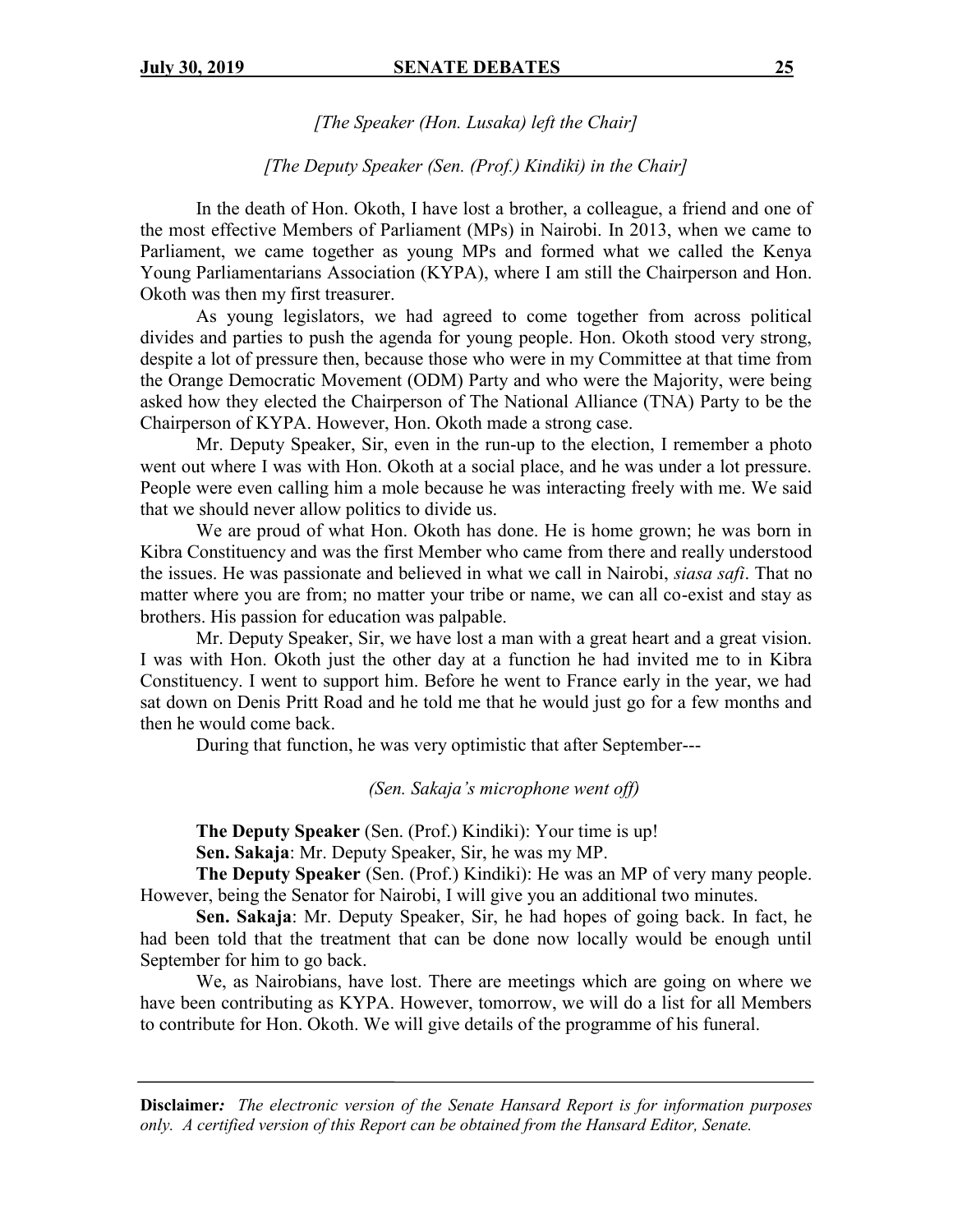*[The Speaker (Hon. Lusaka) left the Chair]*

*[The Deputy Speaker (Sen. (Prof.) Kindiki) in the Chair]*

In the death of Hon. Okoth, I have lost a brother, a colleague, a friend and one of the most effective Members of Parliament (MPs) in Nairobi. In 2013, when we came to Parliament, we came together as young MPs and formed what we called the Kenya Young Parliamentarians Association (KYPA), where I am still the Chairperson and Hon. Okoth was then my first treasurer.

As young legislators, we had agreed to come together from across political divides and parties to push the agenda for young people. Hon. Okoth stood very strong, despite a lot of pressure then, because those who were in my Committee at that time from the Orange Democratic Movement (ODM) Party and who were the Majority, were being asked how they elected the Chairperson of The National Alliance (TNA) Party to be the Chairperson of KYPA. However, Hon. Okoth made a strong case.

Mr. Deputy Speaker, Sir, even in the run-up to the election, I remember a photo went out where I was with Hon. Okoth at a social place, and he was under a lot pressure. People were even calling him a mole because he was interacting freely with me. We said that we should never allow politics to divide us.

We are proud of what Hon. Okoth has done. He is home grown; he was born in Kibra Constituency and was the first Member who came from there and really understood the issues. He was passionate and believed in what we call in Nairobi, *siasa safi*. That no matter where you are from; no matter your tribe or name, we can all co-exist and stay as brothers. His passion for education was palpable.

Mr. Deputy Speaker, Sir, we have lost a man with a great heart and a great vision. I was with Hon. Okoth just the other day at a function he had invited me to in Kibra Constituency. I went to support him. Before he went to France early in the year, we had sat down on Denis Pritt Road and he told me that he would just go for a few months and then he would come back.

During that function, he was very optimistic that after September---

*(Sen. Sakaja's microphone went off)*

**The Deputy Speaker** (Sen. (Prof.) Kindiki): Your time is up!

**Sen. Sakaja**: Mr. Deputy Speaker, Sir, he was my MP.

**The Deputy Speaker** (Sen. (Prof.) Kindiki): He was an MP of very many people. However, being the Senator for Nairobi, I will give you an additional two minutes.

**Sen. Sakaja**: Mr. Deputy Speaker, Sir, he had hopes of going back. In fact, he had been told that the treatment that can be done now locally would be enough until September for him to go back.

We, as Nairobians, have lost. There are meetings which are going on where we have been contributing as KYPA. However, tomorrow, we will do a list for all Members to contribute for Hon. Okoth. We will give details of the programme of his funeral.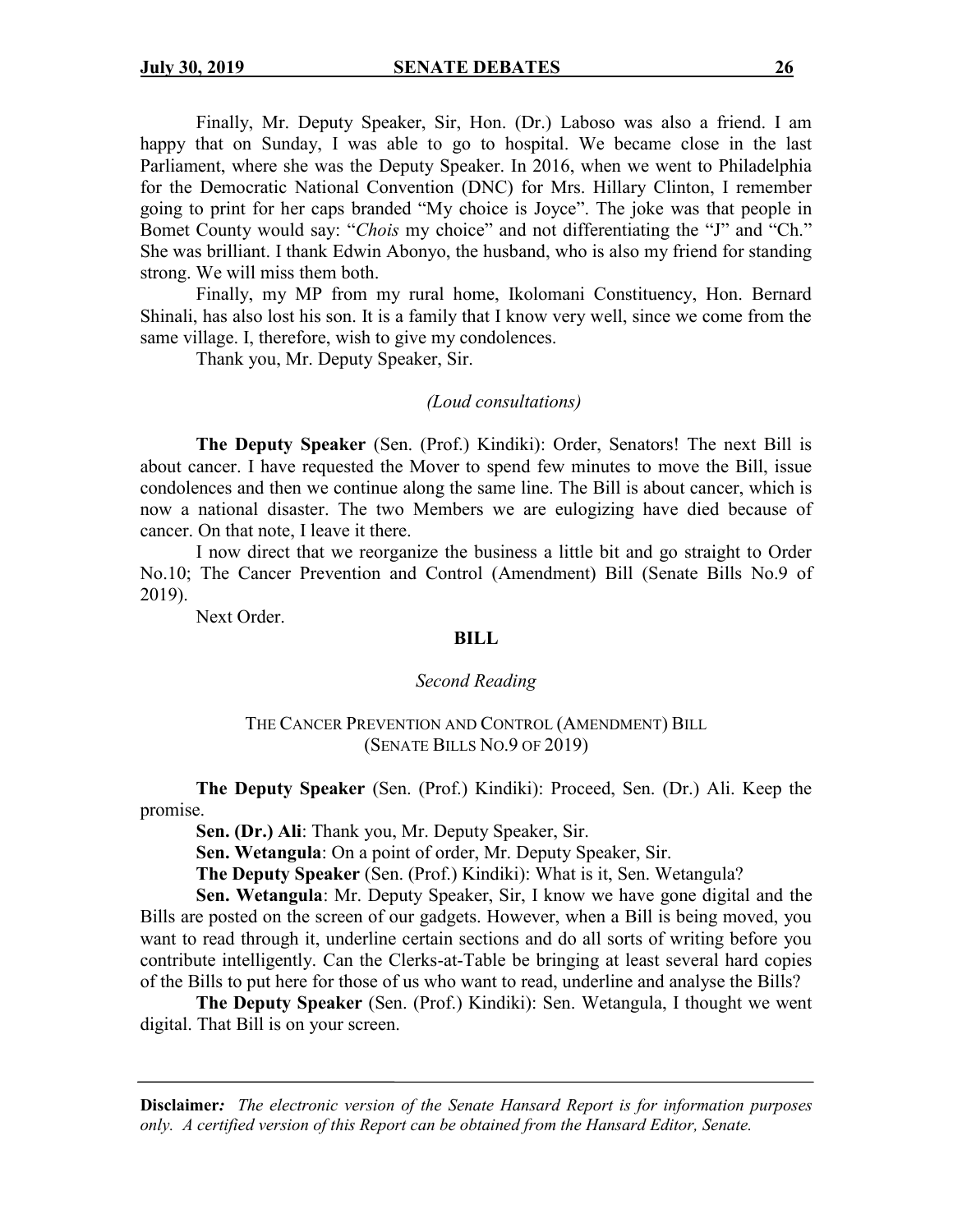Finally, Mr. Deputy Speaker, Sir, Hon. (Dr.) Laboso was also a friend. I am happy that on Sunday, I was able to go to hospital. We became close in the last Parliament, where she was the Deputy Speaker. In 2016, when we went to Philadelphia for the Democratic National Convention (DNC) for Mrs. Hillary Clinton, I remember going to print for her caps branded "My choice is Joyce". The joke was that people in Bomet County would say: "*Chois* my choice" and not differentiating the "J" and "Ch." She was brilliant. I thank Edwin Abonyo, the husband, who is also my friend for standing strong. We will miss them both.

Finally, my MP from my rural home, Ikolomani Constituency, Hon. Bernard Shinali, has also lost his son. It is a family that I know very well, since we come from the same village. I, therefore, wish to give my condolences.

Thank you, Mr. Deputy Speaker, Sir.

*(Loud consultations)*

**The Deputy Speaker** (Sen. (Prof.) Kindiki): Order, Senators! The next Bill is about cancer. I have requested the Mover to spend few minutes to move the Bill, issue condolences and then we continue along the same line. The Bill is about cancer, which is now a national disaster. The two Members we are eulogizing have died because of cancer. On that note, I leave it there.

I now direct that we reorganize the business a little bit and go straight to Order No.10; The Cancer Prevention and Control (Amendment) Bill (Senate Bills No.9 of 2019).

Next Order.

## BILL

*Second Reading*

### THE CANCER PREVENTION AND CONTROL (AMENDMENT) BILL (SENATE BILLS NO.9 OF 2019)

**The Deputy Speaker** (Sen. (Prof.) Kindiki): Proceed, Sen. (Dr.) Ali. Keep the promise.

**Sen. (Dr.) Ali**: Thank you, Mr. Deputy Speaker, Sir.

**Sen. Wetangula**: On a point of order, Mr. Deputy Speaker, Sir.

**The Deputy Speaker** (Sen. (Prof.) Kindiki): What is it, Sen. Wetangula?

**Sen. Wetangula**: Mr. Deputy Speaker, Sir, I know we have gone digital and the Bills are posted on the screen of our gadgets. However, when a Bill is being moved, you want to read through it, underline certain sections and do all sorts of writing before you contribute intelligently. Can the Clerks-at-Table be bringing at least several hard copies of the Bills to put here for those of us who want to read, underline and analyse the Bills?

**The Deputy Speaker** (Sen. (Prof.) Kindiki): Sen. Wetangula, I thought we went digital. That Bill is on your screen.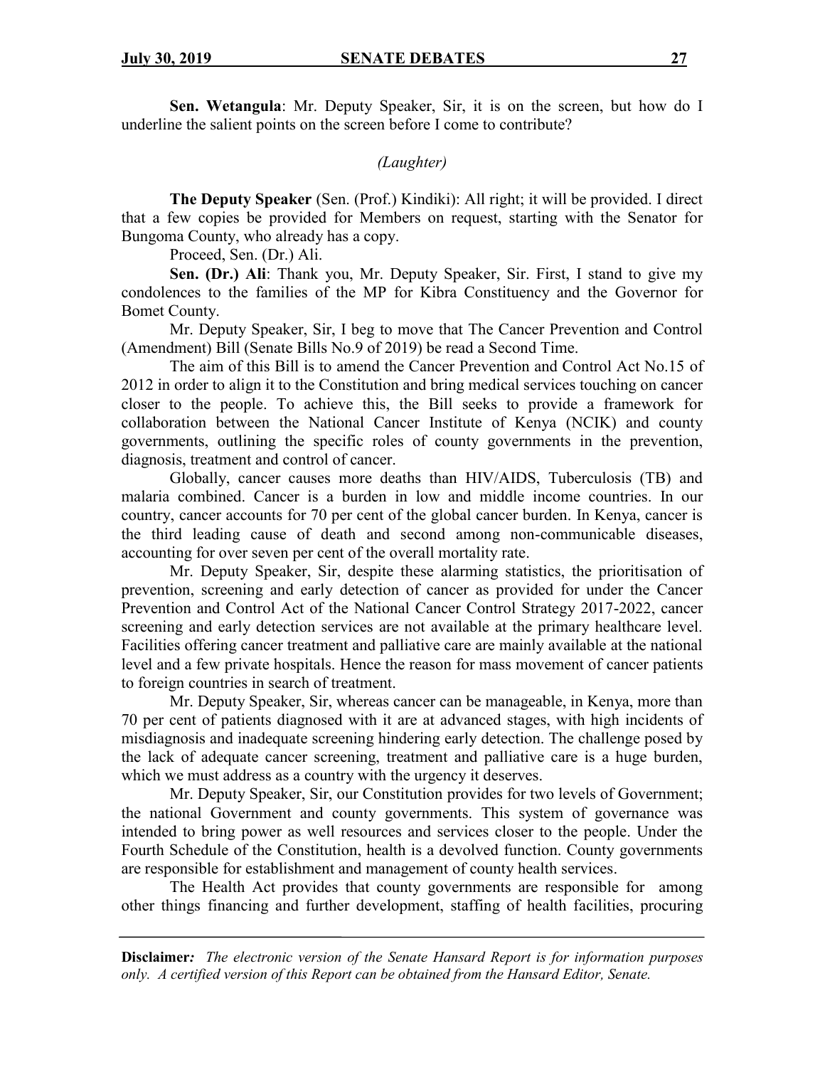**Sen. Wetangula**: Mr. Deputy Speaker, Sir, it is on the screen, but how do I underline the salient points on the screen before I come to contribute?

*(Laughter)*

**The Deputy Speaker** (Sen. (Prof.) Kindiki): All right; it will be provided. I direct that a few copies be provided for Members on request, starting with the Senator for Bungoma County, who already has a copy.

Proceed, Sen. (Dr.) Ali.

**Sen. (Dr.) Ali**: Thank you, Mr. Deputy Speaker, Sir. First, I stand to give my condolences to the families of the MP for Kibra Constituency and the Governor for Bomet County.

Mr. Deputy Speaker, Sir, I beg to move that The Cancer Prevention and Control (Amendment) Bill (Senate Bills No.9 of 2019) be read a Second Time.

The aim of this Bill is to amend the Cancer Prevention and Control Act No.15 of 2012 in order to align it to the Constitution and bring medical services touching on cancer closer to the people. To achieve this, the Bill seeks to provide a framework for collaboration between the National Cancer Institute of Kenya (NCIK) and county governments, outlining the specific roles of county governments in the prevention, diagnosis, treatment and control of cancer.

Globally, cancer causes more deaths than HIV/AIDS, Tuberculosis (TB) and malaria combined. Cancer is a burden in low and middle income countries. In our country, cancer accounts for 70 per cent of the global cancer burden. In Kenya, cancer is the third leading cause of death and second among non-communicable diseases, accounting for over seven per cent of the overall mortality rate.

Mr. Deputy Speaker, Sir, despite these alarming statistics, the prioritisation of prevention, screening and early detection of cancer as provided for under the Cancer Prevention and Control Act of the National Cancer Control Strategy 2017-2022, cancer screening and early detection services are not available at the primary healthcare level. Facilities offering cancer treatment and palliative care are mainly available at the national level and a few private hospitals. Hence the reason for mass movement of cancer patients to foreign countries in search of treatment.

Mr. Deputy Speaker, Sir, whereas cancer can be manageable, in Kenya, more than 70 per cent of patients diagnosed with it are at advanced stages, with high incidents of misdiagnosis and inadequate screening hindering early detection. The challenge posed by the lack of adequate cancer screening, treatment and palliative care is a huge burden, which we must address as a country with the urgency it deserves.

Mr. Deputy Speaker, Sir, our Constitution provides for two levels of Government; the national Government and county governments. This system of governance was intended to bring power as well resources and services closer to the people. Under the Fourth Schedule of the Constitution, health is a devolved function. County governments are responsible for establishment and management of county health services.

The Health Act provides that county governments are responsible for among other things financing and further development, staffing of health facilities, procuring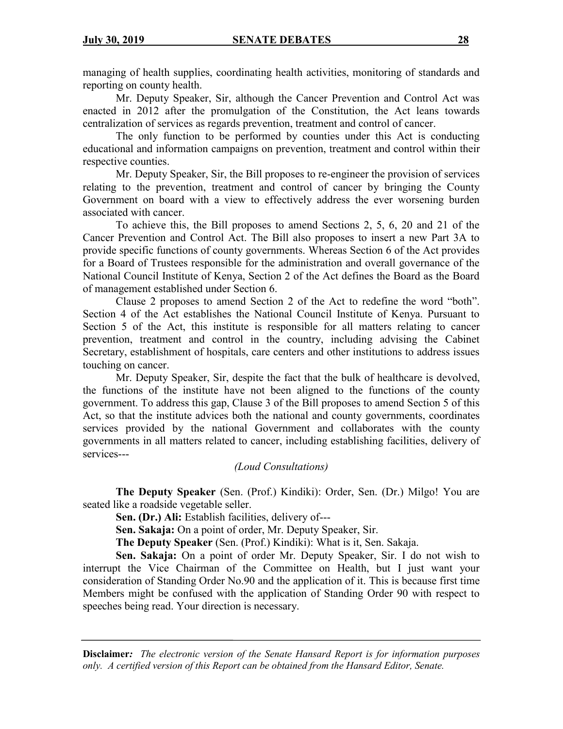managing of health supplies, coordinating health activities, monitoring of standards and reporting on county health.

Mr. Deputy Speaker, Sir, although the Cancer Prevention and Control Act was enacted in 2012 after the promulgation of the Constitution, the Act leans towards centralization of services as regards prevention, treatment and control of cancer.

The only function to be performed by counties under this Act is conducting educational and information campaigns on prevention, treatment and control within their respective counties.

Mr. Deputy Speaker, Sir, the Bill proposes to re-engineer the provision of services relating to the prevention, treatment and control of cancer by bringing the County Government on board with a view to effectively address the ever worsening burden associated with cancer.

To achieve this, the Bill proposes to amend Sections 2, 5, 6, 20 and 21 of the Cancer Prevention and Control Act. The Bill also proposes to insert a new Part 3A to provide specific functions of county governments. Whereas Section 6 of the Act provides for a Board of Trustees responsible for the administration and overall governance of the National Council Institute of Kenya, Section 2 of the Act defines the Board as the Board of management established under Section 6.

Clause 2 proposes to amend Section 2 of the Act to redefine the word "both". Section 4 of the Act establishes the National Council Institute of Kenya. Pursuant to Section 5 of the Act, this institute is responsible for all matters relating to cancer prevention, treatment and control in the country, including advising the Cabinet Secretary, establishment of hospitals, care centers and other institutions to address issues touching on cancer.

Mr. Deputy Speaker, Sir, despite the fact that the bulk of healthcare is devolved, the functions of the institute have not been aligned to the functions of the county government. To address this gap, Clause 3 of the Bill proposes to amend Section 5 of this Act, so that the institute advices both the national and county governments, coordinates services provided by the national Government and collaborates with the county governments in all matters related to cancer, including establishing facilities, delivery of services---

*(Loud Consultations)*

**The Deputy Speaker** (Sen. (Prof.) Kindiki): Order, Sen. (Dr.) Milgo! You are seated like a roadside vegetable seller.

**Sen. (Dr.) Ali:** Establish facilities, delivery of---

**Sen. Sakaja:** On a point of order, Mr. Deputy Speaker, Sir.

**The Deputy Speaker** (Sen. (Prof.) Kindiki): What is it, Sen. Sakaja.

**Sen. Sakaja:** On a point of order Mr. Deputy Speaker, Sir. I do not wish to interrupt the Vice Chairman of the Committee on Health, but I just want your consideration of Standing Order No.90 and the application of it. This is because first time Members might be confused with the application of Standing Order 90 with respect to speeches being read. Your direction is necessary.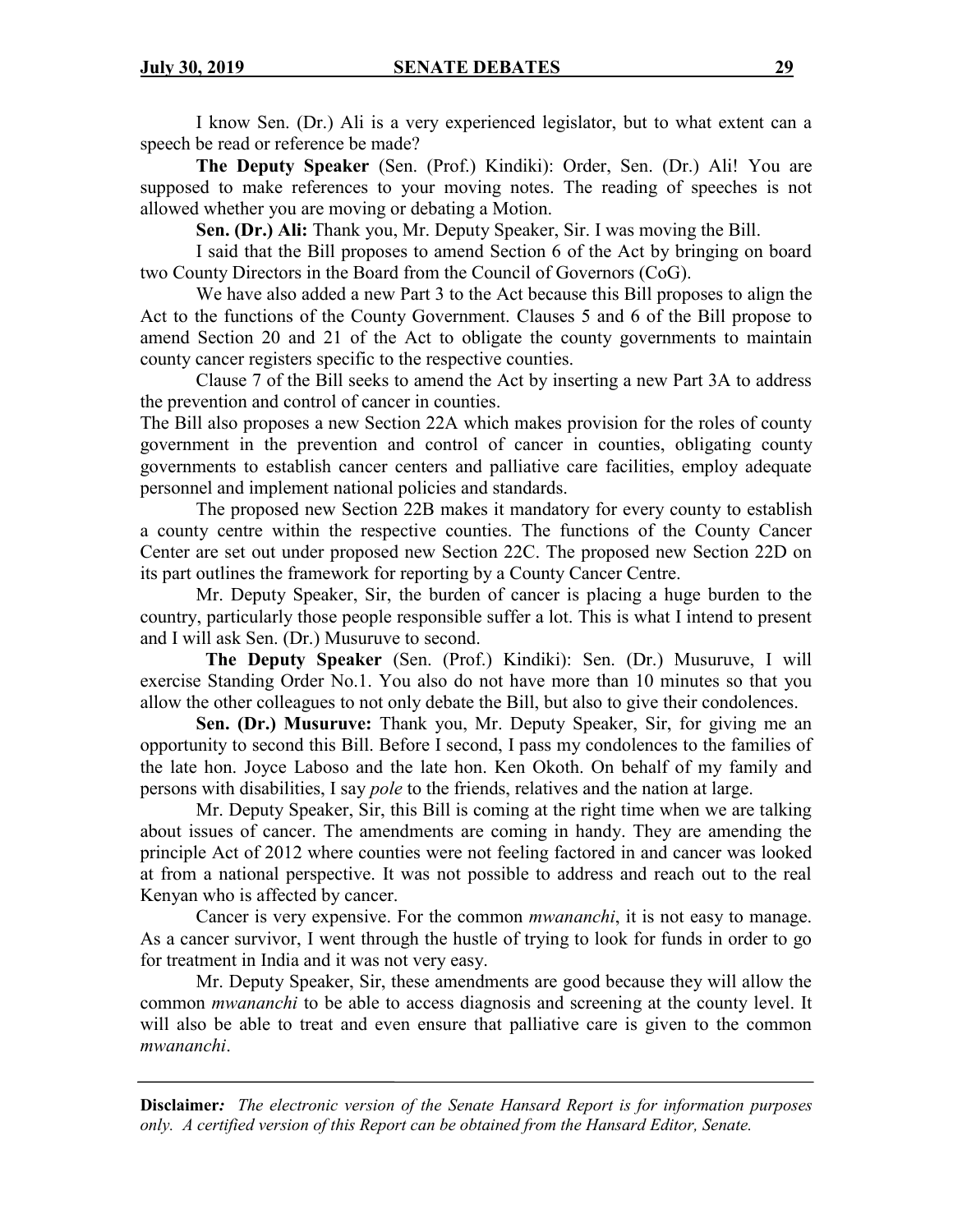I know Sen. (Dr.) Ali is a very experienced legislator, but to what extent can a speech be read or reference be made?

**The Deputy Speaker** (Sen. (Prof.) Kindiki): Order, Sen. (Dr.) Ali! You are supposed to make references to your moving notes. The reading of speeches is not allowed whether you are moving or debating a Motion.

**Sen. (Dr.) Ali:** Thank you, Mr. Deputy Speaker, Sir. I was moving the Bill.

I said that the Bill proposes to amend Section 6 of the Act by bringing on board two County Directors in the Board from the Council of Governors (CoG).

We have also added a new Part 3 to the Act because this Bill proposes to align the Act to the functions of the County Government. Clauses 5 and 6 of the Bill propose to amend Section 20 and 21 of the Act to obligate the county governments to maintain county cancer registers specific to the respective counties.

Clause 7 of the Bill seeks to amend the Act by inserting a new Part 3A to address the prevention and control of cancer in counties.

The Bill also proposes a new Section 22A which makes provision for the roles of county government in the prevention and control of cancer in counties, obligating county governments to establish cancer centers and palliative care facilities, employ adequate personnel and implement national policies and standards.

The proposed new Section 22B makes it mandatory for every county to establish a county centre within the respective counties. The functions of the County Cancer Center are set out under proposed new Section 22C. The proposed new Section 22D on its part outlines the framework for reporting by a County Cancer Centre.

Mr. Deputy Speaker, Sir, the burden of cancer is placing a huge burden to the country, particularly those people responsible suffer a lot. This is what I intend to present and I will ask Sen. (Dr.) Musuruve to second.

**The Deputy Speaker** (Sen. (Prof.) Kindiki): Sen. (Dr.) Musuruve, I will exercise Standing Order No.1. You also do not have more than 10 minutes so that you allow the other colleagues to not only debate the Bill, but also to give their condolences.

**Sen. (Dr.) Musuruve:** Thank you, Mr. Deputy Speaker, Sir, for giving me an opportunity to second this Bill. Before I second, I pass my condolences to the families of the late hon. Joyce Laboso and the late hon. Ken Okoth. On behalf of my family and persons with disabilities, I say *pole* to the friends, relatives and the nation at large.

Mr. Deputy Speaker, Sir, this Bill is coming at the right time when we are talking about issues of cancer. The amendments are coming in handy. They are amending the principle Act of 2012 where counties were not feeling factored in and cancer was looked at from a national perspective. It was not possible to address and reach out to the real Kenyan who is affected by cancer.

Cancer is very expensive. For the common *mwananchi*, it is not easy to manage. As a cancer survivor, I went through the hustle of trying to look for funds in order to go for treatment in India and it was not very easy.

Mr. Deputy Speaker, Sir, these amendments are good because they will allow the common *mwananchi* to be able to access diagnosis and screening at the county level. It will also be able to treat and even ensure that palliative care is given to the common *mwananchi*.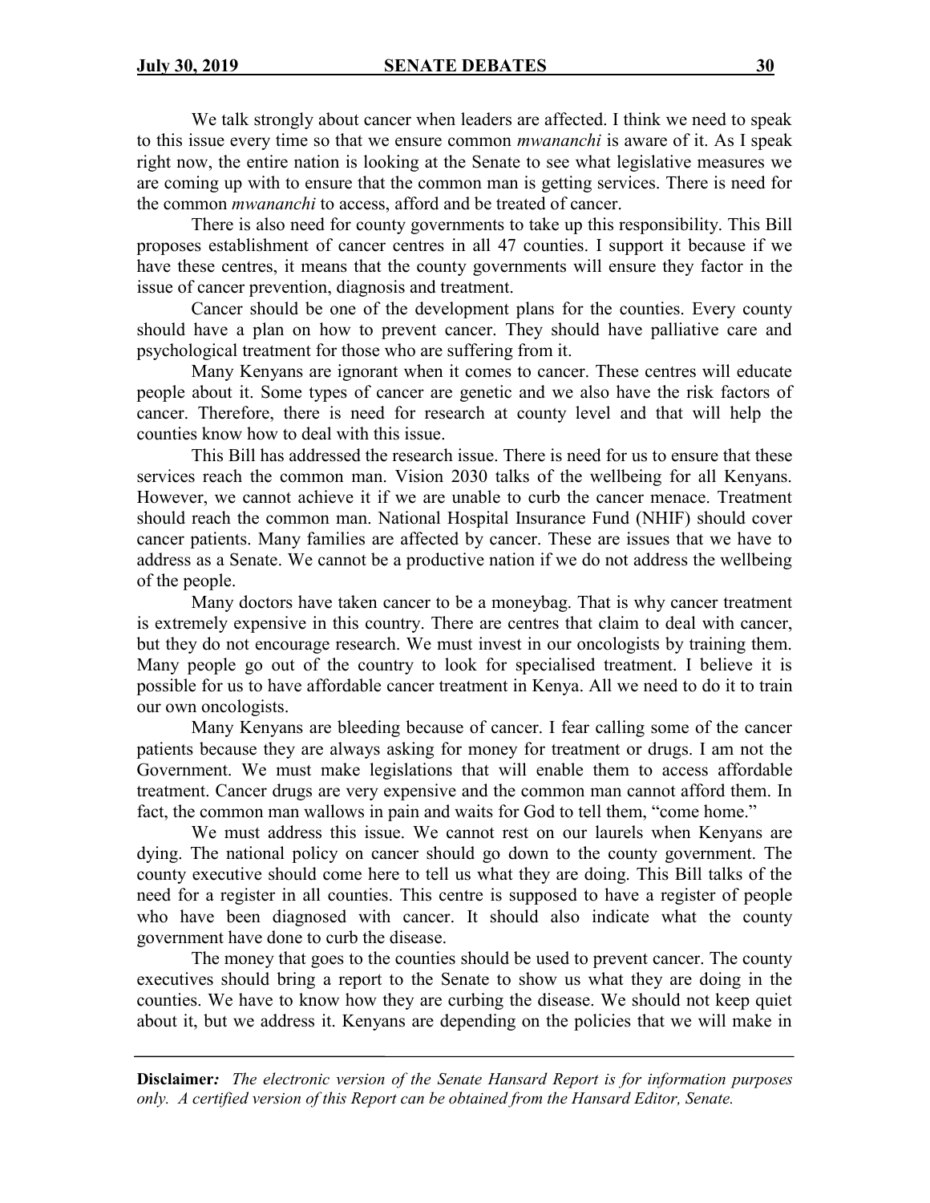We talk strongly about cancer when leaders are affected. I think we need to speak to this issue every time so that we ensure common *mwananchi* is aware of it. As I speak right now, the entire nation is looking at the Senate to see what legislative measures we are coming up with to ensure that the common man is getting services. There is need for the common *mwananchi* to access, afford and be treated of cancer.

There is also need for county governments to take up this responsibility. This Bill proposes establishment of cancer centres in all 47 counties. I support it because if we have these centres, it means that the county governments will ensure they factor in the issue of cancer prevention, diagnosis and treatment.

Cancer should be one of the development plans for the counties. Every county should have a plan on how to prevent cancer. They should have palliative care and psychological treatment for those who are suffering from it.

Many Kenyans are ignorant when it comes to cancer. These centres will educate people about it. Some types of cancer are genetic and we also have the risk factors of cancer. Therefore, there is need for research at county level and that will help the counties know how to deal with this issue.

This Bill has addressed the research issue. There is need for us to ensure that these services reach the common man. Vision 2030 talks of the wellbeing for all Kenyans. However, we cannot achieve it if we are unable to curb the cancer menace. Treatment should reach the common man. National Hospital Insurance Fund (NHIF) should cover cancer patients. Many families are affected by cancer. These are issues that we have to address as a Senate. We cannot be a productive nation if we do not address the wellbeing of the people.

Many doctors have taken cancer to be a moneybag. That is why cancer treatment is extremely expensive in this country. There are centres that claim to deal with cancer, but they do not encourage research. We must invest in our oncologists by training them. Many people go out of the country to look for specialised treatment. I believe it is possible for us to have affordable cancer treatment in Kenya. All we need to do it to train our own oncologists.

Many Kenyans are bleeding because of cancer. I fear calling some of the cancer patients because they are always asking for money for treatment or drugs. I am not the Government. We must make legislations that will enable them to access affordable treatment. Cancer drugs are very expensive and the common man cannot afford them. In fact, the common man wallows in pain and waits for God to tell them, "come home."

We must address this issue. We cannot rest on our laurels when Kenyans are dying. The national policy on cancer should go down to the county government. The county executive should come here to tell us what they are doing. This Bill talks of the need for a register in all counties. This centre is supposed to have a register of people who have been diagnosed with cancer. It should also indicate what the county government have done to curb the disease.

The money that goes to the counties should be used to prevent cancer. The county executives should bring a report to the Senate to show us what they are doing in the counties. We have to know how they are curbing the disease. We should not keep quiet about it, but we address it. Kenyans are depending on the policies that we will make in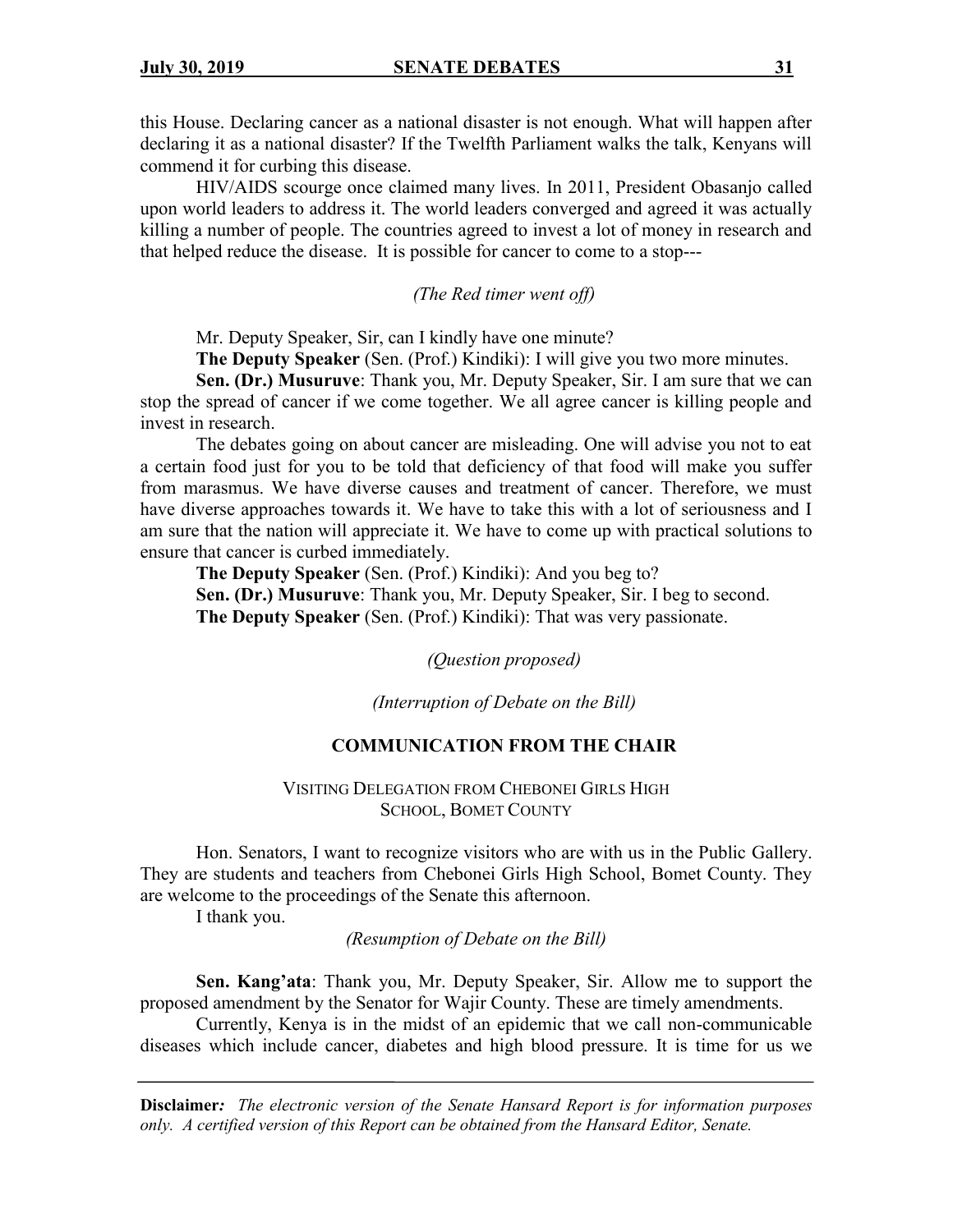this House. Declaring cancer as a national disaster is not enough. What will happen after declaring it as a national disaster? If the Twelfth Parliament walks the talk, Kenyans will commend it for curbing this disease.

HIV/AIDS scourge once claimed many lives. In 2011, President Obasanjo called upon world leaders to address it. The world leaders converged and agreed it was actually killing a number of people. The countries agreed to invest a lot of money in research and that helped reduce the disease. It is possible for cancer to come to a stop---

*(The Red timer went off)*

Mr. Deputy Speaker, Sir, can I kindly have one minute?

**The Deputy Speaker** (Sen. (Prof.) Kindiki): I will give you two more minutes.

**Sen. (Dr.) Musuruve**: Thank you, Mr. Deputy Speaker, Sir. I am sure that we can stop the spread of cancer if we come together. We all agree cancer is killing people and invest in research.

The debates going on about cancer are misleading. One will advise you not to eat a certain food just for you to be told that deficiency of that food will make you suffer from marasmus. We have diverse causes and treatment of cancer. Therefore, we must have diverse approaches towards it. We have to take this with a lot of seriousness and I am sure that the nation will appreciate it. We have to come up with practical solutions to ensure that cancer is curbed immediately.

**The Deputy Speaker** (Sen. (Prof.) Kindiki): And you beg to?

**Sen. (Dr.) Musuruve**: Thank you, Mr. Deputy Speaker, Sir. I beg to second.

**The Deputy Speaker** (Sen. (Prof.) Kindiki): That was very passionate.

*(Question proposed)*

*(Interruption of Debate on the Bill)*

## COMMUNICATION FROM THE CHAIR

### VISITING DELEGATION FROM CHEBONEI GIRLS HIGH SCHOOL, BOMET COUNTY

Hon. Senators, I want to recognize visitors who are with us in the Public Gallery. They are students and teachers from Chebonei Girls High School, Bomet County. They are welcome to the proceedings of the Senate this afternoon.

I thank you.

*(Resumption of Debate on the Bill)*

**Sen. Kang'ata**: Thank you, Mr. Deputy Speaker, Sir. Allow me to support the proposed amendment by the Senator for Wajir County. These are timely amendments.

Currently, Kenya is in the midst of an epidemic that we call non-communicable diseases which include cancer, diabetes and high blood pressure. It is time for us we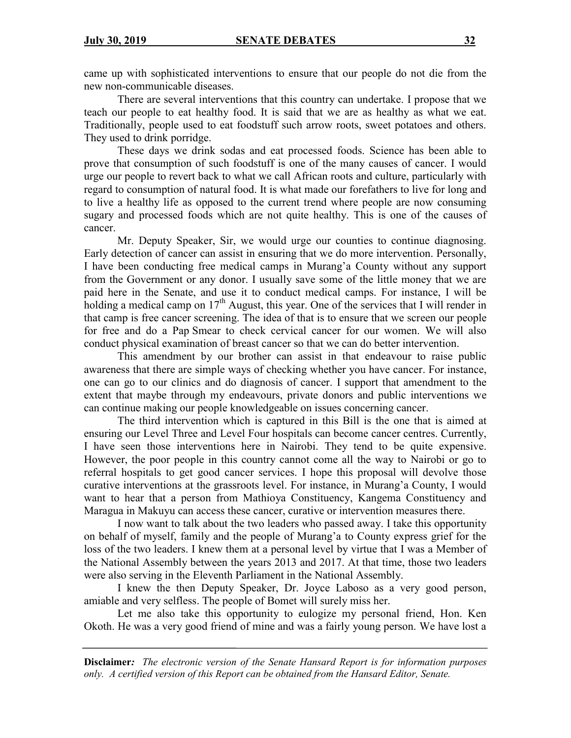came up with sophisticated interventions to ensure that our people do not die from the new non-communicable diseases.

There are several interventions that this country can undertake. I propose that we teach our people to eat healthy food. It is said that we are as healthy as what we eat. Traditionally, people used to eat foodstuff such arrow roots, sweet potatoes and others. They used to drink porridge.

These days we drink sodas and eat processed foods. Science has been able to prove that consumption of such foodstuff is one of the many causes of cancer. I would urge our people to revert back to what we call African roots and culture, particularly with regard to consumption of natural food. It is what made our forefathers to live for long and to live a healthy life as opposed to the current trend where people are now consuming sugary and processed foods which are not quite healthy. This is one of the causes of cancer.

Mr. Deputy Speaker, Sir, we would urge our counties to continue diagnosing. Early detection of cancer can assist in ensuring that we do more intervention. Personally, I have been conducting free medical camps in Murang'a County without any support from the Government or any donor. I usually save some of the little money that we are paid here in the Senate, and use it to conduct medical camps. For instance, I will be holding a medical camp on 17th August, this year. One of the services that I will render in that camp is free cancer screening. The idea of that is to ensure that we screen our people for free and do a Pap Smear to check cervical cancer for our women. We will also conduct physical examination of breast cancer so that we can do better intervention.

This amendment by our brother can assist in that endeavour to raise public awareness that there are simple ways of checking whether you have cancer. For instance, one can go to our clinics and do diagnosis of cancer. I support that amendment to the extent that maybe through my endeavours, private donors and public interventions we can continue making our people knowledgeable on issues concerning cancer.

The third intervention which is captured in this Bill is the one that is aimed at ensuring our Level Three and Level Four hospitals can become cancer centres. Currently, I have seen those interventions here in Nairobi. They tend to be quite expensive. However, the poor people in this country cannot come all the way to Nairobi or go to referral hospitals to get good cancer services. I hope this proposal will devolve those curative interventions at the grassroots level. For instance, in Murang'a County, I would want to hear that a person from Mathioya Constituency, Kangema Constituency and Maragua in Makuyu can access these cancer, curative or intervention measures there.

I now want to talk about the two leaders who passed away. I take this opportunity on behalf of myself, family and the people of Murang'a to County express grief for the loss of the two leaders. I knew them at a personal level by virtue that I was a Member of the National Assembly between the years 2013 and 2017. At that time, those two leaders were also serving in the Eleventh Parliament in the National Assembly.

I knew the then Deputy Speaker, Dr. Joyce Laboso as a very good person, amiable and very selfless. The people of Bomet will surely miss her.

Let me also take this opportunity to eulogize my personal friend, Hon. Ken Okoth. He was a very good friend of mine and was a fairly young person. We have lost a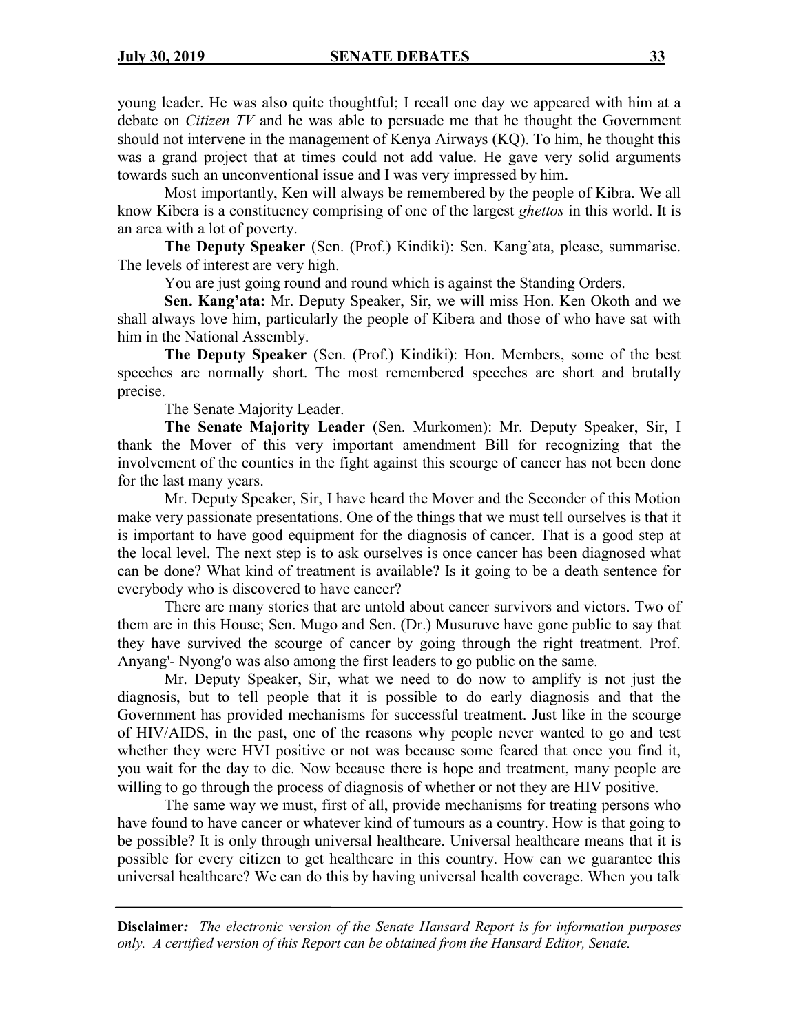young leader. He was also quite thoughtful; I recall one day we appeared with him at a debate on *Citizen TV* and he was able to persuade me that he thought the Government should not intervene in the management of Kenya Airways (KQ). To him, he thought this was a grand project that at times could not add value. He gave very solid arguments towards such an unconventional issue and I was very impressed by him.

Most importantly, Ken will always be remembered by the people of Kibra. We all know Kibera is a constituency comprising of one of the largest *ghettos* in this world. It is an area with a lot of poverty.

**The Deputy Speaker** (Sen. (Prof.) Kindiki): Sen. Kang'ata, please, summarise. The levels of interest are very high.

You are just going round and round which is against the Standing Orders.

**Sen. Kang'ata:** Mr. Deputy Speaker, Sir, we will miss Hon. Ken Okoth and we shall always love him, particularly the people of Kibera and those of who have sat with him in the National Assembly.

**The Deputy Speaker** (Sen. (Prof.) Kindiki): Hon. Members, some of the best speeches are normally short. The most remembered speeches are short and brutally precise.

The Senate Majority Leader.

**The Senate Majority Leader** (Sen. Murkomen): Mr. Deputy Speaker, Sir, I thank the Mover of this very important amendment Bill for recognizing that the involvement of the counties in the fight against this scourge of cancer has not been done for the last many years.

Mr. Deputy Speaker, Sir, I have heard the Mover and the Seconder of this Motion make very passionate presentations. One of the things that we must tell ourselves is that it is important to have good equipment for the diagnosis of cancer. That is a good step at the local level. The next step is to ask ourselves is once cancer has been diagnosed what can be done? What kind of treatment is available? Is it going to be a death sentence for everybody who is discovered to have cancer?

There are many stories that are untold about cancer survivors and victors. Two of them are in this House; Sen. Mugo and Sen. (Dr.) Musuruve have gone public to say that they have survived the scourge of cancer by going through the right treatment. Prof. Anyang'- Nyong'o was also among the first leaders to go public on the same.

Mr. Deputy Speaker, Sir, what we need to do now to amplify is not just the diagnosis, but to tell people that it is possible to do early diagnosis and that the Government has provided mechanisms for successful treatment. Just like in the scourge of HIV/AIDS, in the past, one of the reasons why people never wanted to go and test whether they were HVI positive or not was because some feared that once you find it, you wait for the day to die. Now because there is hope and treatment, many people are willing to go through the process of diagnosis of whether or not they are HIV positive.

The same way we must, first of all, provide mechanisms for treating persons who have found to have cancer or whatever kind of tumours as a country. How is that going to be possible? It is only through universal healthcare. Universal healthcare means that it is possible for every citizen to get healthcare in this country. How can we guarantee this universal healthcare? We can do this by having universal health coverage. When you talk

**Disclaimer***:* *The electronic version of the Senate Hansard Report is for information purposes only. A certified version of this Report can be obtained from the Hansard Editor, Senate.*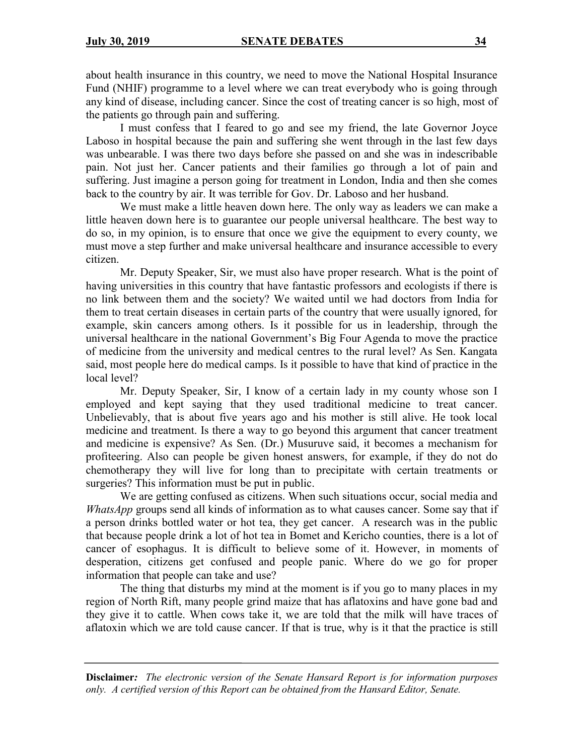about health insurance in this country, we need to move the National Hospital Insurance Fund (NHIF) programme to a level where we can treat everybody who is going through any kind of disease, including cancer. Since the cost of treating cancer is so high, most of the patients go through pain and suffering.

I must confess that I feared to go and see my friend, the late Governor Joyce Laboso in hospital because the pain and suffering she went through in the last few days was unbearable. I was there two days before she passed on and she was in indescribable pain. Not just her. Cancer patients and their families go through a lot of pain and suffering. Just imagine a person going for treatment in London, India and then she comes back to the country by air. It was terrible for Gov. Dr. Laboso and her husband.

We must make a little heaven down here. The only way as leaders we can make a little heaven down here is to guarantee our people universal healthcare. The best way to do so, in my opinion, is to ensure that once we give the equipment to every county, we must move a step further and make universal healthcare and insurance accessible to every citizen.

Mr. Deputy Speaker, Sir, we must also have proper research. What is the point of having universities in this country that have fantastic professors and ecologists if there is no link between them and the society? We waited until we had doctors from India for them to treat certain diseases in certain parts of the country that were usually ignored, for example, skin cancers among others. Is it possible for us in leadership, through the universal healthcare in the national Government's Big Four Agenda to move the practice of medicine from the university and medical centres to the rural level? As Sen. Kangata said, most people here do medical camps. Is it possible to have that kind of practice in the local level?

Mr. Deputy Speaker, Sir, I know of a certain lady in my county whose son I employed and kept saying that they used traditional medicine to treat cancer. Unbelievably, that is about five years ago and his mother is still alive. He took local medicine and treatment. Is there a way to go beyond this argument that cancer treatment and medicine is expensive? As Sen. (Dr.) Musuruve said, it becomes a mechanism for profiteering. Also can people be given honest answers, for example, if they do not do chemotherapy they will live for long than to precipitate with certain treatments or surgeries? This information must be put in public.

We are getting confused as citizens. When such situations occur, social media and *WhatsApp* groups send all kinds of information as to what causes cancer. Some say that if a person drinks bottled water or hot tea, they get cancer. A research was in the public that because people drink a lot of hot tea in Bomet and Kericho counties, there is a lot of cancer of esophagus. It is difficult to believe some of it. However, in moments of desperation, citizens get confused and people panic. Where do we go for proper information that people can take and use?

The thing that disturbs my mind at the moment is if you go to many places in my region of North Rift, many people grind maize that has aflatoxins and have gone bad and they give it to cattle. When cows take it, we are told that the milk will have traces of aflatoxin which we are told cause cancer. If that is true, why is it that the practice is still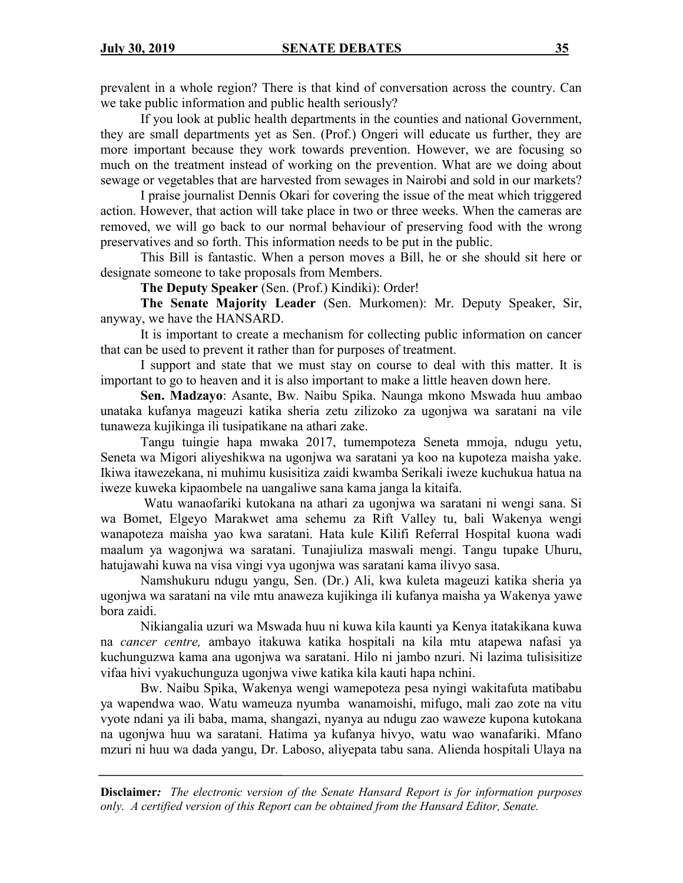prevalent in a whole region? There is that kind of conversation across the country. Can we take public information and public health seriously?

If you look at public health departments in the counties and national Government, they are small departments yet as Sen. (Prof.) Ongeri will educate us further, they are more important because they work towards prevention. However, we are focusing so much on the treatment instead of working on the prevention. What are we doing about sewage or vegetables that are harvested from sewages in Nairobi and sold in our markets?

I praise journalist Dennis Okari for covering the issue of the meat which triggered action. However, that action will take place in two or three weeks. When the cameras are removed, we will go back to our normal behaviour of preserving food with the wrong preservatives and so forth. This information needs to be put in the public.

This Bill is fantastic. When a person moves a Bill, he or she should sit here or designate someone to take proposals from Members.

**The Deputy Speaker** (Sen. (Prof.) Kindiki): Order!

**The Senate Majority Leader** (Sen. Murkomen): Mr. Deputy Speaker, Sir, anyway, we have the HANSARD.

It is important to create a mechanism for collecting public information on cancer that can be used to prevent it rather than for purposes of treatment.

I support and state that we must stay on course to deal with this matter. It is important to go to heaven and it is also important to make a little heaven down here.

**Sen. Madzayo**: Asante, Bw. Naibu Spika. Naunga mkono Mswada huu ambao unataka kufanya mageuzi katika sheria zetu zilizoko za ugonjwa wa saratani na vile tunaweza kujikinga ili tusipatikane na athari zake.

Tangu tuingie hapa mwaka 2017, tumempoteza Seneta mmoja, ndugu yetu, Seneta wa Migori aliyeshikwa na ugonjwa wa saratani ya koo na kupoteza maisha yake. Ikiwa itawezekana, ni muhimu kusisitiza zaidi kwamba Serikali iweze kuchukua hatua na iweze kuweka kipaombele na uangaliwe sana kama janga la kitaifa.

Watu wanaofariki kutokana na athari za ugonjwa wa saratani ni wengi sana. Si wa Bomet, Elgeyo Marakwet ama sehemu za Rift Valley tu, bali Wakenya wengi wanapoteza maisha yao kwa saratani. Hata kule Kilifi Referral Hospital kuona wadi maalum ya wagonjwa wa saratani. Tunajiuliza maswali mengi. Tangu tupake Uhuru, hatujawahi kuwa na visa vingi vya ugonjwa was saratani kama ilivyo sasa.

Namshukuru ndugu yangu, Sen. (Dr.) Ali, kwa kuleta mageuzi katika sheria ya ugonjwa wa saratani na vile mtu anaweza kujikinga ili kufanya maisha ya Wakenya yawe bora zaidi.

Nikiangalia uzuri wa Mswada huu ni kuwa kila kaunti ya Kenya itatakikana kuwa na *cancer centre,* ambayo itakuwa katika hospitali na kila mtu atapewa nafasi ya kuchunguzwa kama ana ugonjwa wa saratani. Hilo ni jambo nzuri. Ni lazima tulisisitize vifaa hivi vyakuchunguza ugonjwa viwe katika kila kauti hapa nchini.

Bw. Naibu Spika, Wakenya wengi wamepoteza pesa nyingi wakitafuta matibabu ya wapendwa wao. Watu wameuza nyumba wanamoishi, mifugo, mali zao zote na vitu vyote ndani ya ili baba, mama, shangazi, nyanya au ndugu zao waweze kupona kutokana na ugonjwa huu wa saratani. Hatima ya kufanya hivyo, watu wao wanafariki. Mfano mzuri ni huu wa dada yangu, Dr. Laboso, aliyepata tabu sana. Alienda hospitali Ulaya na

**Disclaimer***: The electronic version of the Senate Hansard Report is for information purposes only. A certified version of this Report can be obtained from the Hansard Editor, Senate.*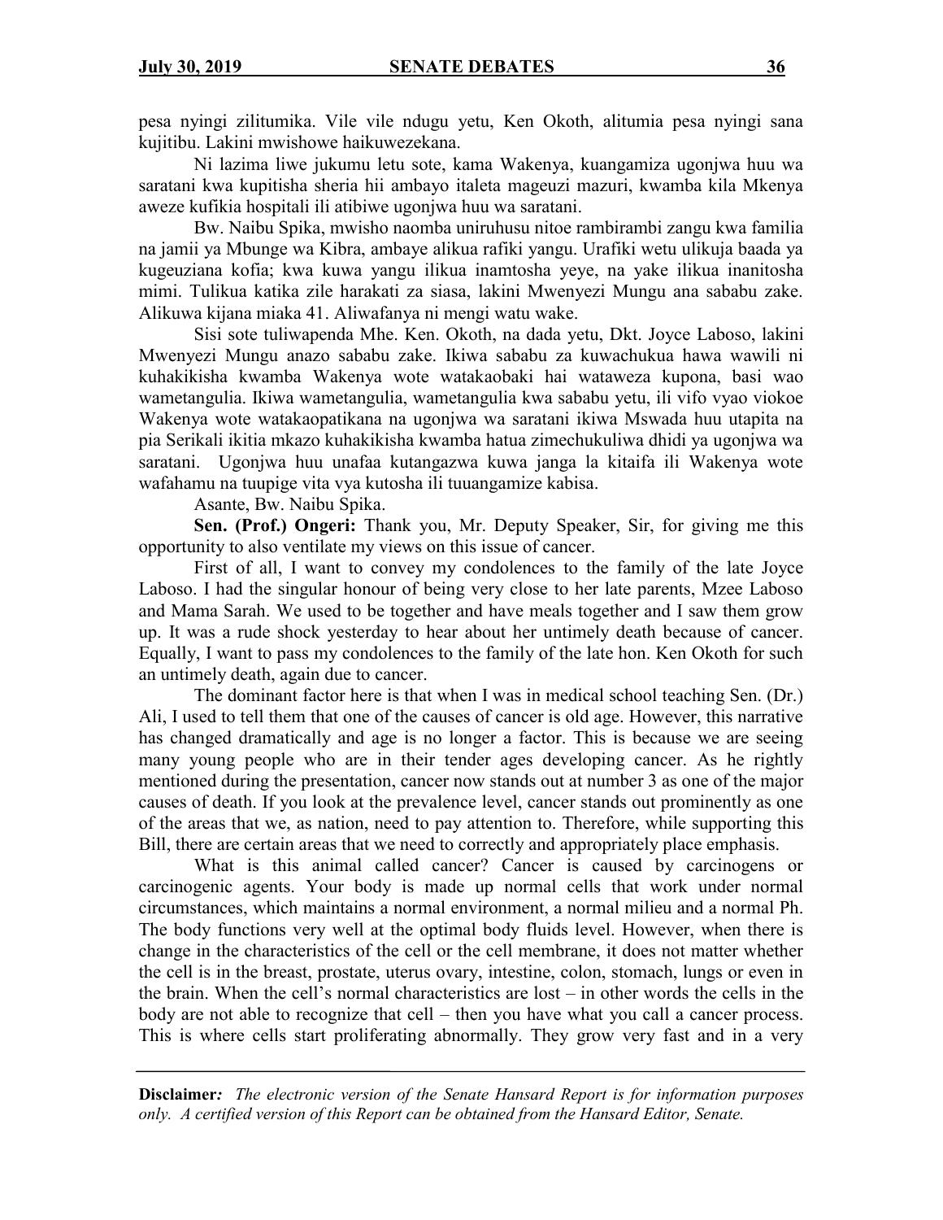pesa nyingi zilitumika. Vile vile ndugu yetu, Ken Okoth, alitumia pesa nyingi sana kujitibu. Lakini mwishowe haikuwezekana.

Ni lazima liwe jukumu letu sote, kama Wakenya, kuangamiza ugonjwa huu wa saratani kwa kupitisha sheria hii ambayo italeta mageuzi mazuri, kwamba kila Mkenya aweze kufikia hospitali ili atibiwe ugonjwa huu wa saratani.

Bw. Naibu Spika, mwisho naomba uniruhusu nitoe rambirambi zangu kwa familia na jamii ya Mbunge wa Kibra, ambaye alikua rafiki yangu. Urafiki wetu ulikuja baada ya kugeuziana kofia; kwa kuwa yangu ilikua inamtosha yeye, na yake ilikua inanitosha mimi. Tulikua katika zile harakati za siasa, lakini Mwenyezi Mungu ana sababu zake. Alikuwa kijana miaka 41. Aliwafanya ni mengi watu wake.

Sisi sote tuliwapenda Mhe. Ken. Okoth, na dada yetu, Dkt. Joyce Laboso, lakini Mwenyezi Mungu anazo sababu zake. Ikiwa sababu za kuwachukua hawa wawili ni kuhakikisha kwamba Wakenya wote watakaobaki hai wataweza kupona, basi wao wametangulia. Ikiwa wametangulia, wametangulia kwa sababu yetu, ili vifo vyao viokoe Wakenya wote watakaopatikana na ugonjwa wa saratani ikiwa Mswada huu utapita na pia Serikali ikitia mkazo kuhakikisha kwamba hatua zimechukuliwa dhidi ya ugonjwa wa saratani. Ugonjwa huu unafaa kutangazwa kuwa janga la kitaifa ili Wakenya wote wafahamu na tuupige vita vya kutosha ili tuuangamize kabisa.

Asante, Bw. Naibu Spika.

**Sen. (Prof.) Ongeri:** Thank you, Mr. Deputy Speaker, Sir, for giving me this opportunity to also ventilate my views on this issue of cancer.

First of all, I want to convey my condolences to the family of the late Joyce Laboso. I had the singular honour of being very close to her late parents, Mzee Laboso and Mama Sarah. We used to be together and have meals together and I saw them grow up. It was a rude shock yesterday to hear about her untimely death because of cancer. Equally, I want to pass my condolences to the family of the late hon. Ken Okoth for such an untimely death, again due to cancer.

The dominant factor here is that when I was in medical school teaching Sen. (Dr.) Ali, I used to tell them that one of the causes of cancer is old age. However, this narrative has changed dramatically and age is no longer a factor. This is because we are seeing many young people who are in their tender ages developing cancer. As he rightly mentioned during the presentation, cancer now stands out at number 3 as one of the major causes of death. If you look at the prevalence level, cancer stands out prominently as one of the areas that we, as nation, need to pay attention to. Therefore, while supporting this Bill, there are certain areas that we need to correctly and appropriately place emphasis.

What is this animal called cancer? Cancer is caused by carcinogens or carcinogenic agents. Your body is made up normal cells that work under normal circumstances, which maintains a normal environment, a normal milieu and a normal Ph. The body functions very well at the optimal body fluids level. However, when there is change in the characteristics of the cell or the cell membrane, it does not matter whether the cell is in the breast, prostate, uterus ovary, intestine, colon, stomach, lungs or even in the brain. When the cell's normal characteristics are lost – in other words the cells in the body are not able to recognize that cell – then you have what you call a cancer process. This is where cells start proliferating abnormally. They grow very fast and in a very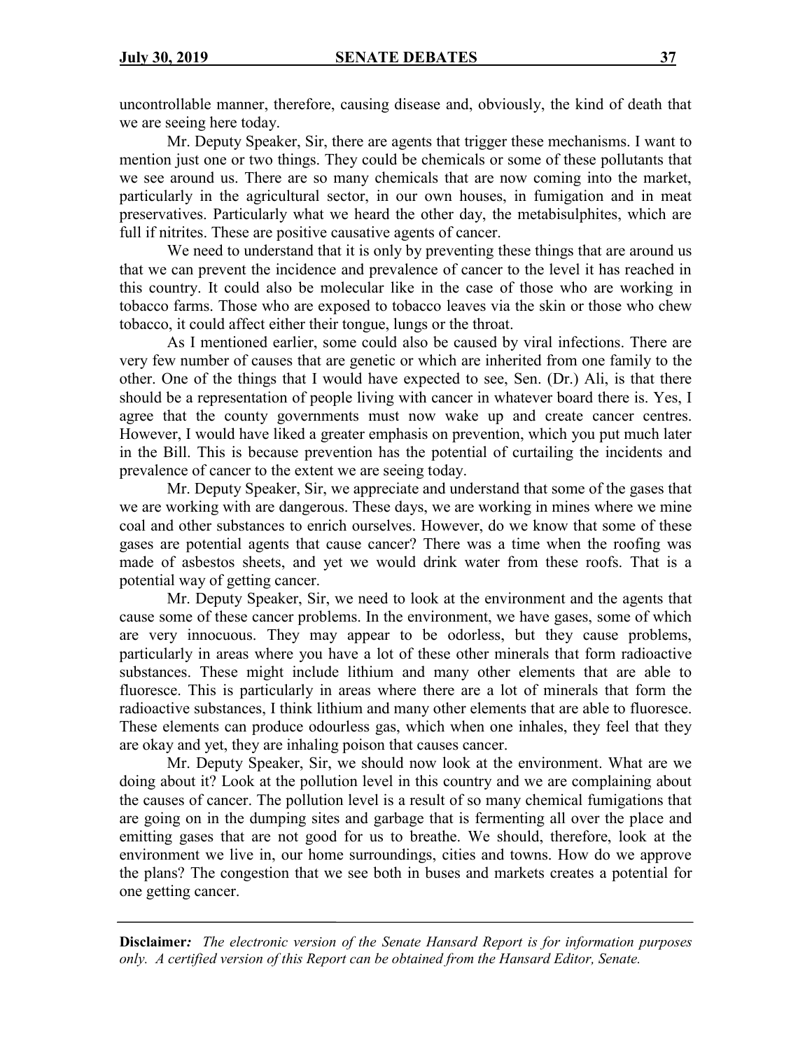uncontrollable manner, therefore, causing disease and, obviously, the kind of death that we are seeing here today.

Mr. Deputy Speaker, Sir, there are agents that trigger these mechanisms. I want to mention just one or two things. They could be chemicals or some of these pollutants that we see around us. There are so many chemicals that are now coming into the market, particularly in the agricultural sector, in our own houses, in fumigation and in meat preservatives. Particularly what we heard the other day, the metabisulphites, which are full if nitrites. These are positive causative agents of cancer.

We need to understand that it is only by preventing these things that are around us that we can prevent the incidence and prevalence of cancer to the level it has reached in this country. It could also be molecular like in the case of those who are working in tobacco farms. Those who are exposed to tobacco leaves via the skin or those who chew tobacco, it could affect either their tongue, lungs or the throat.

As I mentioned earlier, some could also be caused by viral infections. There are very few number of causes that are genetic or which are inherited from one family to the other. One of the things that I would have expected to see, Sen. (Dr.) Ali, is that there should be a representation of people living with cancer in whatever board there is. Yes, I agree that the county governments must now wake up and create cancer centres. However, I would have liked a greater emphasis on prevention, which you put much later in the Bill. This is because prevention has the potential of curtailing the incidents and prevalence of cancer to the extent we are seeing today.

Mr. Deputy Speaker, Sir, we appreciate and understand that some of the gases that we are working with are dangerous. These days, we are working in mines where we mine coal and other substances to enrich ourselves. However, do we know that some of these gases are potential agents that cause cancer? There was a time when the roofing was made of asbestos sheets, and yet we would drink water from these roofs. That is a potential way of getting cancer.

Mr. Deputy Speaker, Sir, we need to look at the environment and the agents that cause some of these cancer problems. In the environment, we have gases, some of which are very innocuous. They may appear to be odorless, but they cause problems, particularly in areas where you have a lot of these other minerals that form radioactive substances. These might include lithium and many other elements that are able to fluoresce. This is particularly in areas where there are a lot of minerals that form the radioactive substances, I think lithium and many other elements that are able to fluoresce. These elements can produce odourless gas, which when one inhales, they feel that they are okay and yet, they are inhaling poison that causes cancer.

Mr. Deputy Speaker, Sir, we should now look at the environment. What are we doing about it? Look at the pollution level in this country and we are complaining about the causes of cancer. The pollution level is a result of so many chemical fumigations that are going on in the dumping sites and garbage that is fermenting all over the place and emitting gases that are not good for us to breathe. We should, therefore, look at the environment we live in, our home surroundings, cities and towns. How do we approve the plans? The congestion that we see both in buses and markets creates a potential for one getting cancer.

**Disclaimer***:* *The electronic version of the Senate Hansard Report is for information purposes only. A certified version of this Report can be obtained from the Hansard Editor, Senate.*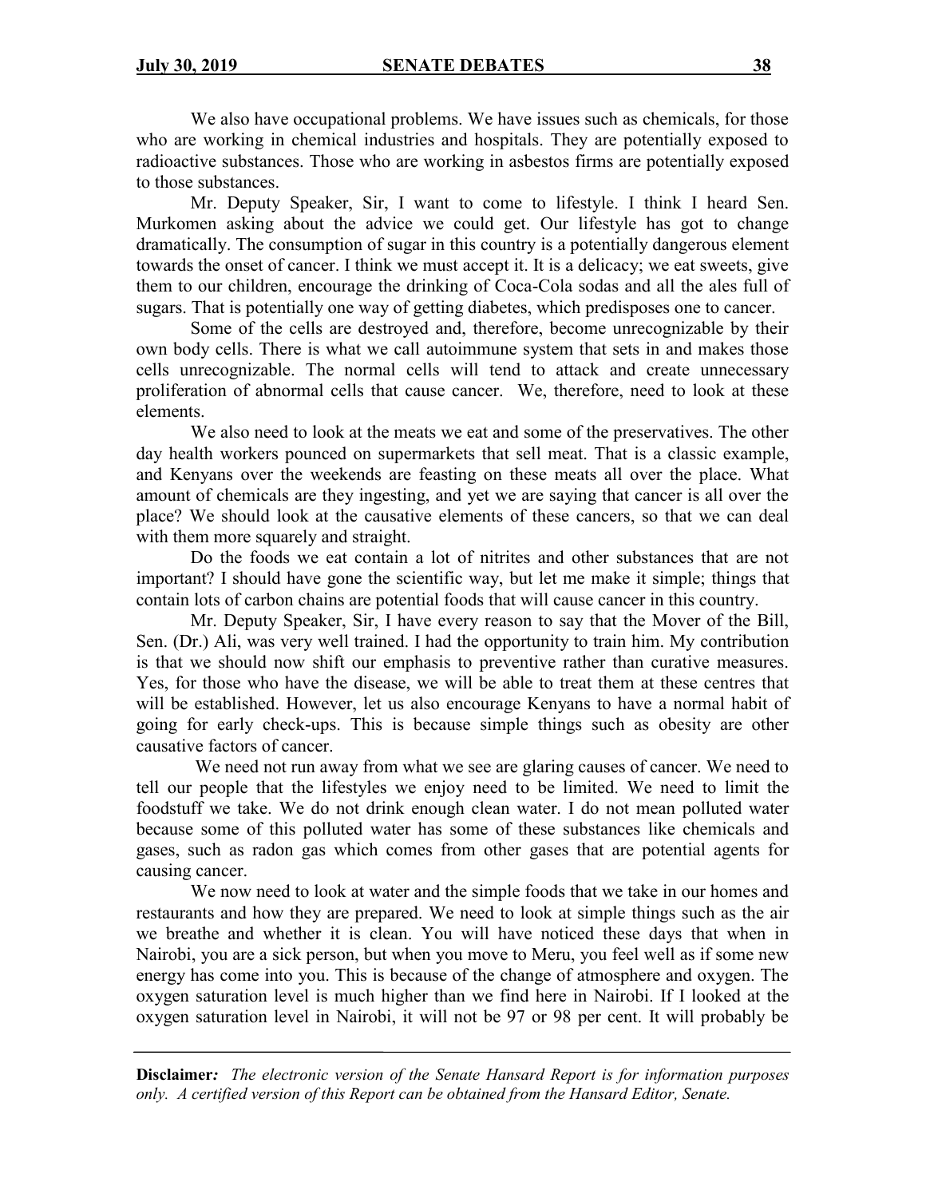We also have occupational problems. We have issues such as chemicals, for those who are working in chemical industries and hospitals. They are potentially exposed to radioactive substances. Those who are working in asbestos firms are potentially exposed to those substances.

Mr. Deputy Speaker, Sir, I want to come to lifestyle. I think I heard Sen. Murkomen asking about the advice we could get. Our lifestyle has got to change dramatically. The consumption of sugar in this country is a potentially dangerous element towards the onset of cancer. I think we must accept it. It is a delicacy; we eat sweets, give them to our children, encourage the drinking of Coca-Cola sodas and all the ales full of sugars. That is potentially one way of getting diabetes, which predisposes one to cancer.

Some of the cells are destroyed and, therefore, become unrecognizable by their own body cells. There is what we call autoimmune system that sets in and makes those cells unrecognizable. The normal cells will tend to attack and create unnecessary proliferation of abnormal cells that cause cancer. We, therefore, need to look at these elements.

We also need to look at the meats we eat and some of the preservatives. The other day health workers pounced on supermarkets that sell meat. That is a classic example, and Kenyans over the weekends are feasting on these meats all over the place. What amount of chemicals are they ingesting, and yet we are saying that cancer is all over the place? We should look at the causative elements of these cancers, so that we can deal with them more squarely and straight.

Do the foods we eat contain a lot of nitrites and other substances that are not important? I should have gone the scientific way, but let me make it simple; things that contain lots of carbon chains are potential foods that will cause cancer in this country.

Mr. Deputy Speaker, Sir, I have every reason to say that the Mover of the Bill, Sen. (Dr.) Ali, was very well trained. I had the opportunity to train him. My contribution is that we should now shift our emphasis to preventive rather than curative measures. Yes, for those who have the disease, we will be able to treat them at these centres that will be established. However, let us also encourage Kenyans to have a normal habit of going for early check-ups. This is because simple things such as obesity are other causative factors of cancer.

We need not run away from what we see are glaring causes of cancer. We need to tell our people that the lifestyles we enjoy need to be limited. We need to limit the foodstuff we take. We do not drink enough clean water. I do not mean polluted water because some of this polluted water has some of these substances like chemicals and gases, such as radon gas which comes from other gases that are potential agents for causing cancer.

We now need to look at water and the simple foods that we take in our homes and restaurants and how they are prepared. We need to look at simple things such as the air we breathe and whether it is clean. You will have noticed these days that when in Nairobi, you are a sick person, but when you move to Meru, you feel well as if some new energy has come into you. This is because of the change of atmosphere and oxygen. The oxygen saturation level is much higher than we find here in Nairobi. If I looked at the oxygen saturation level in Nairobi, it will not be 97 or 98 per cent. It will probably be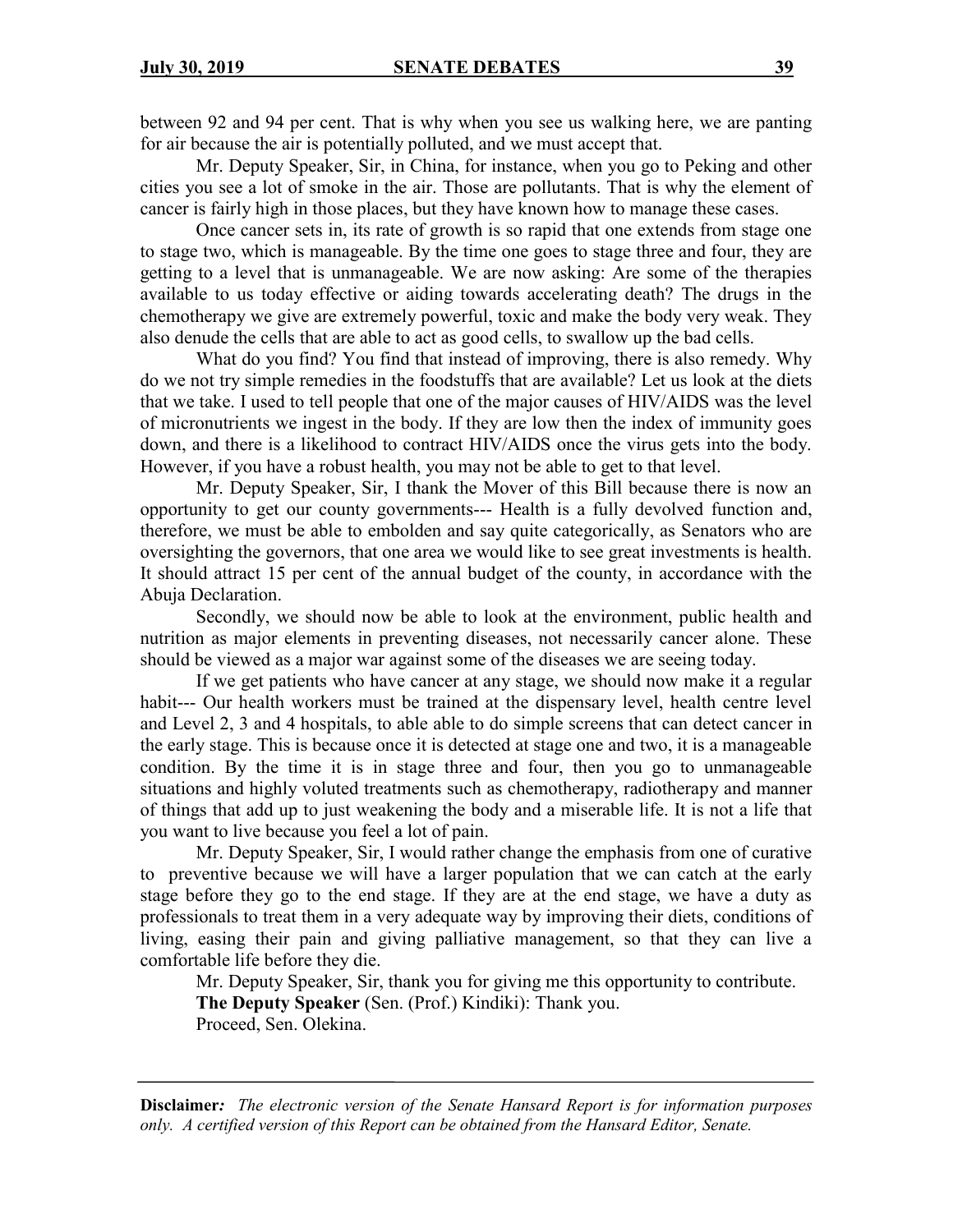between 92 and 94 per cent. That is why when you see us walking here, we are panting for air because the air is potentially polluted, and we must accept that.

Mr. Deputy Speaker, Sir, in China, for instance, when you go to Peking and other cities you see a lot of smoke in the air. Those are pollutants. That is why the element of cancer is fairly high in those places, but they have known how to manage these cases.

Once cancer sets in, its rate of growth is so rapid that one extends from stage one to stage two, which is manageable. By the time one goes to stage three and four, they are getting to a level that is unmanageable. We are now asking: Are some of the therapies available to us today effective or aiding towards accelerating death? The drugs in the chemotherapy we give are extremely powerful, toxic and make the body very weak. They also denude the cells that are able to act as good cells, to swallow up the bad cells.

What do you find? You find that instead of improving, there is also remedy. Why do we not try simple remedies in the foodstuffs that are available? Let us look at the diets that we take. I used to tell people that one of the major causes of HIV/AIDS was the level of micronutrients we ingest in the body. If they are low then the index of immunity goes down, and there is a likelihood to contract HIV/AIDS once the virus gets into the body. However, if you have a robust health, you may not be able to get to that level.

Mr. Deputy Speaker, Sir, I thank the Mover of this Bill because there is now an opportunity to get our county governments--- Health is a fully devolved function and, therefore, we must be able to embolden and say quite categorically, as Senators who are oversighting the governors, that one area we would like to see great investments is health. It should attract 15 per cent of the annual budget of the county, in accordance with the Abuja Declaration.

Secondly, we should now be able to look at the environment, public health and nutrition as major elements in preventing diseases, not necessarily cancer alone. These should be viewed as a major war against some of the diseases we are seeing today.

If we get patients who have cancer at any stage, we should now make it a regular habit--- Our health workers must be trained at the dispensary level, health centre level and Level 2, 3 and 4 hospitals, to able able to do simple screens that can detect cancer in the early stage. This is because once it is detected at stage one and two, it is a manageable condition. By the time it is in stage three and four, then you go to unmanageable situations and highly voluted treatments such as chemotherapy, radiotherapy and manner of things that add up to just weakening the body and a miserable life. It is not a life that you want to live because you feel a lot of pain.

Mr. Deputy Speaker, Sir, I would rather change the emphasis from one of curative to preventive because we will have a larger population that we can catch at the early stage before they go to the end stage. If they are at the end stage, we have a duty as professionals to treat them in a very adequate way by improving their diets, conditions of living, easing their pain and giving palliative management, so that they can live a comfortable life before they die.

Mr. Deputy Speaker, Sir, thank you for giving me this opportunity to contribute.

**The Deputy Speaker** (Sen. (Prof.) Kindiki): Thank you.

Proceed, Sen. Olekina.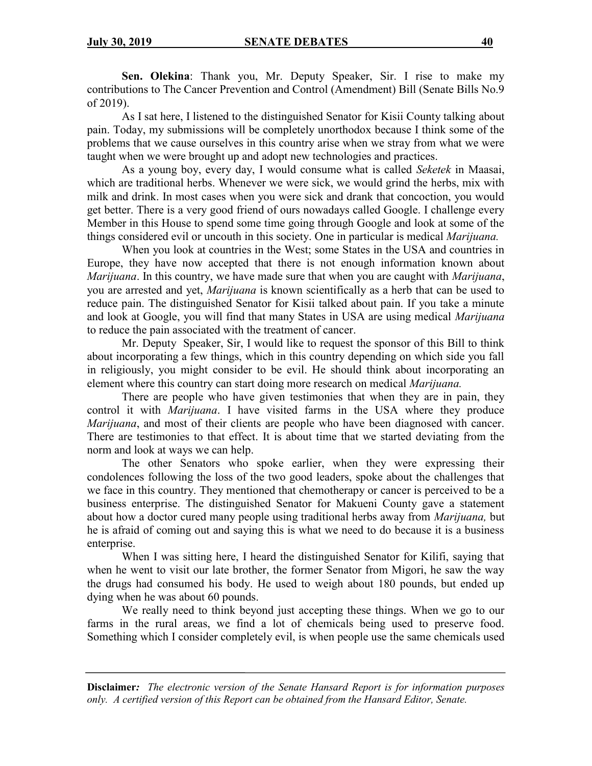**Sen. Olekina**: Thank you, Mr. Deputy Speaker, Sir. I rise to make my contributions to The Cancer Prevention and Control (Amendment) Bill (Senate Bills No.9 of 2019).

As I sat here, I listened to the distinguished Senator for Kisii County talking about pain. Today, my submissions will be completely unorthodox because I think some of the problems that we cause ourselves in this country arise when we stray from what we were taught when we were brought up and adopt new technologies and practices.

As a young boy, every day, I would consume what is called *Seketek* in Maasai, which are traditional herbs. Whenever we were sick, we would grind the herbs, mix with milk and drink. In most cases when you were sick and drank that concoction, you would get better. There is a very good friend of ours nowadays called Google. I challenge every Member in this House to spend some time going through Google and look at some of the things considered evil or uncouth in this society. One in particular is medical *Marijuana.*

When you look at countries in the West; some States in the USA and countries in Europe, they have now accepted that there is not enough information known about *Marijuana*. In this country, we have made sure that when you are caught with *Marijuana*, you are arrested and yet, *Marijuana* is known scientifically as a herb that can be used to reduce pain. The distinguished Senator for Kisii talked about pain. If you take a minute and look at Google, you will find that many States in USA are using medical *Marijuana* to reduce the pain associated with the treatment of cancer.

Mr. Deputy Speaker, Sir, I would like to request the sponsor of this Bill to think about incorporating a few things, which in this country depending on which side you fall in religiously, you might consider to be evil. He should think about incorporating an element where this country can start doing more research on medical *Marijuana.*

There are people who have given testimonies that when they are in pain, they control it with *Marijuana*. I have visited farms in the USA where they produce *Marijuana*, and most of their clients are people who have been diagnosed with cancer. There are testimonies to that effect. It is about time that we started deviating from the norm and look at ways we can help.

The other Senators who spoke earlier, when they were expressing their condolences following the loss of the two good leaders, spoke about the challenges that we face in this country. They mentioned that chemotherapy or cancer is perceived to be a business enterprise. The distinguished Senator for Makueni County gave a statement about how a doctor cured many people using traditional herbs away from *Marijuana,* but he is afraid of coming out and saying this is what we need to do because it is a business enterprise.

When I was sitting here, I heard the distinguished Senator for Kilifi, saying that when he went to visit our late brother, the former Senator from Migori, he saw the way the drugs had consumed his body. He used to weigh about 180 pounds, but ended up dying when he was about 60 pounds.

We really need to think beyond just accepting these things. When we go to our farms in the rural areas, we find a lot of chemicals being used to preserve food. Something which I consider completely evil, is when people use the same chemicals used

**Disclaimer***: The electronic version of the Senate Hansard Report is for information purposes only. A certified version of this Report can be obtained from the Hansard Editor, Senate.*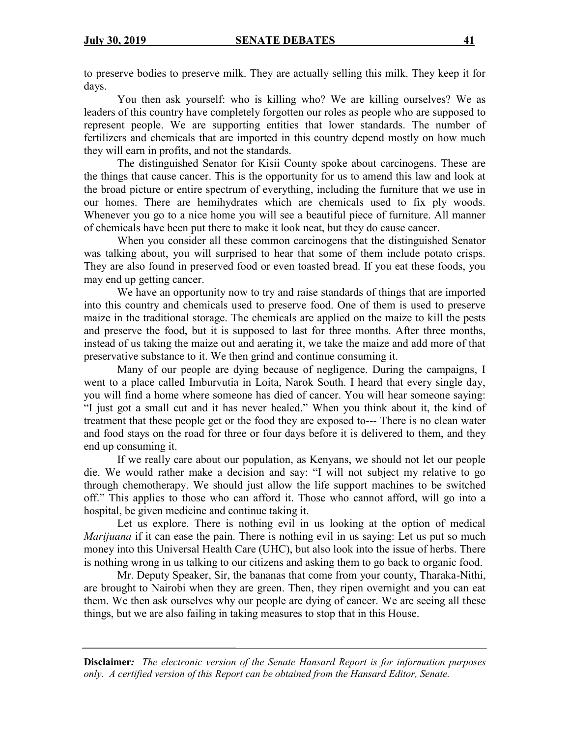to preserve bodies to preserve milk. They are actually selling this milk. They keep it for days.

You then ask yourself: who is killing who? We are killing ourselves? We as leaders of this country have completely forgotten our roles as people who are supposed to represent people. We are supporting entities that lower standards. The number of fertilizers and chemicals that are imported in this country depend mostly on how much they will earn in profits, and not the standards.

The distinguished Senator for Kisii County spoke about carcinogens. These are the things that cause cancer. This is the opportunity for us to amend this law and look at the broad picture or entire spectrum of everything, including the furniture that we use in our homes. There are hemihydrates which are chemicals used to fix ply woods. Whenever you go to a nice home you will see a beautiful piece of furniture. All manner of chemicals have been put there to make it look neat, but they do cause cancer.

When you consider all these common carcinogens that the distinguished Senator was talking about, you will surprised to hear that some of them include potato crisps. They are also found in preserved food or even toasted bread. If you eat these foods, you may end up getting cancer.

We have an opportunity now to try and raise standards of things that are imported into this country and chemicals used to preserve food. One of them is used to preserve maize in the traditional storage. The chemicals are applied on the maize to kill the pests and preserve the food, but it is supposed to last for three months. After three months, instead of us taking the maize out and aerating it, we take the maize and add more of that preservative substance to it. We then grind and continue consuming it.

Many of our people are dying because of negligence. During the campaigns, I went to a place called Imburvutia in Loita, Narok South. I heard that every single day, you will find a home where someone has died of cancer. You will hear someone saying: "I just got a small cut and it has never healed." When you think about it, the kind of treatment that these people get or the food they are exposed to--- There is no clean water and food stays on the road for three or four days before it is delivered to them, and they end up consuming it.

If we really care about our population, as Kenyans, we should not let our people die. We would rather make a decision and say: "I will not subject my relative to go through chemotherapy. We should just allow the life support machines to be switched off." This applies to those who can afford it. Those who cannot afford, will go into a hospital, be given medicine and continue taking it.

Let us explore. There is nothing evil in us looking at the option of medical *Marijuana* if it can ease the pain. There is nothing evil in us saying: Let us put so much money into this Universal Health Care (UHC), but also look into the issue of herbs. There is nothing wrong in us talking to our citizens and asking them to go back to organic food.

Mr. Deputy Speaker, Sir, the bananas that come from your county, Tharaka-Nithi, are brought to Nairobi when they are green. Then, they ripen overnight and you can eat them. We then ask ourselves why our people are dying of cancer. We are seeing all these things, but we are also failing in taking measures to stop that in this House.

**Disclaimer***:* *The electronic version of the Senate Hansard Report is for information purposes only. A certified version of this Report can be obtained from the Hansard Editor, Senate.*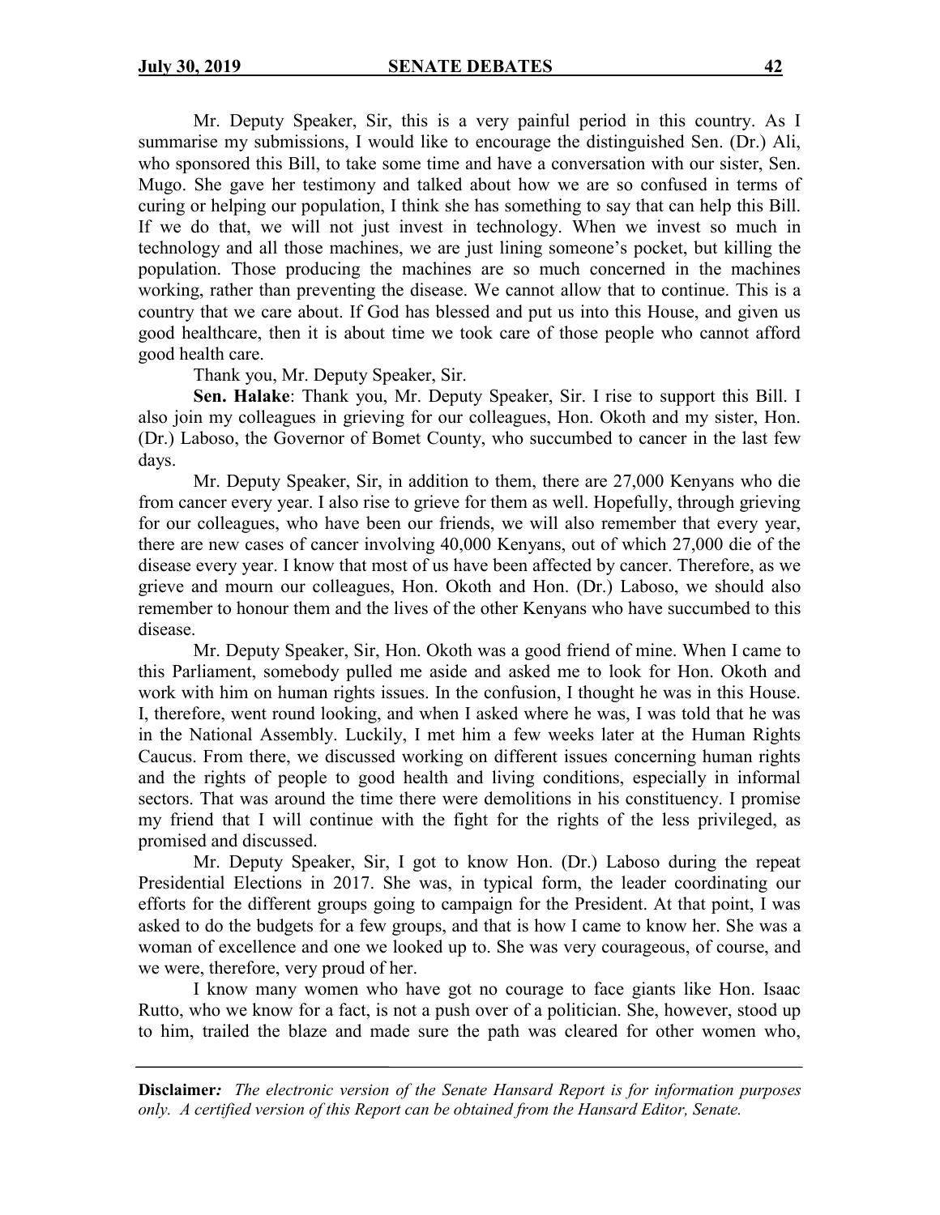Mr. Deputy Speaker, Sir, this is a very painful period in this country. As I summarise my submissions, I would like to encourage the distinguished Sen. (Dr.) Ali, who sponsored this Bill, to take some time and have a conversation with our sister, Sen. Mugo. She gave her testimony and talked about how we are so confused in terms of curing or helping our population, I think she has something to say that can help this Bill. If we do that, we will not just invest in technology. When we invest so much in technology and all those machines, we are just lining someone's pocket, but killing the population. Those producing the machines are so much concerned in the machines working, rather than preventing the disease. We cannot allow that to continue. This is a country that we care about. If God has blessed and put us into this House, and given us good healthcare, then it is about time we took care of those people who cannot afford good health care.

Thank you, Mr. Deputy Speaker, Sir.

**Sen. Halake**: Thank you, Mr. Deputy Speaker, Sir. I rise to support this Bill. I also join my colleagues in grieving for our colleagues, Hon. Okoth and my sister, Hon. (Dr.) Laboso, the Governor of Bomet County, who succumbed to cancer in the last few days.

Mr. Deputy Speaker, Sir, in addition to them, there are 27,000 Kenyans who die from cancer every year. I also rise to grieve for them as well. Hopefully, through grieving for our colleagues, who have been our friends, we will also remember that every year, there are new cases of cancer involving 40,000 Kenyans, out of which 27,000 die of the disease every year. I know that most of us have been affected by cancer. Therefore, as we grieve and mourn our colleagues, Hon. Okoth and Hon. (Dr.) Laboso, we should also remember to honour them and the lives of the other Kenyans who have succumbed to this disease.

Mr. Deputy Speaker, Sir, Hon. Okoth was a good friend of mine. When I came to this Parliament, somebody pulled me aside and asked me to look for Hon. Okoth and work with him on human rights issues. In the confusion, I thought he was in this House. I, therefore, went round looking, and when I asked where he was, I was told that he was in the National Assembly. Luckily, I met him a few weeks later at the Human Rights Caucus. From there, we discussed working on different issues concerning human rights and the rights of people to good health and living conditions, especially in informal sectors. That was around the time there were demolitions in his constituency. I promise my friend that I will continue with the fight for the rights of the less privileged, as promised and discussed.

Mr. Deputy Speaker, Sir, I got to know Hon. (Dr.) Laboso during the repeat Presidential Elections in 2017. She was, in typical form, the leader coordinating our efforts for the different groups going to campaign for the President. At that point, I was asked to do the budgets for a few groups, and that is how I came to know her. She was a woman of excellence and one we looked up to. She was very courageous, of course, and we were, therefore, very proud of her.

I know many women who have got no courage to face giants like Hon. Isaac Rutto, who we know for a fact, is not a push over of a politician. She, however, stood up to him, trailed the blaze and made sure the path was cleared for other women who,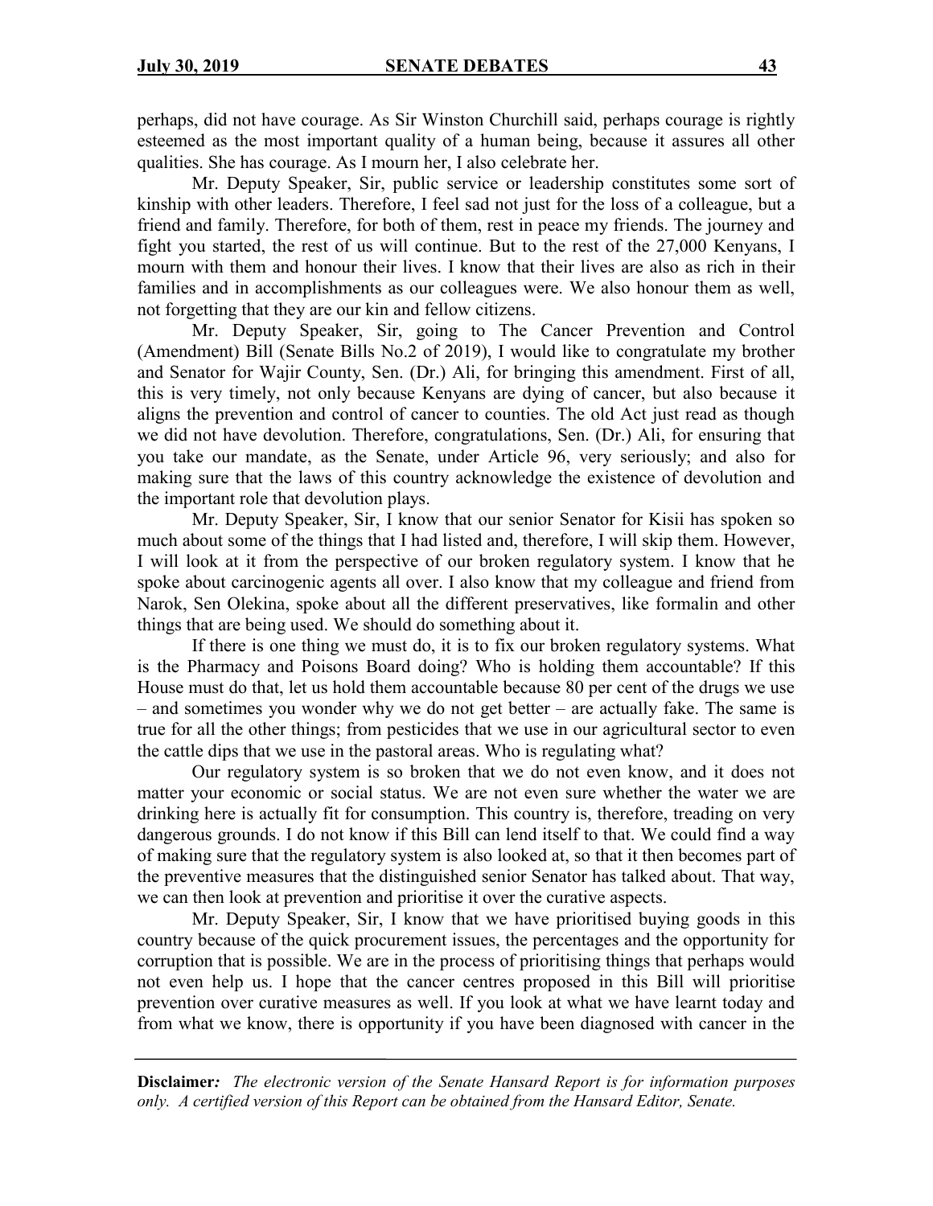perhaps, did not have courage. As Sir Winston Churchill said, perhaps courage is rightly esteemed as the most important quality of a human being, because it assures all other qualities. She has courage. As I mourn her, I also celebrate her.

Mr. Deputy Speaker, Sir, public service or leadership constitutes some sort of kinship with other leaders. Therefore, I feel sad not just for the loss of a colleague, but a friend and family. Therefore, for both of them, rest in peace my friends. The journey and fight you started, the rest of us will continue. But to the rest of the 27,000 Kenyans, I mourn with them and honour their lives. I know that their lives are also as rich in their families and in accomplishments as our colleagues were. We also honour them as well, not forgetting that they are our kin and fellow citizens.

Mr. Deputy Speaker, Sir, going to The Cancer Prevention and Control (Amendment) Bill (Senate Bills No.2 of 2019), I would like to congratulate my brother and Senator for Wajir County, Sen. (Dr.) Ali, for bringing this amendment. First of all, this is very timely, not only because Kenyans are dying of cancer, but also because it aligns the prevention and control of cancer to counties. The old Act just read as though we did not have devolution. Therefore, congratulations, Sen. (Dr.) Ali, for ensuring that you take our mandate, as the Senate, under Article 96, very seriously; and also for making sure that the laws of this country acknowledge the existence of devolution and the important role that devolution plays.

Mr. Deputy Speaker, Sir, I know that our senior Senator for Kisii has spoken so much about some of the things that I had listed and, therefore, I will skip them. However, I will look at it from the perspective of our broken regulatory system. I know that he spoke about carcinogenic agents all over. I also know that my colleague and friend from Narok, Sen Olekina, spoke about all the different preservatives, like formalin and other things that are being used. We should do something about it.

If there is one thing we must do, it is to fix our broken regulatory systems. What is the Pharmacy and Poisons Board doing? Who is holding them accountable? If this House must do that, let us hold them accountable because 80 per cent of the drugs we use – and sometimes you wonder why we do not get better – are actually fake. The same is true for all the other things; from pesticides that we use in our agricultural sector to even the cattle dips that we use in the pastoral areas. Who is regulating what?

Our regulatory system is so broken that we do not even know, and it does not matter your economic or social status. We are not even sure whether the water we are drinking here is actually fit for consumption. This country is, therefore, treading on very dangerous grounds. I do not know if this Bill can lend itself to that. We could find a way of making sure that the regulatory system is also looked at, so that it then becomes part of the preventive measures that the distinguished senior Senator has talked about. That way, we can then look at prevention and prioritise it over the curative aspects.

Mr. Deputy Speaker, Sir, I know that we have prioritised buying goods in this country because of the quick procurement issues, the percentages and the opportunity for corruption that is possible. We are in the process of prioritising things that perhaps would not even help us. I hope that the cancer centres proposed in this Bill will prioritise prevention over curative measures as well. If you look at what we have learnt today and from what we know, there is opportunity if you have been diagnosed with cancer in the

**Disclaimer***:* *The electronic version of the Senate Hansard Report is for information purposes only. A certified version of this Report can be obtained from the Hansard Editor, Senate.*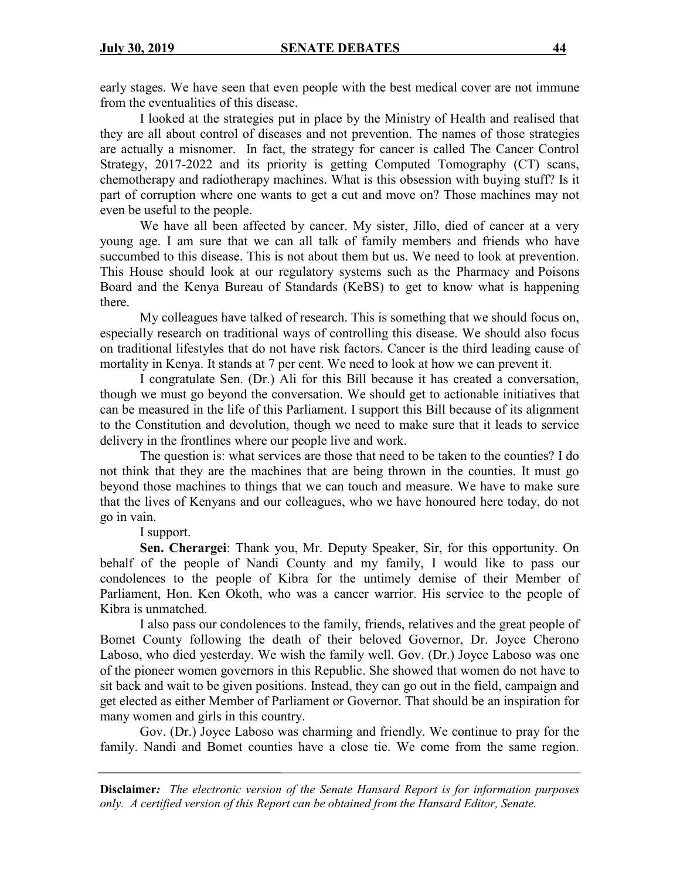early stages. We have seen that even people with the best medical cover are not immune from the eventualities of this disease.

I looked at the strategies put in place by the Ministry of Health and realised that they are all about control of diseases and not prevention. The names of those strategies are actually a misnomer. In fact, the strategy for cancer is called The Cancer Control Strategy, 2017-2022 and its priority is getting Computed Tomography (CT) scans, chemotherapy and radiotherapy machines. What is this obsession with buying stuff? Is it part of corruption where one wants to get a cut and move on? Those machines may not even be useful to the people.

We have all been affected by cancer. My sister, Jillo, died of cancer at a very young age. I am sure that we can all talk of family members and friends who have succumbed to this disease. This is not about them but us. We need to look at prevention. This House should look at our regulatory systems such as the Pharmacy and Poisons Board and the Kenya Bureau of Standards (KeBS) to get to know what is happening there.

My colleagues have talked of research. This is something that we should focus on, especially research on traditional ways of controlling this disease. We should also focus on traditional lifestyles that do not have risk factors. Cancer is the third leading cause of mortality in Kenya. It stands at 7 per cent. We need to look at how we can prevent it.

I congratulate Sen. (Dr.) Ali for this Bill because it has created a conversation, though we must go beyond the conversation. We should get to actionable initiatives that can be measured in the life of this Parliament. I support this Bill because of its alignment to the Constitution and devolution, though we need to make sure that it leads to service delivery in the frontlines where our people live and work.

The question is: what services are those that need to be taken to the counties? I do not think that they are the machines that are being thrown in the counties. It must go beyond those machines to things that we can touch and measure. We have to make sure that the lives of Kenyans and our colleagues, who we have honoured here today, do not go in vain.

I support.

**Sen. Cherargei**: Thank you, Mr. Deputy Speaker, Sir, for this opportunity. On behalf of the people of Nandi County and my family, I would like to pass our condolences to the people of Kibra for the untimely demise of their Member of Parliament, Hon. Ken Okoth, who was a cancer warrior. His service to the people of Kibra is unmatched.

I also pass our condolences to the family, friends, relatives and the great people of Bomet County following the death of their beloved Governor, Dr. Joyce Cherono Laboso, who died yesterday. We wish the family well. Gov. (Dr.) Joyce Laboso was one of the pioneer women governors in this Republic. She showed that women do not have to sit back and wait to be given positions. Instead, they can go out in the field, campaign and get elected as either Member of Parliament or Governor. That should be an inspiration for many women and girls in this country.

Gov. (Dr.) Joyce Laboso was charming and friendly. We continue to pray for the family. Nandi and Bomet counties have a close tie. We come from the same region.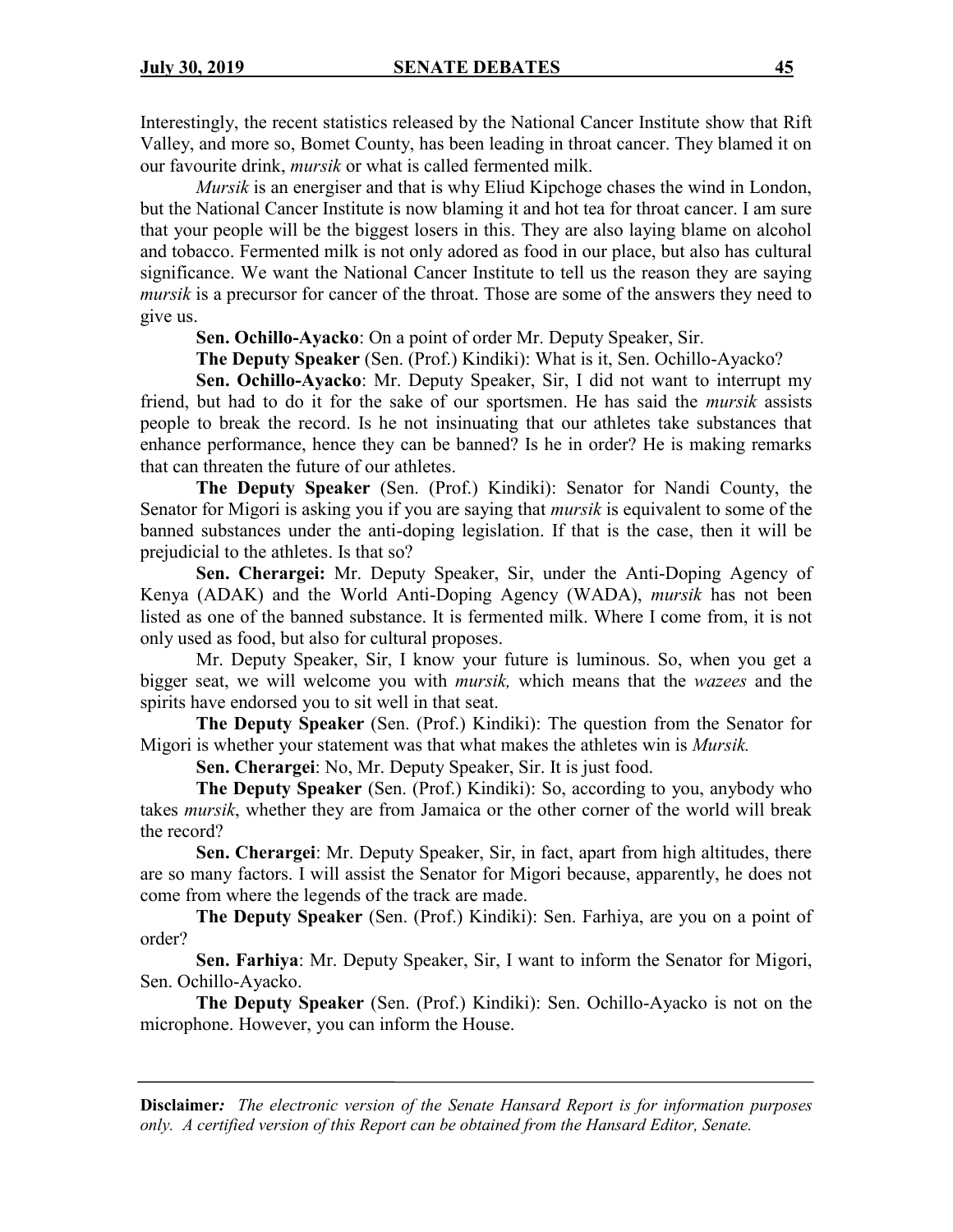Interestingly, the recent statistics released by the National Cancer Institute show that Rift Valley, and more so, Bomet County, has been leading in throat cancer. They blamed it on our favourite drink, *mursik* or what is called fermented milk.

*Mursik* is an energiser and that is why Eliud Kipchoge chases the wind in London, but the National Cancer Institute is now blaming it and hot tea for throat cancer. I am sure that your people will be the biggest losers in this. They are also laying blame on alcohol and tobacco. Fermented milk is not only adored as food in our place, but also has cultural significance. We want the National Cancer Institute to tell us the reason they are saying *mursik* is a precursor for cancer of the throat. Those are some of the answers they need to give us.

**Sen. Ochillo-Ayacko**: On a point of order Mr. Deputy Speaker, Sir.

**The Deputy Speaker** (Sen. (Prof.) Kindiki): What is it, Sen. Ochillo-Ayacko?

**Sen. Ochillo-Ayacko**: Mr. Deputy Speaker, Sir, I did not want to interrupt my friend, but had to do it for the sake of our sportsmen. He has said the *mursik* assists people to break the record. Is he not insinuating that our athletes take substances that enhance performance, hence they can be banned? Is he in order? He is making remarks that can threaten the future of our athletes.

**The Deputy Speaker** (Sen. (Prof.) Kindiki): Senator for Nandi County, the Senator for Migori is asking you if you are saying that *mursik* is equivalent to some of the banned substances under the anti-doping legislation. If that is the case, then it will be prejudicial to the athletes. Is that so?

**Sen. Cherargei:** Mr. Deputy Speaker, Sir, under the Anti-Doping Agency of Kenya (ADAK) and the World Anti-Doping Agency (WADA), *mursik* has not been listed as one of the banned substance. It is fermented milk. Where I come from, it is not only used as food, but also for cultural proposes.

Mr. Deputy Speaker, Sir, I know your future is luminous. So, when you get a bigger seat, we will welcome you with *mursik,* which means that the *wazees* and the spirits have endorsed you to sit well in that seat.

**The Deputy Speaker** (Sen. (Prof.) Kindiki): The question from the Senator for Migori is whether your statement was that what makes the athletes win is *Mursik.*

**Sen. Cherargei**: No, Mr. Deputy Speaker, Sir. It is just food.

**The Deputy Speaker** (Sen. (Prof.) Kindiki): So, according to you, anybody who takes *mursik*, whether they are from Jamaica or the other corner of the world will break the record?

**Sen. Cherargei**: Mr. Deputy Speaker, Sir, in fact, apart from high altitudes, there are so many factors. I will assist the Senator for Migori because, apparently, he does not come from where the legends of the track are made.

**The Deputy Speaker** (Sen. (Prof.) Kindiki): Sen. Farhiya, are you on a point of order?

**Sen. Farhiya**: Mr. Deputy Speaker, Sir, I want to inform the Senator for Migori, Sen. Ochillo-Ayacko.

**The Deputy Speaker** (Sen. (Prof.) Kindiki): Sen. Ochillo-Ayacko is not on the microphone. However, you can inform the House.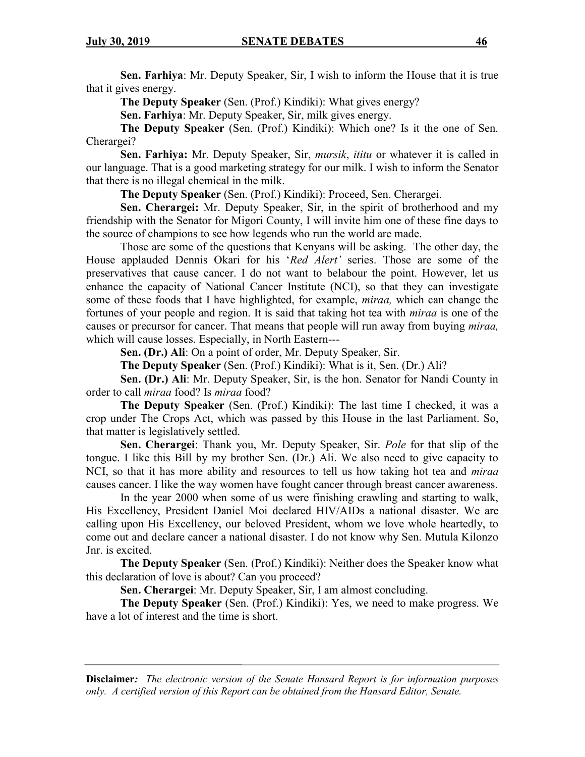**Sen. Farhiya**: Mr. Deputy Speaker, Sir, I wish to inform the House that it is true that it gives energy.

**The Deputy Speaker** (Sen. (Prof.) Kindiki): What gives energy?

**Sen. Farhiya**: Mr. Deputy Speaker, Sir, milk gives energy.

**The Deputy Speaker** (Sen. (Prof.) Kindiki): Which one? Is it the one of Sen. Cherargei?

**Sen. Farhiya:** Mr. Deputy Speaker, Sir, *mursik*, *ititu* or whatever it is called in our language. That is a good marketing strategy for our milk. I wish to inform the Senator that there is no illegal chemical in the milk.

**The Deputy Speaker** (Sen. (Prof.) Kindiki): Proceed, Sen. Cherargei.

**Sen. Cherargei:** Mr. Deputy Speaker, Sir, in the spirit of brotherhood and my friendship with the Senator for Migori County, I will invite him one of these fine days to the source of champions to see how legends who run the world are made.

Those are some of the questions that Kenyans will be asking. The other day, the House applauded Dennis Okari for his '*Red Alert'* series. Those are some of the preservatives that cause cancer. I do not want to belabour the point. However, let us enhance the capacity of National Cancer Institute (NCI), so that they can investigate some of these foods that I have highlighted, for example, *miraa,* which can change the fortunes of your people and region. It is said that taking hot tea with *miraa* is one of the causes or precursor for cancer. That means that people will run away from buying *miraa,* which will cause losses. Especially, in North Eastern---

**Sen. (Dr.) Ali**: On a point of order, Mr. Deputy Speaker, Sir.

**The Deputy Speaker** (Sen. (Prof.) Kindiki): What is it, Sen. (Dr.) Ali?

**Sen. (Dr.) Ali**: Mr. Deputy Speaker, Sir, is the hon. Senator for Nandi County in order to call *miraa* food? Is *miraa* food?

**The Deputy Speaker** (Sen. (Prof.) Kindiki): The last time I checked, it was a crop under The Crops Act, which was passed by this House in the last Parliament. So, that matter is legislatively settled.

**Sen. Cherargei**: Thank you, Mr. Deputy Speaker, Sir. *Pole* for that slip of the tongue. I like this Bill by my brother Sen. (Dr.) Ali. We also need to give capacity to NCI, so that it has more ability and resources to tell us how taking hot tea and *miraa* causes cancer. I like the way women have fought cancer through breast cancer awareness.

In the year 2000 when some of us were finishing crawling and starting to walk, His Excellency, President Daniel Moi declared HIV/AIDs a national disaster. We are calling upon His Excellency, our beloved President, whom we love whole heartedly, to come out and declare cancer a national disaster. I do not know why Sen. Mutula Kilonzo Jnr. is excited.

**The Deputy Speaker** (Sen. (Prof.) Kindiki): Neither does the Speaker know what this declaration of love is about? Can you proceed?

**Sen. Cherargei**: Mr. Deputy Speaker, Sir, I am almost concluding.

**The Deputy Speaker** (Sen. (Prof.) Kindiki): Yes, we need to make progress. We have a lot of interest and the time is short.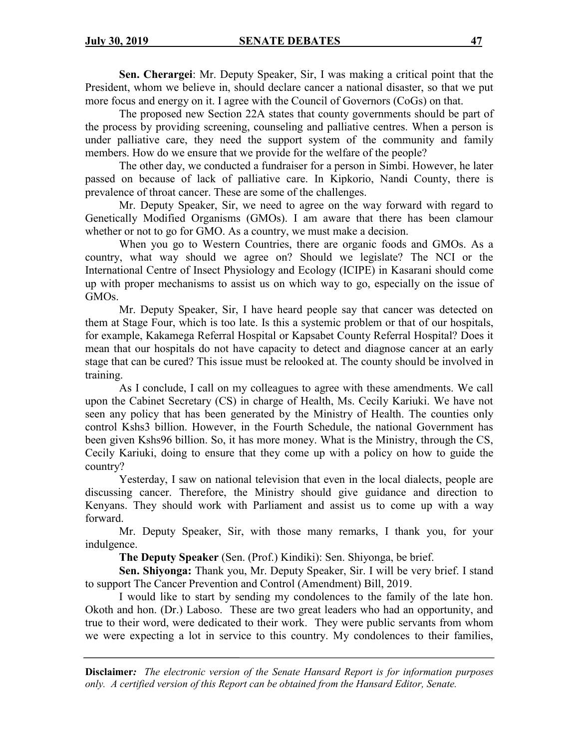**Sen. Cherargei**: Mr. Deputy Speaker, Sir, I was making a critical point that the President, whom we believe in, should declare cancer a national disaster, so that we put more focus and energy on it. I agree with the Council of Governors (CoGs) on that.

The proposed new Section 22A states that county governments should be part of the process by providing screening, counseling and palliative centres. When a person is under palliative care, they need the support system of the community and family members. How do we ensure that we provide for the welfare of the people?

The other day, we conducted a fundraiser for a person in Simbi. However, he later passed on because of lack of palliative care. In Kipkorio, Nandi County, there is prevalence of throat cancer. These are some of the challenges.

Mr. Deputy Speaker, Sir, we need to agree on the way forward with regard to Genetically Modified Organisms (GMOs). I am aware that there has been clamour whether or not to go for GMO. As a country, we must make a decision.

When you go to Western Countries, there are organic foods and GMOs. As a country, what way should we agree on? Should we legislate? The NCI or the International Centre of Insect Physiology and Ecology (ICIPE) in Kasarani should come up with proper mechanisms to assist us on which way to go, especially on the issue of GMOs.

Mr. Deputy Speaker, Sir, I have heard people say that cancer was detected on them at Stage Four, which is too late. Is this a systemic problem or that of our hospitals, for example, Kakamega Referral Hospital or Kapsabet County Referral Hospital? Does it mean that our hospitals do not have capacity to detect and diagnose cancer at an early stage that can be cured? This issue must be relooked at. The county should be involved in training.

As I conclude, I call on my colleagues to agree with these amendments. We call upon the Cabinet Secretary (CS) in charge of Health, Ms. Cecily Kariuki. We have not seen any policy that has been generated by the Ministry of Health. The counties only control Kshs3 billion. However, in the Fourth Schedule, the national Government has been given Kshs96 billion. So, it has more money. What is the Ministry, through the CS, Cecily Kariuki, doing to ensure that they come up with a policy on how to guide the country?

Yesterday, I saw on national television that even in the local dialects, people are discussing cancer. Therefore, the Ministry should give guidance and direction to Kenyans. They should work with Parliament and assist us to come up with a way forward.

Mr. Deputy Speaker, Sir, with those many remarks, I thank you, for your indulgence.

**The Deputy Speaker** (Sen. (Prof.) Kindiki): Sen. Shiyonga, be brief.

**Sen. Shiyonga:** Thank you, Mr. Deputy Speaker, Sir. I will be very brief. I stand to support The Cancer Prevention and Control (Amendment) Bill, 2019.

I would like to start by sending my condolences to the family of the late hon. Okoth and hon. (Dr.) Laboso. These are two great leaders who had an opportunity, and true to their word, were dedicated to their work. They were public servants from whom we were expecting a lot in service to this country. My condolences to their families,

**Disclaimer***:* *The electronic version of the Senate Hansard Report is for information purposes only. A certified version of this Report can be obtained from the Hansard Editor, Senate.*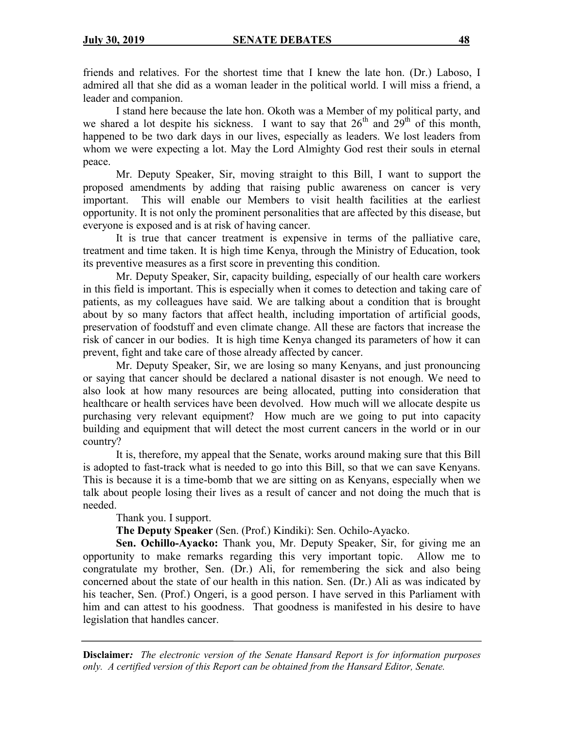friends and relatives. For the shortest time that I knew the late hon. (Dr.) Laboso, I admired all that she did as a woman leader in the political world. I will miss a friend, a leader and companion.

I stand here because the late hon. Okoth was a Member of my political party, and we shared a lot despite his sickness. I want to say that 26th and 29th of this month, happened to be two dark days in our lives, especially as leaders. We lost leaders from whom we were expecting a lot. May the Lord Almighty God rest their souls in eternal peace.

Mr. Deputy Speaker, Sir, moving straight to this Bill, I want to support the proposed amendments by adding that raising public awareness on cancer is very important. This will enable our Members to visit health facilities at the earliest opportunity. It is not only the prominent personalities that are affected by this disease, but everyone is exposed and is at risk of having cancer.

It is true that cancer treatment is expensive in terms of the palliative care, treatment and time taken. It is high time Kenya, through the Ministry of Education, took its preventive measures as a first score in preventing this condition.

Mr. Deputy Speaker, Sir, capacity building, especially of our health care workers in this field is important. This is especially when it comes to detection and taking care of patients, as my colleagues have said. We are talking about a condition that is brought about by so many factors that affect health, including importation of artificial goods, preservation of foodstuff and even climate change. All these are factors that increase the risk of cancer in our bodies. It is high time Kenya changed its parameters of how it can prevent, fight and take care of those already affected by cancer.

Mr. Deputy Speaker, Sir, we are losing so many Kenyans, and just pronouncing or saying that cancer should be declared a national disaster is not enough. We need to also look at how many resources are being allocated, putting into consideration that healthcare or health services have been devolved. How much will we allocate despite us purchasing very relevant equipment? How much are we going to put into capacity building and equipment that will detect the most current cancers in the world or in our country?

It is, therefore, my appeal that the Senate, works around making sure that this Bill is adopted to fast-track what is needed to go into this Bill, so that we can save Kenyans. This is because it is a time-bomb that we are sitting on as Kenyans, especially when we talk about people losing their lives as a result of cancer and not doing the much that is needed.

Thank you. I support.

**The Deputy Speaker** (Sen. (Prof.) Kindiki): Sen. Ochilo-Ayacko.

**Sen. Ochillo-Ayacko:** Thank you, Mr. Deputy Speaker, Sir, for giving me an opportunity to make remarks regarding this very important topic. Allow me to congratulate my brother, Sen. (Dr.) Ali, for remembering the sick and also being concerned about the state of our health in this nation. Sen. (Dr.) Ali as was indicated by his teacher, Sen. (Prof.) Ongeri, is a good person. I have served in this Parliament with him and can attest to his goodness. That goodness is manifested in his desire to have legislation that handles cancer.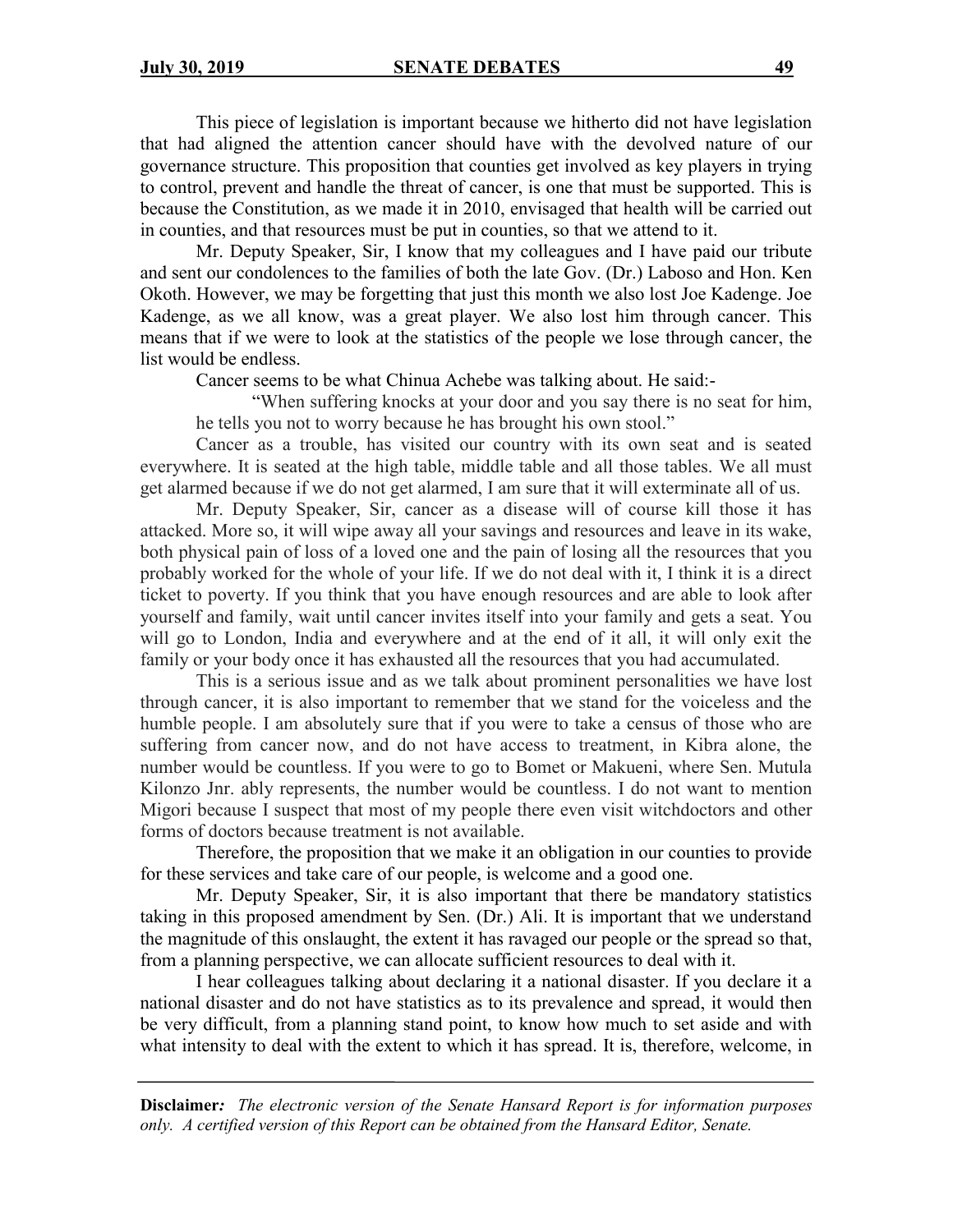This piece of legislation is important because we hitherto did not have legislation that had aligned the attention cancer should have with the devolved nature of our governance structure. This proposition that counties get involved as key players in trying to control, prevent and handle the threat of cancer, is one that must be supported. This is because the Constitution, as we made it in 2010, envisaged that health will be carried out in counties, and that resources must be put in counties, so that we attend to it.

Mr. Deputy Speaker, Sir, I know that my colleagues and I have paid our tribute and sent our condolences to the families of both the late Gov. (Dr.) Laboso and Hon. Ken Okoth. However, we may be forgetting that just this month we also lost Joe Kadenge. Joe Kadenge, as we all know, was a great player. We also lost him through cancer. This means that if we were to look at the statistics of the people we lose through cancer, the list would be endless.

Cancer seems to be what Chinua Achebe was talking about. He said:-

> "When suffering knocks at your door and you say there is no seat for him, he tells you not to worry because he has brought his own stool."

Cancer as a trouble, has visited our country with its own seat and is seated everywhere. It is seated at the high table, middle table and all those tables. We all must get alarmed because if we do not get alarmed, I am sure that it will exterminate all of us.

Mr. Deputy Speaker, Sir, cancer as a disease will of course kill those it has attacked. More so, it will wipe away all your savings and resources and leave in its wake, both physical pain of loss of a loved one and the pain of losing all the resources that you probably worked for the whole of your life. If we do not deal with it, I think it is a direct ticket to poverty. If you think that you have enough resources and are able to look after yourself and family, wait until cancer invites itself into your family and gets a seat. You will go to London, India and everywhere and at the end of it all, it will only exit the family or your body once it has exhausted all the resources that you had accumulated.

This is a serious issue and as we talk about prominent personalities we have lost through cancer, it is also important to remember that we stand for the voiceless and the humble people. I am absolutely sure that if you were to take a census of those who are suffering from cancer now, and do not have access to treatment, in Kibra alone, the number would be countless. If you were to go to Bomet or Makueni, where Sen. Mutula Kilonzo Jnr. ably represents, the number would be countless. I do not want to mention Migori because I suspect that most of my people there even visit witchdoctors and other forms of doctors because treatment is not available.

Therefore, the proposition that we make it an obligation in our counties to provide for these services and take care of our people, is welcome and a good one.

Mr. Deputy Speaker, Sir, it is also important that there be mandatory statistics taking in this proposed amendment by Sen. (Dr.) Ali. It is important that we understand the magnitude of this onslaught, the extent it has ravaged our people or the spread so that, from a planning perspective, we can allocate sufficient resources to deal with it.

I hear colleagues talking about declaring it a national disaster. If you declare it a national disaster and do not have statistics as to its prevalence and spread, it would then be very difficult, from a planning stand point, to know how much to set aside and with what intensity to deal with the extent to which it has spread. It is, therefore, welcome, in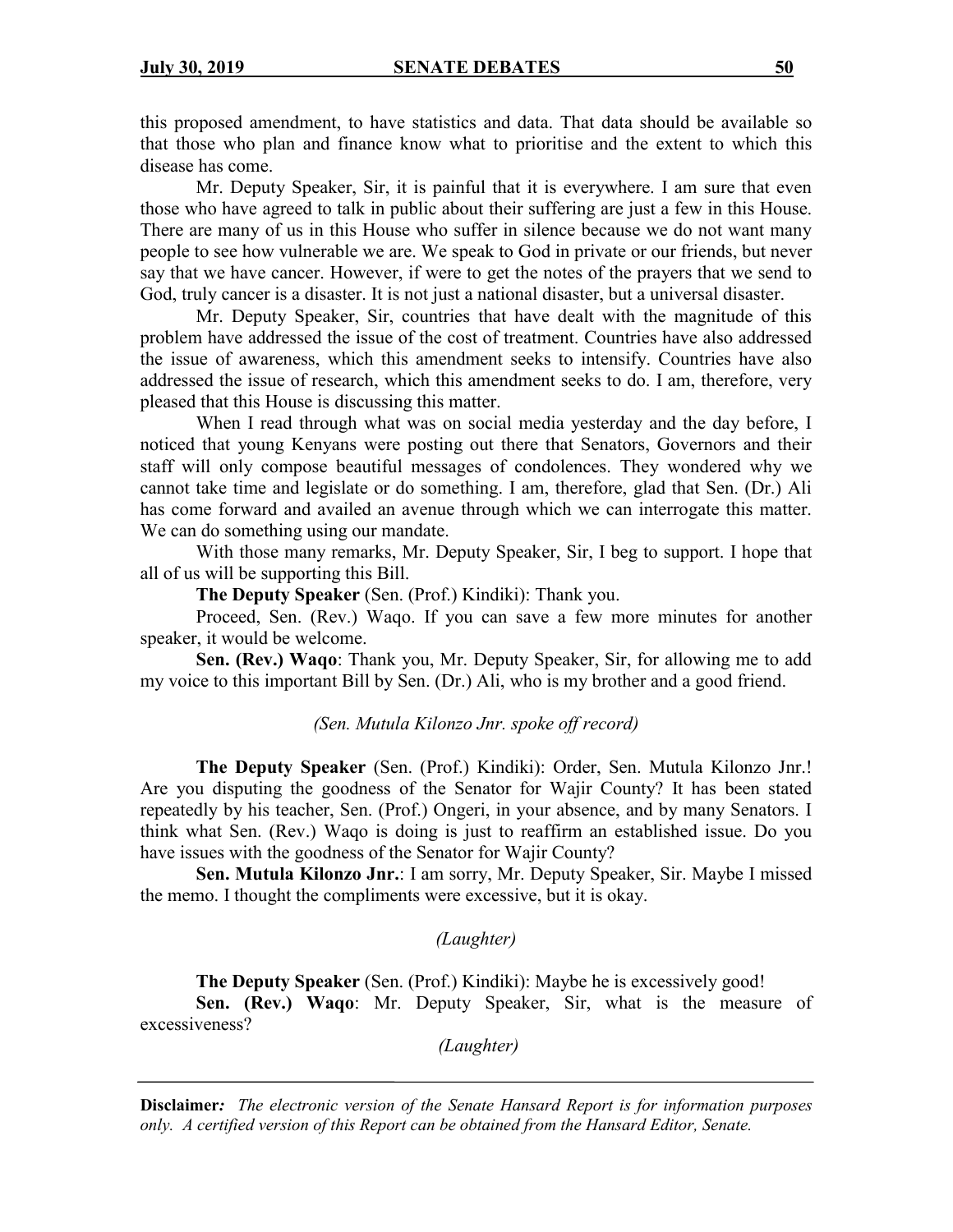this proposed amendment, to have statistics and data. That data should be available so that those who plan and finance know what to prioritise and the extent to which this disease has come.

Mr. Deputy Speaker, Sir, it is painful that it is everywhere. I am sure that even those who have agreed to talk in public about their suffering are just a few in this House. There are many of us in this House who suffer in silence because we do not want many people to see how vulnerable we are. We speak to God in private or our friends, but never say that we have cancer. However, if were to get the notes of the prayers that we send to God, truly cancer is a disaster. It is not just a national disaster, but a universal disaster.

Mr. Deputy Speaker, Sir, countries that have dealt with the magnitude of this problem have addressed the issue of the cost of treatment. Countries have also addressed the issue of awareness, which this amendment seeks to intensify. Countries have also addressed the issue of research, which this amendment seeks to do. I am, therefore, very pleased that this House is discussing this matter.

When I read through what was on social media yesterday and the day before, I noticed that young Kenyans were posting out there that Senators, Governors and their staff will only compose beautiful messages of condolences. They wondered why we cannot take time and legislate or do something. I am, therefore, glad that Sen. (Dr.) Ali has come forward and availed an avenue through which we can interrogate this matter. We can do something using our mandate.

With those many remarks, Mr. Deputy Speaker, Sir, I beg to support. I hope that all of us will be supporting this Bill.

**The Deputy Speaker** (Sen. (Prof.) Kindiki): Thank you.

Proceed, Sen. (Rev.) Waqo. If you can save a few more minutes for another speaker, it would be welcome.

**Sen. (Rev.) Waqo**: Thank you, Mr. Deputy Speaker, Sir, for allowing me to add my voice to this important Bill by Sen. (Dr.) Ali, who is my brother and a good friend.

*(Sen. Mutula Kilonzo Jnr. spoke off record)*

**The Deputy Speaker** (Sen. (Prof.) Kindiki): Order, Sen. Mutula Kilonzo Jnr.! Are you disputing the goodness of the Senator for Wajir County? It has been stated repeatedly by his teacher, Sen. (Prof.) Ongeri, in your absence, and by many Senators. I think what Sen. (Rev.) Waqo is doing is just to reaffirm an established issue. Do you have issues with the goodness of the Senator for Wajir County?

**Sen. Mutula Kilonzo Jnr.**: I am sorry, Mr. Deputy Speaker, Sir. Maybe I missed the memo. I thought the compliments were excessive, but it is okay.

*(Laughter)*

**The Deputy Speaker** (Sen. (Prof.) Kindiki): Maybe he is excessively good!

**Sen. (Rev.) Waqo**: Mr. Deputy Speaker, Sir, what is the measure of excessiveness?

*(Laughter)*

**Disclaimer***: The electronic version of the Senate Hansard Report is for information purposes only. A certified version of this Report can be obtained from the Hansard Editor, Senate.*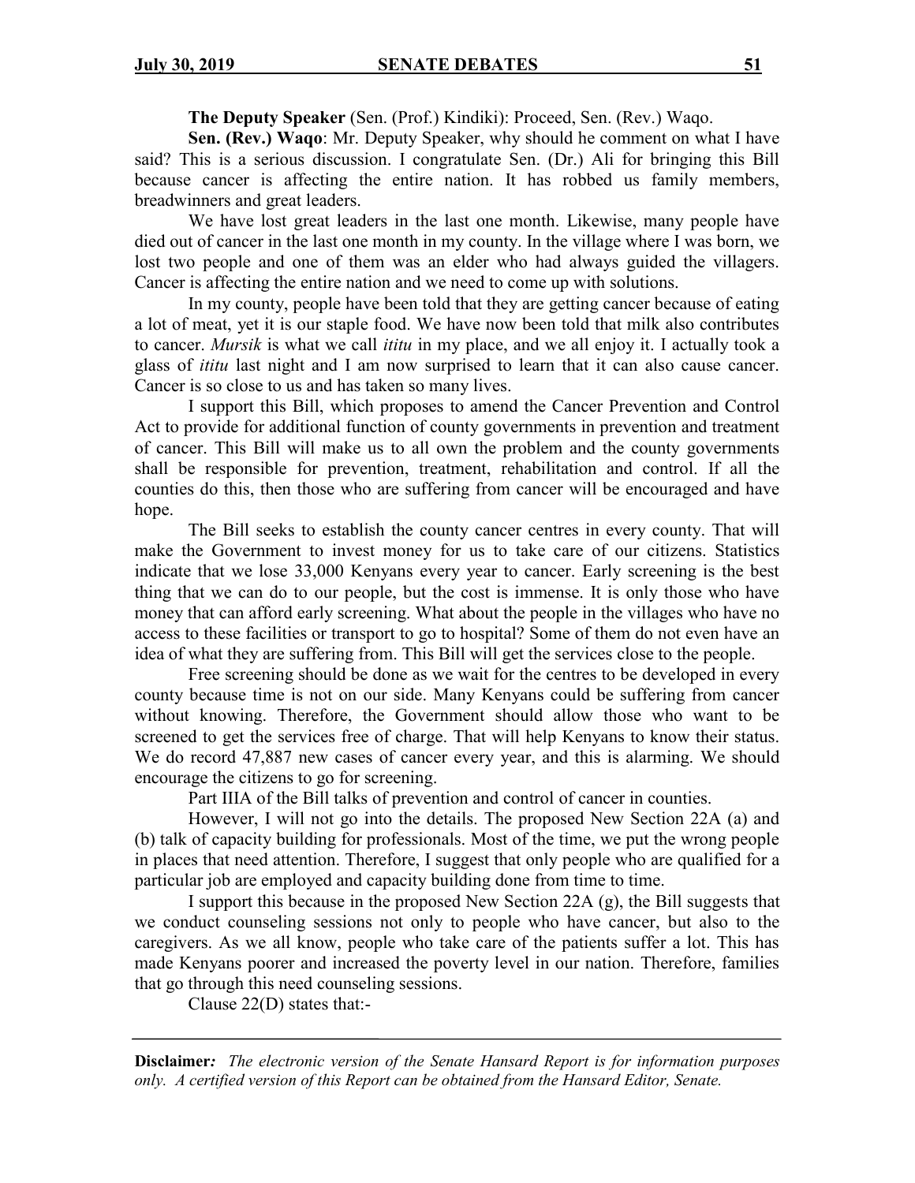**The Deputy Speaker** (Sen. (Prof.) Kindiki): Proceed, Sen. (Rev.) Waqo.

**Sen. (Rev.) Waqo**: Mr. Deputy Speaker, why should he comment on what I have said? This is a serious discussion. I congratulate Sen. (Dr.) Ali for bringing this Bill because cancer is affecting the entire nation. It has robbed us family members, breadwinners and great leaders.

We have lost great leaders in the last one month. Likewise, many people have died out of cancer in the last one month in my county. In the village where I was born, we lost two people and one of them was an elder who had always guided the villagers. Cancer is affecting the entire nation and we need to come up with solutions.

In my county, people have been told that they are getting cancer because of eating a lot of meat, yet it is our staple food. We have now been told that milk also contributes to cancer. *Mursik* is what we call *ititu* in my place, and we all enjoy it. I actually took a glass of *ititu* last night and I am now surprised to learn that it can also cause cancer. Cancer is so close to us and has taken so many lives.

I support this Bill, which proposes to amend the Cancer Prevention and Control Act to provide for additional function of county governments in prevention and treatment of cancer. This Bill will make us to all own the problem and the county governments shall be responsible for prevention, treatment, rehabilitation and control. If all the counties do this, then those who are suffering from cancer will be encouraged and have hope.

The Bill seeks to establish the county cancer centres in every county. That will make the Government to invest money for us to take care of our citizens. Statistics indicate that we lose 33,000 Kenyans every year to cancer. Early screening is the best thing that we can do to our people, but the cost is immense. It is only those who have money that can afford early screening. What about the people in the villages who have no access to these facilities or transport to go to hospital? Some of them do not even have an idea of what they are suffering from. This Bill will get the services close to the people.

Free screening should be done as we wait for the centres to be developed in every county because time is not on our side. Many Kenyans could be suffering from cancer without knowing. Therefore, the Government should allow those who want to be screened to get the services free of charge. That will help Kenyans to know their status. We do record 47,887 new cases of cancer every year, and this is alarming. We should encourage the citizens to go for screening.

Part IIIA of the Bill talks of prevention and control of cancer in counties.

However, I will not go into the details. The proposed New Section 22A (a) and (b) talk of capacity building for professionals. Most of the time, we put the wrong people in places that need attention. Therefore, I suggest that only people who are qualified for a particular job are employed and capacity building done from time to time.

I support this because in the proposed New Section 22A (g), the Bill suggests that we conduct counseling sessions not only to people who have cancer, but also to the caregivers. As we all know, people who take care of the patients suffer a lot. This has made Kenyans poorer and increased the poverty level in our nation. Therefore, families that go through this need counseling sessions.

Clause 22(D) states that:-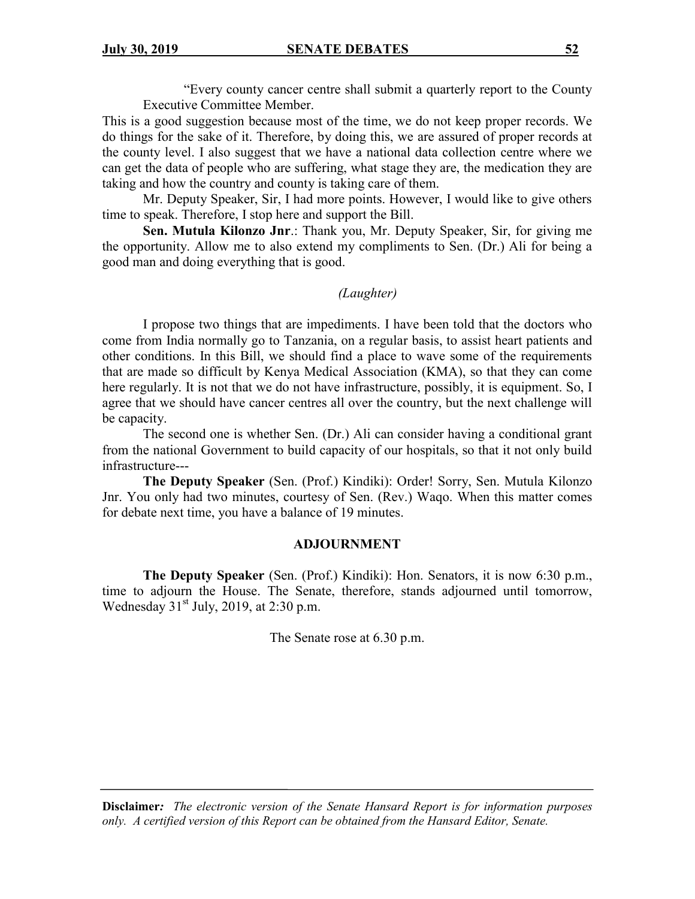"Every county cancer centre shall submit a quarterly report to the County Executive Committee Member.

This is a good suggestion because most of the time, we do not keep proper records. We do things for the sake of it. Therefore, by doing this, we are assured of proper records at the county level. I also suggest that we have a national data collection centre where we can get the data of people who are suffering, what stage they are, the medication they are taking and how the country and county is taking care of them.

Mr. Deputy Speaker, Sir, I had more points. However, I would like to give others time to speak. Therefore, I stop here and support the Bill.

**Sen. Mutula Kilonzo Jnr**.: Thank you, Mr. Deputy Speaker, Sir, for giving me the opportunity. Allow me to also extend my compliments to Sen. (Dr.) Ali for being a good man and doing everything that is good.

*(Laughter)*

I propose two things that are impediments. I have been told that the doctors who come from India normally go to Tanzania, on a regular basis, to assist heart patients and other conditions. In this Bill, we should find a place to wave some of the requirements that are made so difficult by Kenya Medical Association (KMA), so that they can come here regularly. It is not that we do not have infrastructure, possibly, it is equipment. So, I agree that we should have cancer centres all over the country, but the next challenge will be capacity.

The second one is whether Sen. (Dr.) Ali can consider having a conditional grant from the national Government to build capacity of our hospitals, so that it not only build infrastructure---

**The Deputy Speaker** (Sen. (Prof.) Kindiki): Order! Sorry, Sen. Mutula Kilonzo Jnr. You only had two minutes, courtesy of Sen. (Rev.) Waqo. When this matter comes for debate next time, you have a balance of 19 minutes.

## ADJOURNMENT

**The Deputy Speaker** (Sen. (Prof.) Kindiki): Hon. Senators, it is now 6:30 p.m., time to adjourn the House. The Senate, therefore, stands adjourned until tomorrow, Wednesday 31st July, 2019, at 2:30 p.m.

The Senate rose at 6.30 p.m.

**Disclaimer***:* *The electronic version of the Senate Hansard Report is for information purposes only. A certified version of this Report can be obtained from the Hansard Editor, Senate.*